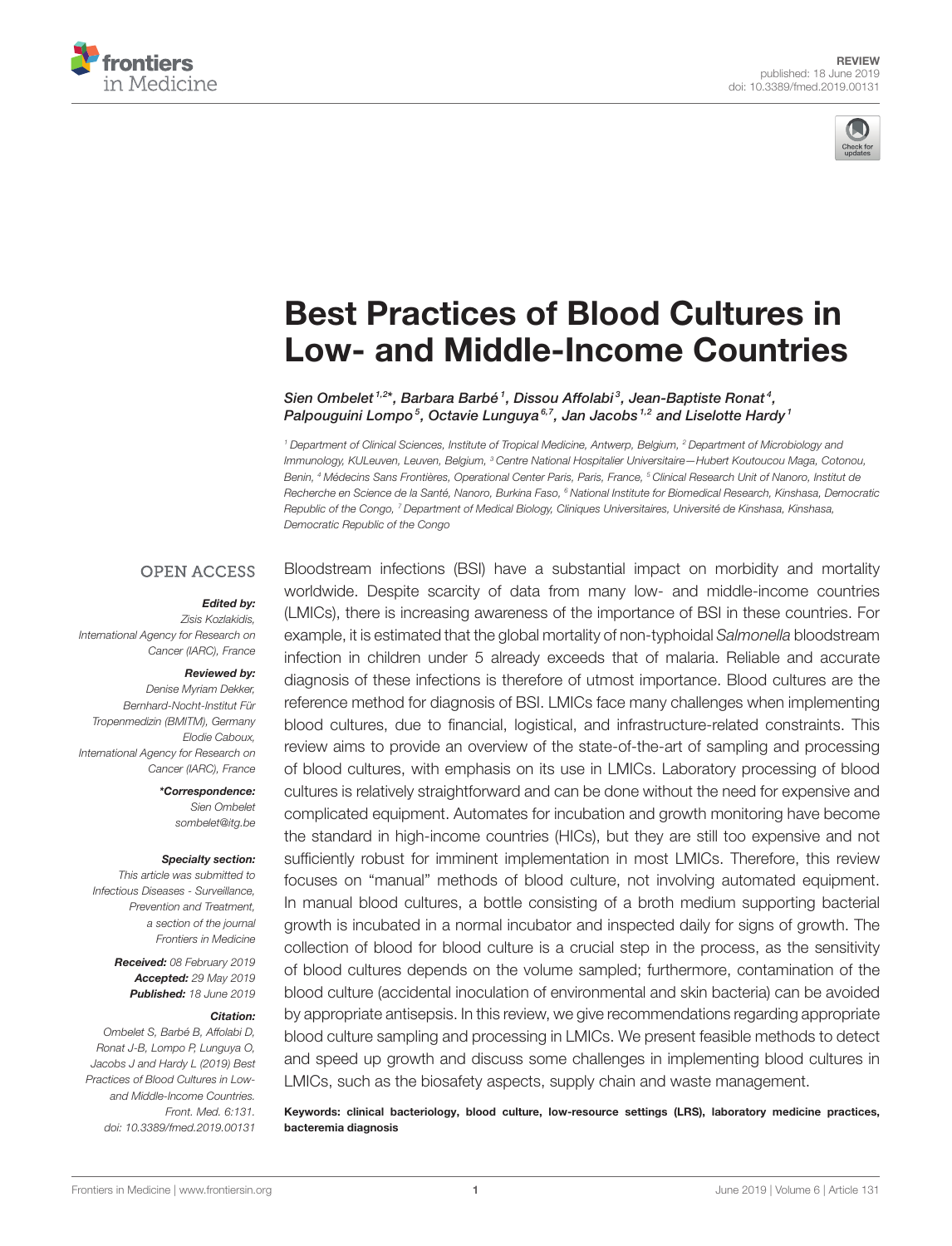REVIEW
published: 18 June 2019
doi: 10.3389/fmed.2019.00131

# Best Practices of Blood Cultures in Low- and Middle-Income Countries

*Sien Ombelet[1,2]\*, Barbara Barbé[1], Dissou Affolabi[3], Jean-Baptiste Ronat[4], Palpouguini Lompo[5], Octavie Lunguya[6,7], Jan Jacobs[1,2] and Liselotte Hardy[1]*

[1] Department of Clinical Sciences, Institute of Tropical Medicine, Antwerp, Belgium, [2] Department of Microbiology and Immunology, KULeuven, Leuven, Belgium, [3] Centre National Hospitalier Universitaire—Hubert Koutoucou Maga, Cotonou, Benin, [4] Médecins Sans Frontières, Operational Center Paris, Paris, France, [5] Clinical Research Unit of Nanoro, Institut de Recherche en Science de la Santé, Nanoro, Burkina Faso, [6] National Institute for Biomedical Research, Kinshasa, Democratic Republic of the Congo, [7] Department of Medical Biology, Cliniques Universitaires, Université de Kinshasa, Kinshasa, Democratic Republic of the Congo

OPEN ACCESS

**Edited by:**
Zisis Kozlakidis,
International Agency for Research on Cancer (IARC), France

**Reviewed by:**
Denise Myriam Dekker,
Bernhard-Nocht-Institut Für Tropenmedizin (BMITM), Germany
Elodie Caboux,
International Agency for Research on Cancer (IARC), France

**\*Correspondence:**
Sien Ombelet
sombelet@itg.be

**Specialty section:**
This article was submitted to Infectious Diseases - Surveillance, Prevention and Treatment, a section of the journal Frontiers in Medicine

**Received:** 08 February 2019
**Accepted:** 29 May 2019
**Published:** 18 June 2019

**Citation:**
Ombelet S, Barbé B, Affolabi D, Ronat J-B, Lompo P, Lunguya O, Jacobs J and Hardy L (2019) Best Practices of Blood Cultures in Low- and Middle-Income Countries. Front. Med. 6:131. doi: 10.3389/fmed.2019.00131

Bloodstream infections (BSI) have a substantial impact on morbidity and mortality worldwide. Despite scarcity of data from many low- and middle-income countries (LMICs), there is increasing awareness of the importance of BSI in these countries. For example, it is estimated that the global mortality of non-typhoidal *Salmonella* bloodstream infection in children under 5 already exceeds that of malaria. Reliable and accurate diagnosis of these infections is therefore of utmost importance. Blood cultures are the reference method for diagnosis of BSI. LMICs face many challenges when implementing blood cultures, due to financial, logistical, and infrastructure-related constraints. This review aims to provide an overview of the state-of-the-art of sampling and processing of blood cultures, with emphasis on its use in LMICs. Laboratory processing of blood cultures is relatively straightforward and can be done without the need for expensive and complicated equipment. Automates for incubation and growth monitoring have become the standard in high-income countries (HICs), but they are still too expensive and not sufficiently robust for imminent implementation in most LMICs. Therefore, this review focuses on "manual" methods of blood culture, not involving automated equipment. In manual blood cultures, a bottle consisting of a broth medium supporting bacterial growth is incubated in a normal incubator and inspected daily for signs of growth. The collection of blood for blood culture is a crucial step in the process, as the sensitivity of blood cultures depends on the volume sampled; furthermore, contamination of the blood culture (accidental inoculation of environmental and skin bacteria) can be avoided by appropriate antisepsis. In this review, we give recommendations regarding appropriate blood culture sampling and processing in LMICs. We present feasible methods to detect and speed up growth and discuss some challenges in implementing blood cultures in LMICs, such as the biosafety aspects, supply chain and waste management.

**Keywords: clinical bacteriology, blood culture, low-resource settings (LRS), laboratory medicine practices, bacteremia diagnosis**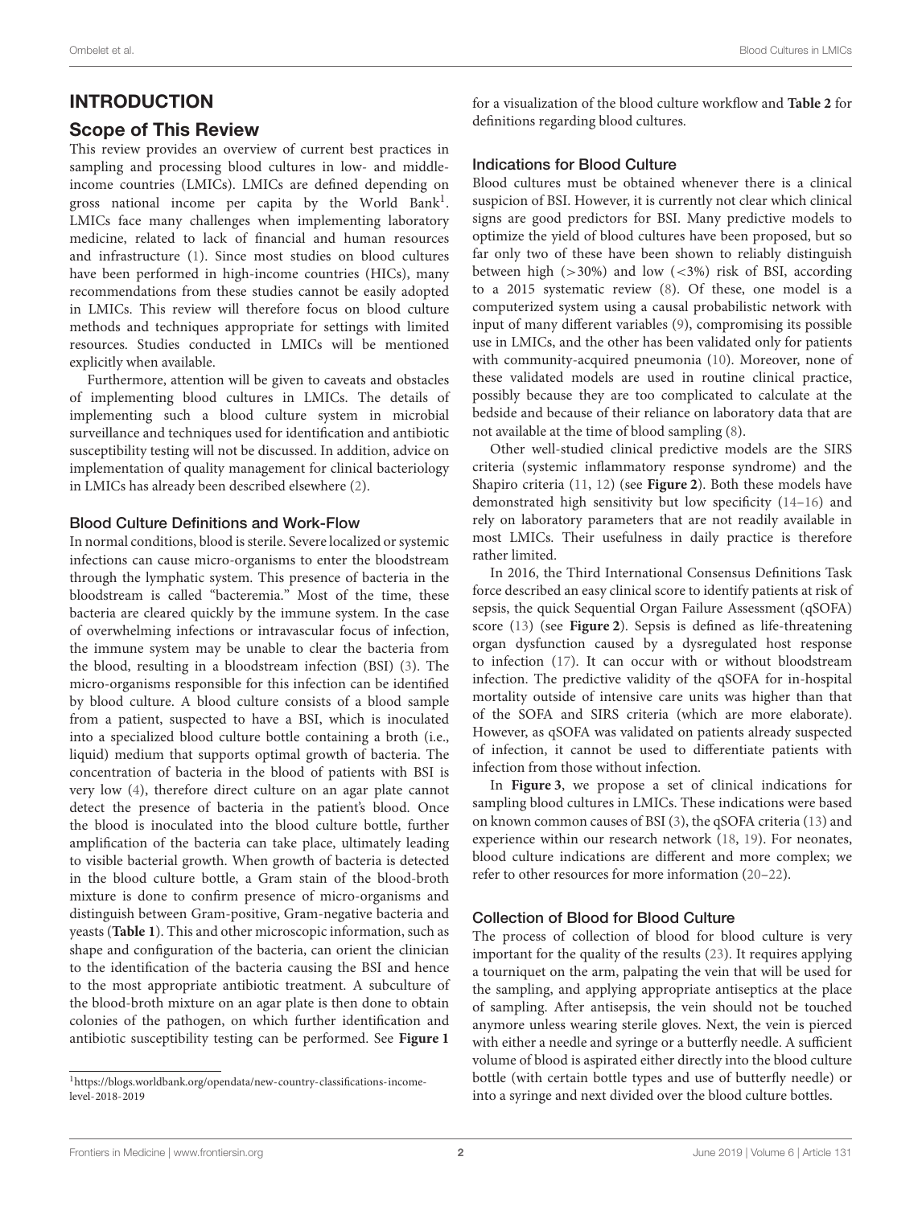## INTRODUCTION

### Scope of This Review

This review provides an overview of current best practices in sampling and processing blood cultures in low- and middle-income countries (LMICs). LMICs are defined depending on gross national income per capita by the World Bank[1]. LMICs face many challenges when implementing laboratory medicine, related to lack of financial and human resources and infrastructure (1). Since most studies on blood cultures have been performed in high-income countries (HICs), many recommendations from these studies cannot be easily adopted in LMICs. This review will therefore focus on blood culture methods and techniques appropriate for settings with limited resources. Studies conducted in LMICs will be mentioned explicitly when available.

Furthermore, attention will be given to caveats and obstacles of implementing blood cultures in LMICs. The details of implementing such a blood culture system in microbial surveillance and techniques used for identification and antibiotic susceptibility testing will not be discussed. In addition, advice on implementation of quality management for clinical bacteriology in LMICs has already been described elsewhere (2).

#### Blood Culture Definitions and Work-Flow

In normal conditions, blood is sterile. Severe localized or systemic infections can cause micro-organisms to enter the bloodstream through the lymphatic system. This presence of bacteria in the bloodstream is called "bacteremia." Most of the time, these bacteria are cleared quickly by the immune system. In the case of overwhelming infections or intravascular focus of infection, the immune system may be unable to clear the bacteria from the blood, resulting in a bloodstream infection (BSI) (3). The micro-organisms responsible for this infection can be identified by blood culture. A blood culture consists of a blood sample from a patient, suspected to have a BSI, which is inoculated into a specialized blood culture bottle containing a broth (i.e., liquid) medium that supports optimal growth of bacteria. The concentration of bacteria in the blood of patients with BSI is very low (4), therefore direct culture on an agar plate cannot detect the presence of bacteria in the patient's blood. Once the blood is inoculated into the blood culture bottle, further amplification of the bacteria can take place, ultimately leading to visible bacterial growth. When growth of bacteria is detected in the blood culture bottle, a Gram stain of the blood-broth mixture is done to confirm presence of micro-organisms and distinguish between Gram-positive, Gram-negative bacteria and yeasts (**Table 1**). This and other microscopic information, such as shape and configuration of the bacteria, can orient the clinician to the identification of the bacteria causing the BSI and hence to the most appropriate antibiotic treatment. A subculture of the blood-broth mixture on an agar plate is then done to obtain colonies of the pathogen, on which further identification and antibiotic susceptibility testing can be performed. See **Figure 1** for a visualization of the blood culture workflow and **Table 2** for definitions regarding blood cultures.

#### Indications for Blood Culture

Blood cultures must be obtained whenever there is a clinical suspicion of BSI. However, it is currently not clear which clinical signs are good predictors for BSI. Many predictive models to optimize the yield of blood cultures have been proposed, but so far only two of these have been shown to reliably distinguish between high (>30%) and low (<3%) risk of BSI, according to a 2015 systematic review (8). Of these, one model is a computerized system using a causal probabilistic network with input of many different variables (9), compromising its possible use in LMICs, and the other has been validated only for patients with community-acquired pneumonia (10). Moreover, none of these validated models are used in routine clinical practice, possibly because they are too complicated to calculate at the bedside and because of their reliance on laboratory data that are not available at the time of blood sampling (8).

Other well-studied clinical predictive models are the SIRS criteria (systemic inflammatory response syndrome) and the Shapiro criteria (11, 12) (see **Figure 2**). Both these models have demonstrated high sensitivity but low specificity (14–16) and rely on laboratory parameters that are not readily available in most LMICs. Their usefulness in daily practice is therefore rather limited.

In 2016, the Third International Consensus Definitions Task force described an easy clinical score to identify patients at risk of sepsis, the quick Sequential Organ Failure Assessment (qSOFA) score (13) (see **Figure 2**). Sepsis is defined as life-threatening organ dysfunction caused by a dysregulated host response to infection (17). It can occur with or without bloodstream infection. The predictive validity of the qSOFA for in-hospital mortality outside of intensive care units was higher than that of the SOFA and SIRS criteria (which are more elaborate). However, as qSOFA was validated on patients already suspected of infection, it cannot be used to differentiate patients with infection from those without infection.

In **Figure 3**, we propose a set of clinical indications for sampling blood cultures in LMICs. These indications were based on known common causes of BSI (3), the qSOFA criteria (13) and experience within our research network (18, 19). For neonates, blood culture indications are different and more complex; we refer to other resources for more information (20–22).

#### Collection of Blood for Blood Culture

The process of collection of blood for blood culture is very important for the quality of the results (23). It requires applying a tourniquet on the arm, palpating the vein that will be used for the sampling, and applying appropriate antiseptics at the place of sampling. After antisepsis, the vein should not be touched anymore unless wearing sterile gloves. Next, the vein is pierced with either a needle and syringe or a butterfly needle. A sufficient volume of blood is aspirated either directly into the blood culture bottle (with certain bottle types and use of butterfly needle) or into a syringe and next divided over the blood culture bottles.

[1] https://blogs.worldbank.org/opendata/new-country-classifications-income-level-2018-2019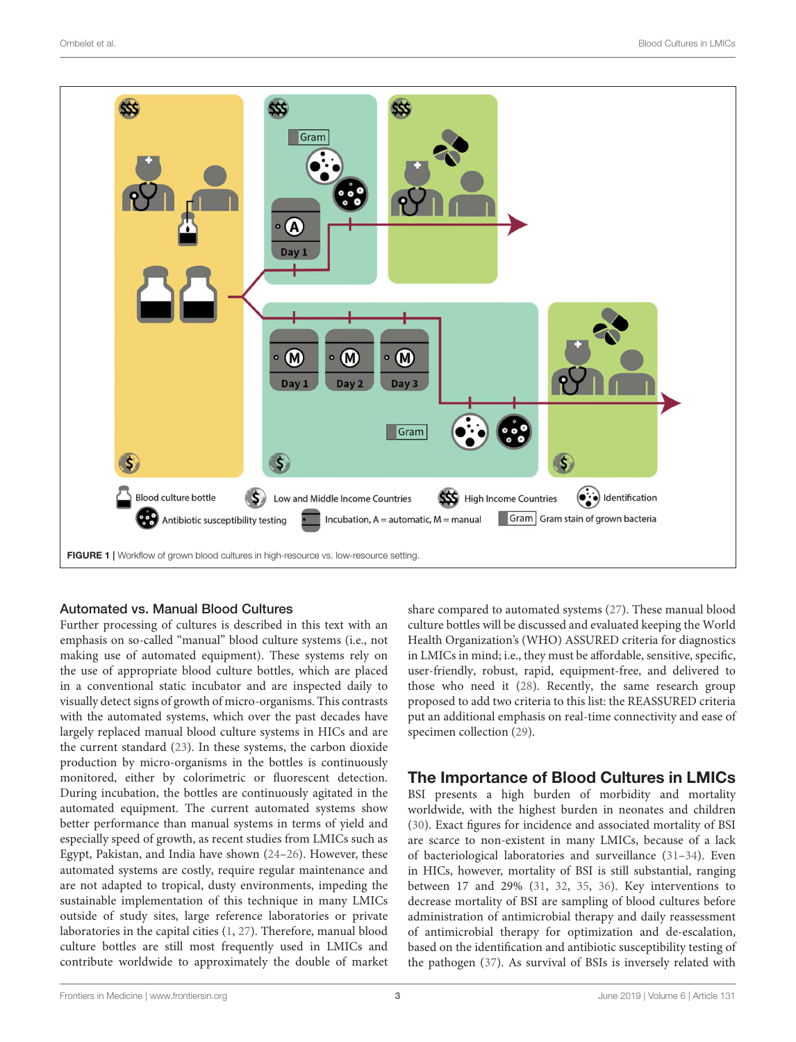**FIGURE 1** | Workflow of grown blood cultures in high-resource vs. low-resource setting.

## Automated vs. Manual Blood Cultures

Further processing of cultures is described in this text with an emphasis on so-called "manual" blood culture systems (i.e., not making use of automated equipment). These systems rely on the use of appropriate blood culture bottles, which are placed in a conventional static incubator and are inspected daily to visually detect signs of growth of micro-organisms. This contrasts with the automated systems, which over the past decades have largely replaced manual blood culture systems in HICs and are the current standard (23). In these systems, the carbon dioxide production by micro-organisms in the bottles is continuously monitored, either by colorimetric or fluorescent detection. During incubation, the bottles are continuously agitated in the automated equipment. The current automated systems show better performance than manual systems in terms of yield and especially speed of growth, as recent studies from LMICs such as Egypt, Pakistan, and India have shown (24–26). However, these automated systems are costly, require regular maintenance and are not adapted to tropical, dusty environments, impeding the sustainable implementation of this technique in many LMICs outside of study sites, large reference laboratories or private laboratories in the capital cities (1, 27). Therefore, manual blood culture bottles are still most frequently used in LMICs and contribute worldwide to approximately the double of market share compared to automated systems (27). These manual blood culture bottles will be discussed and evaluated keeping the World Health Organization's (WHO) ASSURED criteria for diagnostics in LMICs in mind; i.e., they must be affordable, sensitive, specific, user-friendly, robust, rapid, equipment-free, and delivered to those who need it (28). Recently, the same research group proposed to add two criteria to this list: the REASSURED criteria put an additional emphasis on real-time connectivity and ease of specimen collection (29).

## The Importance of Blood Cultures in LMICs

BSI presents a high burden of morbidity and mortality worldwide, with the highest burden in neonates and children (30). Exact figures for incidence and associated mortality of BSI are scarce to non-existent in many LMICs, because of a lack of bacteriological laboratories and surveillance (31–34). Even in HICs, however, mortality of BSI is still substantial, ranging between 17 and 29% (31, 32, 35, 36). Key interventions to decrease mortality of BSI are sampling of blood cultures before administration of antimicrobial therapy and daily reassessment of antimicrobial therapy for optimization and de-escalation, based on the identification and antibiotic susceptibility testing of the pathogen (37). As survival of BSIs is inversely related with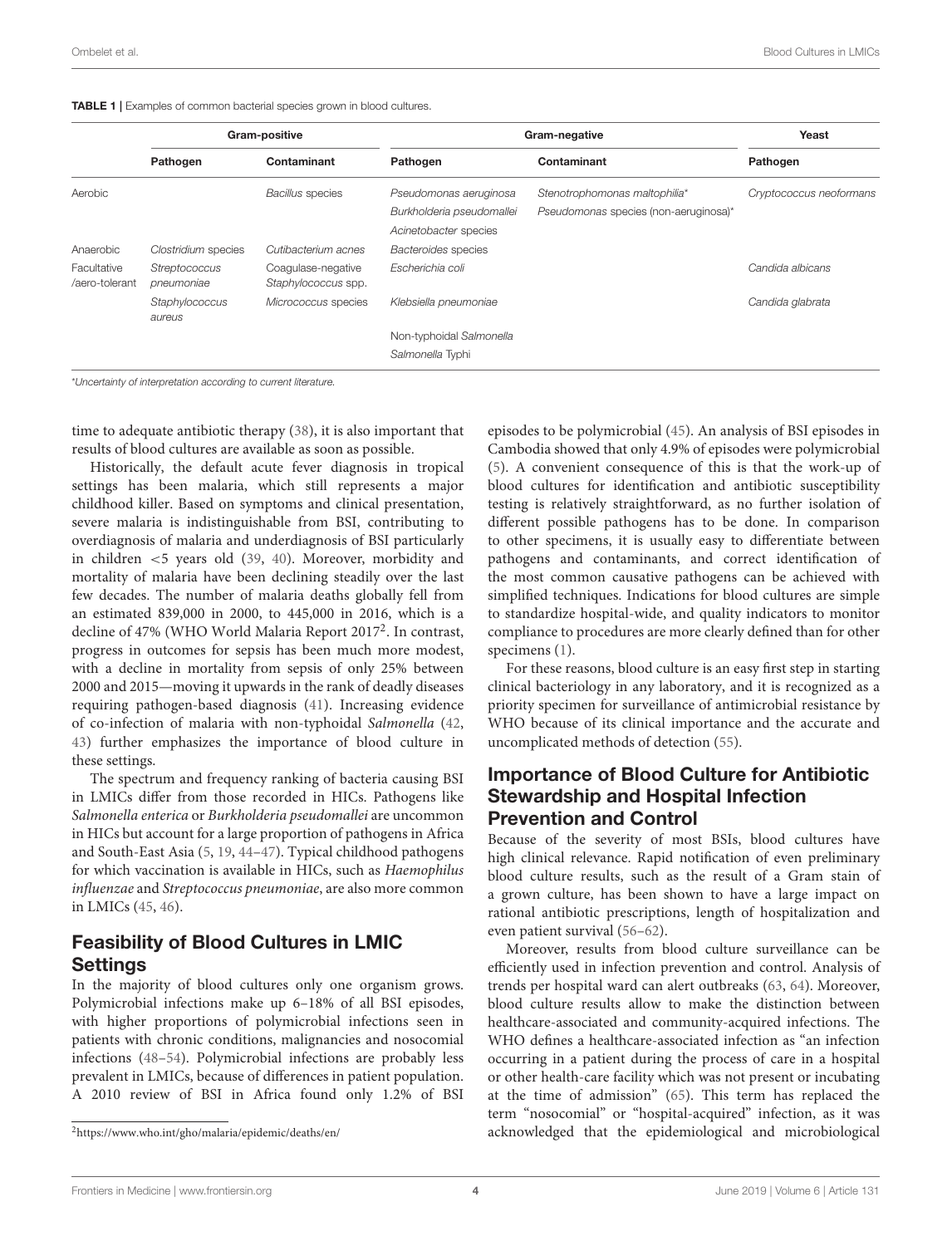**TABLE 1 |** Examples of common bacterial species grown in blood cultures.

| | Gram-positive | | Gram-negative | | Yeast |
|---|---|---|---|---|---|
| | **Pathogen** | **Contaminant** | **Pathogen** | **Contaminant** | **Pathogen** |
| Aerobic | | *Bacillus* species | *Pseudomonas aeruginosa* | *Stenotrophomonas maltophilia** | *Cryptococcus neoformans* |
| | | | *Burkholderia pseudomallei* | *Pseudomonas* species (non-aeruginosa)* | |
| | | | *Acinetobacter* species | | |
| Anaerobic | *Clostridium* species | *Cutibacterium acnes* | *Bacteroides* species | | |
| Facultative /aero-tolerant | *Streptococcus pneumoniae* | Coagulase-negative *Staphylococcus* spp. | *Escherichia coli* | | *Candida albicans* |
| | *Staphylococcus aureus* | *Micrococcus* species | *Klebsiella pneumoniae* | | *Candida glabrata* |
| | | | Non-typhoidal *Salmonella* | | |
| | | | *Salmonella* Typhi | | |

*Uncertainty of interpretation according to current literature.

time to adequate antibiotic therapy (38), it is also important that results of blood cultures are available as soon as possible.

Historically, the default acute fever diagnosis in tropical settings has been malaria, which still represents a major childhood killer. Based on symptoms and clinical presentation, severe malaria is indistinguishable from BSI, contributing to overdiagnosis of malaria and underdiagnosis of BSI particularly in children <5 years old (39, 40). Moreover, morbidity and mortality of malaria have been declining steadily over the last few decades. The number of malaria deaths globally fell from an estimated 839,000 in 2000, to 445,000 in 2016, which is a decline of 47% (WHO World Malaria Report 2017[2]. In contrast, progress in outcomes for sepsis has been much more modest, with a decline in mortality from sepsis of only 25% between 2000 and 2015—moving it upwards in the rank of deadly diseases requiring pathogen-based diagnosis (41). Increasing evidence of co-infection of malaria with non-typhoidal *Salmonella* (42, 43) further emphasizes the importance of blood culture in these settings.

The spectrum and frequency ranking of bacteria causing BSI in LMICs differ from those recorded in HICs. Pathogens like *Salmonella enterica* or *Burkholderia pseudomallei* are uncommon in HICs but account for a large proportion of pathogens in Africa and South-East Asia (5, 19, 44–47). Typical childhood pathogens for which vaccination is available in HICs, such as *Haemophilus influenzae* and *Streptococcus pneumoniae*, are also more common in LMICs (45, 46).

## Feasibility of Blood Cultures in LMIC Settings

In the majority of blood cultures only one organism grows. Polymicrobial infections make up 6–18% of all BSI episodes, with higher proportions of polymicrobial infections seen in patients with chronic conditions, malignancies and nosocomial infections (48–54). Polymicrobial infections are probably less prevalent in LMICs, because of differences in patient population. A 2010 review of BSI in Africa found only 1.2% of BSI episodes to be polymicrobial (45). An analysis of BSI episodes in Cambodia showed that only 4.9% of episodes were polymicrobial (5). A convenient consequence of this is that the work-up of blood cultures for identification and antibiotic susceptibility testing is relatively straightforward, as no further isolation of different possible pathogens has to be done. In comparison to other specimens, it is usually easy to differentiate between pathogens and contaminants, and correct identification of the most common causative pathogens can be achieved with simplified techniques. Indications for blood cultures are simple to standardize hospital-wide, and quality indicators to monitor compliance to procedures are more clearly defined than for other specimens (1).

For these reasons, blood culture is an easy first step in starting clinical bacteriology in any laboratory, and it is recognized as a priority specimen for surveillance of antimicrobial resistance by WHO because of its clinical importance and the accurate and uncomplicated methods of detection (55).

## Importance of Blood Culture for Antibiotic Stewardship and Hospital Infection Prevention and Control

Because of the severity of most BSIs, blood cultures have high clinical relevance. Rapid notification of even preliminary blood culture results, such as the result of a Gram stain of a grown culture, has been shown to have a large impact on rational antibiotic prescriptions, length of hospitalization and even patient survival (56–62).

Moreover, results from blood culture surveillance can be efficiently used in infection prevention and control. Analysis of trends per hospital ward can alert outbreaks (63, 64). Moreover, blood culture results allow to make the distinction between healthcare-associated and community-acquired infections. The WHO defines a healthcare-associated infection as "an infection occurring in a patient during the process of care in a hospital or other health-care facility which was not present or incubating at the time of admission" (65). This term has replaced the term "nosocomial" or "hospital-acquired" infection, as it was acknowledged that the epidemiological and microbiological

[2]https://www.who.int/gho/malaria/epidemic/deaths/en/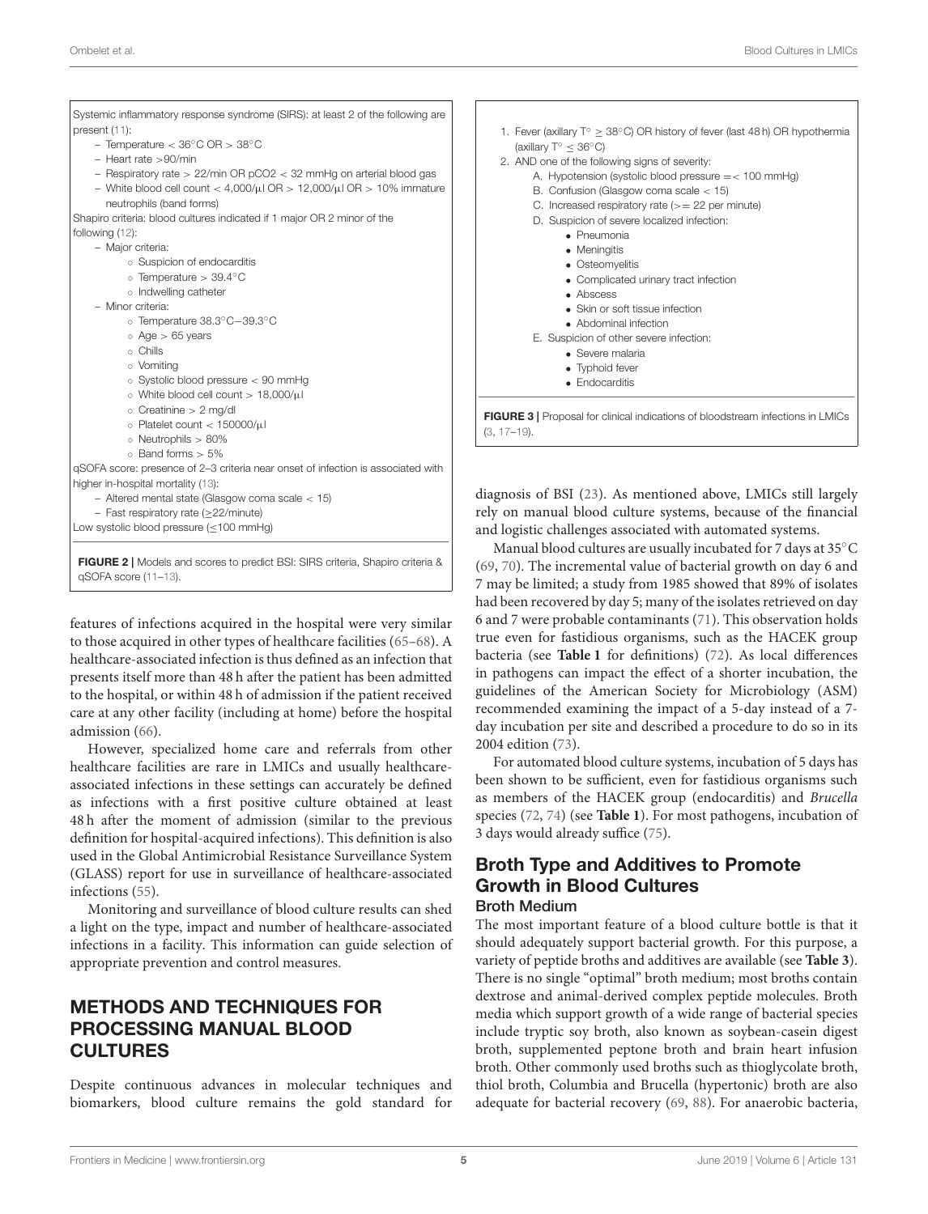Systemic inflammatory response syndrome (SIRS): at least 2 of the following are present (11):

- Temperature < 36°C OR > 38°C
- Heart rate >90/min
- Respiratory rate > 22/min OR pCO2 < 32 mmHg on arterial blood gas
- White blood cell count < 4,000/μl OR > 12,000/μl OR > 10% immature neutrophils (band forms)

Shapiro criteria: blood cultures indicated if 1 major OR 2 minor of the following (12):

- Major criteria:
  - Suspicion of endocarditis
  - Temperature > 39.4°C
  - Indwelling catheter
- Minor criteria:
  - Temperature 38.3°C−39.3°C
  - Age > 65 years
  - Chills
  - Vomiting
  - Systolic blood pressure < 90 mmHg
  - White blood cell count > 18,000/μl
  - Creatinine > 2 mg/dl
  - Platelet count < 150000/μl
  - Neutrophils > 80%
  - Band forms > 5%

qSOFA score: presence of 2–3 criteria near onset of infection is associated with higher in-hospital mortality (13):

- Altered mental state (Glasgow coma scale < 15)
- Fast respiratory rate (≥22/minute)

Low systolic blood pressure (≤100 mmHg)

**FIGURE 2 |** Models and scores to predict BSI: SIRS criteria, Shapiro criteria & qSOFA score (11–13).

1. Fever (axillary T° ≥ 38°C) OR history of fever (last 48 h) OR hypothermia (axillary T° ≤ 36°C)
2. AND one of the following signs of severity:
   - A. Hypotension (systolic blood pressure =< 100 mmHg)
   - B. Confusion (Glasgow coma scale < 15)
   - C. Increased respiratory rate (>= 22 per minute)
   - D. Suspicion of severe localized infection:
     - Pneumonia
     - Meningitis
     - Osteomyelitis
     - Complicated urinary tract infection
     - Abscess
     - Skin or soft tissue infection
     - Abdominal infection
   - E. Suspicion of other severe infection:
     - Severe malaria
     - Typhoid fever
     - Endocarditis

**FIGURE 3 |** Proposal for clinical indications of bloodstream infections in LMICs (3, 17–19).

features of infections acquired in the hospital were very similar to those acquired in other types of healthcare facilities (65–68). A healthcare-associated infection is thus defined as an infection that presents itself more than 48 h after the patient has been admitted to the hospital, or within 48 h of admission if the patient received care at any other facility (including at home) before the hospital admission (66).

However, specialized home care and referrals from other healthcare facilities are rare in LMICs and usually healthcare-associated infections in these settings can accurately be defined as infections with a first positive culture obtained at least 48 h after the moment of admission (similar to the previous definition for hospital-acquired infections). This definition is also used in the Global Antimicrobial Resistance Surveillance System (GLASS) report for use in surveillance of healthcare-associated infections (55).

Monitoring and surveillance of blood culture results can shed a light on the type, impact and number of healthcare-associated infections in a facility. This information can guide selection of appropriate prevention and control measures.

## METHODS AND TECHNIQUES FOR PROCESSING MANUAL BLOOD CULTURES

Despite continuous advances in molecular techniques and biomarkers, blood culture remains the gold standard for diagnosis of BSI (23). As mentioned above, LMICs still largely rely on manual blood culture systems, because of the financial and logistic challenges associated with automated systems.

Manual blood cultures are usually incubated for 7 days at 35°C (69, 70). The incremental value of bacterial growth on day 6 and 7 may be limited; a study from 1985 showed that 89% of isolates had been recovered by day 5; many of the isolates retrieved on day 6 and 7 were probable contaminants (71). This observation holds true even for fastidious organisms, such as the HACEK group bacteria (see **Table 1** for definitions) (72). As local differences in pathogens can impact the effect of a shorter incubation, the guidelines of the American Society for Microbiology (ASM) recommended examining the impact of a 5-day instead of a 7-day incubation per site and described a procedure to do so in its 2004 edition (73).

For automated blood culture systems, incubation of 5 days has been shown to be sufficient, even for fastidious organisms such as members of the HACEK group (endocarditis) and *Brucella* species (72, 74) (see **Table 1**). For most pathogens, incubation of 3 days would already suffice (75).

## Broth Type and Additives to Promote Growth in Blood Cultures

### Broth Medium

The most important feature of a blood culture bottle is that it should adequately support bacterial growth. For this purpose, a variety of peptide broths and additives are available (see **Table 3**). There is no single "optimal" broth medium; most broths contain dextrose and animal-derived complex peptide molecules. Broth media which support growth of a wide range of bacterial species include tryptic soy broth, also known as soybean-casein digest broth, supplemented peptone broth and brain heart infusion broth. Other commonly used broths such as thioglycolate broth, thiol broth, Columbia and Brucella (hypertonic) broth are also adequate for bacterial recovery (69, 88). For anaerobic bacteria,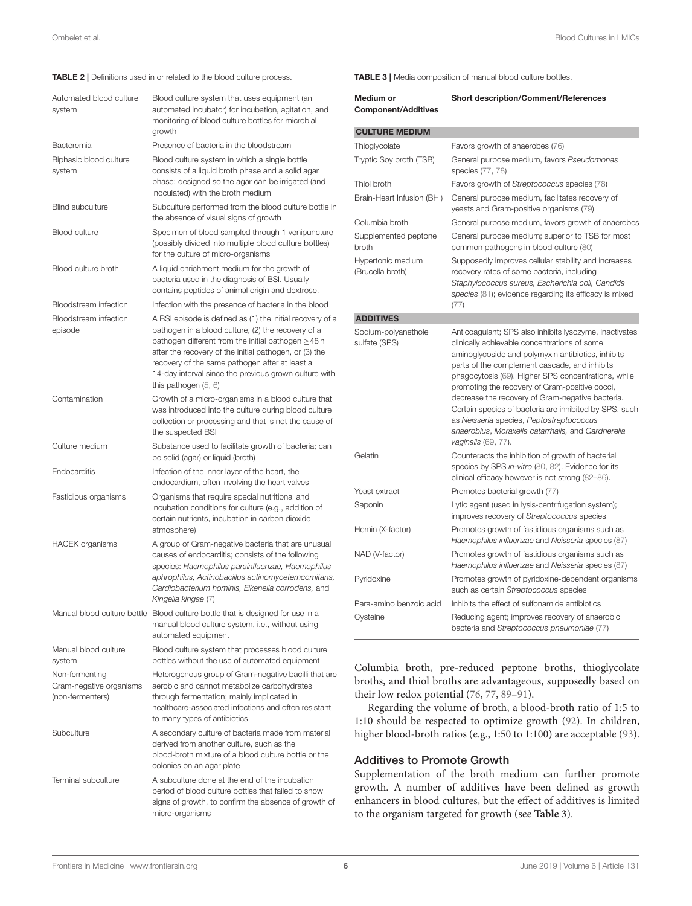**TABLE 2 |** Definitions used in or related to the blood culture process.

| | |
|---|---|
| Automated blood culture system | Blood culture system that uses equipment (an automated incubator) for incubation, agitation, and monitoring of blood culture bottles for microbial growth |
| Bacteremia | Presence of bacteria in the bloodstream |
| Biphasic blood culture system | Blood culture system in which a single bottle consists of a liquid broth phase and a solid agar phase; designed so the agar can be irrigated (and inoculated) with the broth medium |
| Blind subculture | Subculture performed from the blood culture bottle in the absence of visual signs of growth |
| Blood culture | Specimen of blood sampled through 1 venipuncture (possibly divided into multiple blood culture bottles) for the culture of micro-organisms |
| Blood culture broth | A liquid enrichment medium for the growth of bacteria used in the diagnosis of BSI. Usually contains peptides of animal origin and dextrose. |
| Bloodstream infection | Infection with the presence of bacteria in the blood |
| Bloodstream infection episode | A BSI episode is defined as (1) the initial recovery of a pathogen in a blood culture, (2) the recovery of a pathogen different from the initial pathogen ≥48 h after the recovery of the initial pathogen, or (3) the recovery of the same pathogen after at least a 14-day interval since the previous grown culture with this pathogen (5, 6) |
| Contamination | Growth of a micro-organisms in a blood culture that was introduced into the culture during blood culture collection or processing and that is not the cause of the suspected BSI |
| Culture medium | Substance used to facilitate growth of bacteria; can be solid (agar) or liquid (broth) |
| Endocarditis | Infection of the inner layer of the heart, the endocardium, often involving the heart valves |
| Fastidious organisms | Organisms that require special nutritional and incubation conditions for culture (e.g., addition of certain nutrients, incubation in carbon dioxide atmosphere) |
| HACEK organisms | A group of Gram-negative bacteria that are unusual causes of endocarditis; consists of the following species: *Haemophilus parainfluenzae, Haemophilus aphrophilus, Actinobacillus actinomycetemcomitans, Cardiobacterium hominis, Eikenella corrodens,* and *Kingella kingae* (7) |
| Manual blood culture bottle | Blood culture bottle that is designed for use in a manual blood culture system, i.e., without using automated equipment |
| Manual blood culture system | Blood culture system that processes blood culture bottles without the use of automated equipment |
| Non-fermenting Gram-negative organisms (non-fermenters) | Heterogenous group of Gram-negative bacilli that are aerobic and cannot metabolize carbohydrates through fermentation; mainly implicated in healthcare-associated infections and often resistant to many types of antibiotics |
| Subculture | A secondary culture of bacteria made from material derived from another culture, such as the blood-broth mixture of a blood culture bottle or the colonies on an agar plate |
| Terminal subculture | A subculture done at the end of the incubation period of blood culture bottles that failed to show signs of growth, to confirm the absence of growth of micro-organisms |

**TABLE 3 |** Media composition of manual blood culture bottles.

| Medium or Component/Additives | Short description/Comment/References |
|---|---|
| **CULTURE MEDIUM** | |
| Thioglycolate | Favors growth of anaerobes (76) |
| Tryptic Soy broth (TSB) | General purpose medium, favors *Pseudomonas* species (77, 78) |
| Thiol broth | Favors growth of *Streptococcus* species (78) |
| Brain-Heart Infusion (BHI) | General purpose medium, facilitates recovery of yeasts and Gram-positive organisms (79) |
| Columbia broth | General purpose medium, favors growth of anaerobes |
| Supplemented peptone broth | General purpose medium; superior to TSB for most common pathogens in blood culture (80) |
| Hypertonic medium (Brucella broth) | Supposedly improves cellular stability and increases recovery rates of some bacteria, including *Staphylococcus aureus, Escherichia coli, Candida species* (81); evidence regarding its efficacy is mixed (77) |
| **ADDITIVES** | |
| Sodium-polyanethole sulfate (SPS) | Anticoagulant; SPS also inhibits lysozyme, inactivates clinically achievable concentrations of some aminoglycoside and polymyxin antibiotics, inhibits parts of the complement cascade, and inhibits phagocytosis (69). Higher SPS concentrations, while promoting the recovery of Gram-positive cocci, decrease the recovery of Gram-negative bacteria. Certain species of bacteria are inhibited by SPS, such as *Neisseria* species, *Peptostreptococcus anaerobius*, *Moraxella catarrhalis,* and *Gardnerella vaginalis* (69, 77). |
| Gelatin | Counteracts the inhibition of growth of bacterial species by SPS *in-vitro* (80, 82). Evidence for its clinical efficacy however is not strong (82–86). |
| Yeast extract | Promotes bacterial growth (77) |
| Saponin | Lytic agent (used in lysis-centrifugation system); improves recovery of *Streptococcus* species |
| Hemin (X-factor) | Promotes growth of fastidious organisms such as *Haemophilus influenzae* and *Neisseria* species (87) |
| NAD (V-factor) | Promotes growth of fastidious organisms such as *Haemophilus influenzae* and *Neisseria* species (87) |
| Pyridoxine | Promotes growth of pyridoxine-dependent organisms such as certain *Streptococcus* species |
| Para-amino benzoic acid | Inhibits the effect of sulfonamide antibiotics |
| Cysteine | Reducing agent; improves recovery of anaerobic bacteria and *Streptococcus pneumoniae* (77) |

Columbia broth, pre-reduced peptone broths, thioglycolate broths, and thiol broths are advantageous, supposedly based on their low redox potential (76, 77, 89–91).

Regarding the volume of broth, a blood-broth ratio of 1:5 to 1:10 should be respected to optimize growth (92). In children, higher blood-broth ratios (e.g., 1:50 to 1:100) are acceptable (93).

## Additives to Promote Growth

Supplementation of the broth medium can further promote growth. A number of additives have been defined as growth enhancers in blood cultures, but the effect of additives is limited to the organism targeted for growth (see **Table 3**).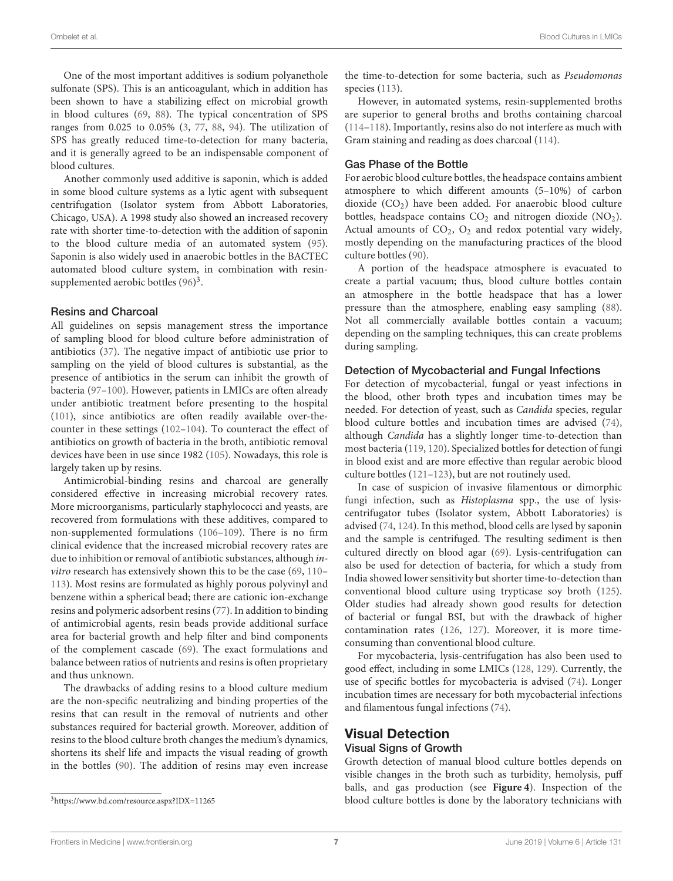One of the most important additives is sodium polyanethole sulfonate (SPS). This is an anticoagulant, which in addition has been shown to have a stabilizing effect on microbial growth in blood cultures (69, 88). The typical concentration of SPS ranges from 0.025 to 0.05% (3, 77, 88, 94). The utilization of SPS has greatly reduced time-to-detection for many bacteria, and it is generally agreed to be an indispensable component of blood cultures.

Another commonly used additive is saponin, which is added in some blood culture systems as a lytic agent with subsequent centrifugation (Isolator system from Abbott Laboratories, Chicago, USA). A 1998 study also showed an increased recovery rate with shorter time-to-detection with the addition of saponin to the blood culture media of an automated system (95). Saponin is also widely used in anaerobic bottles in the BACTEC automated blood culture system, in combination with resin-supplemented aerobic bottles (96)[3].

### Resins and Charcoal

All guidelines on sepsis management stress the importance of sampling blood for blood culture before administration of antibiotics (37). The negative impact of antibiotic use prior to sampling on the yield of blood cultures is substantial, as the presence of antibiotics in the serum can inhibit the growth of bacteria (97–100). However, patients in LMICs are often already under antibiotic treatment before presenting to the hospital (101), since antibiotics are often readily available over-the-counter in these settings (102–104). To counteract the effect of antibiotics on growth of bacteria in the broth, antibiotic removal devices have been in use since 1982 (105). Nowadays, this role is largely taken up by resins.

Antimicrobial-binding resins and charcoal are generally considered effective in increasing microbial recovery rates. More microorganisms, particularly staphylococci and yeasts, are recovered from formulations with these additives, compared to non-supplemented formulations (106–109). There is no firm clinical evidence that the increased microbial recovery rates are due to inhibition or removal of antibiotic substances, although *in-vitro* research has extensively shown this to be the case (69, 110–113). Most resins are formulated as highly porous polyvinyl and benzene within a spherical bead; there are cationic ion-exchange resins and polymeric adsorbent resins (77). In addition to binding of antimicrobial agents, resin beads provide additional surface area for bacterial growth and help filter and bind components of the complement cascade (69). The exact formulations and balance between ratios of nutrients and resins is often proprietary and thus unknown.

The drawbacks of adding resins to a blood culture medium are the non-specific neutralizing and binding properties of the resins that can result in the removal of nutrients and other substances required for bacterial growth. Moreover, addition of resins to the blood culture broth changes the medium's dynamics, shortens its shelf life and impacts the visual reading of growth in the bottles (90). The addition of resins may even increase the time-to-detection for some bacteria, such as *Pseudomonas* species (113).

However, in automated systems, resin-supplemented broths are superior to general broths and broths containing charcoal (114–118). Importantly, resins also do not interfere as much with Gram staining and reading as does charcoal (114).

### Gas Phase of the Bottle

For aerobic blood culture bottles, the headspace contains ambient atmosphere to which different amounts (5–10%) of carbon dioxide ($CO_2$) have been added. For anaerobic blood culture bottles, headspace contains $CO_2$ and nitrogen dioxide ($NO_2$). Actual amounts of $CO_2$, $O_2$ and redox potential vary widely, mostly depending on the manufacturing practices of the blood culture bottles (90).

A portion of the headspace atmosphere is evacuated to create a partial vacuum; thus, blood culture bottles contain an atmosphere in the bottle headspace that has a lower pressure than the atmosphere, enabling easy sampling (88). Not all commercially available bottles contain a vacuum; depending on the sampling techniques, this can create problems during sampling.

### Detection of Mycobacterial and Fungal Infections

For detection of mycobacterial, fungal or yeast infections in the blood, other broth types and incubation times may be needed. For detection of yeast, such as *Candida* species, regular blood culture bottles and incubation times are advised (74), although *Candida* has a slightly longer time-to-detection than most bacteria (119, 120). Specialized bottles for detection of fungi in blood exist and are more effective than regular aerobic blood culture bottles (121–123), but are not routinely used.

In case of suspicion of invasive filamentous or dimorphic fungi infection, such as *Histoplasma* spp., the use of lysis-centrifugator tubes (Isolator system, Abbott Laboratories) is advised (74, 124). In this method, blood cells are lysed by saponin and the sample is centrifuged. The resulting sediment is then cultured directly on blood agar (69). Lysis-centrifugation can also be used for detection of bacteria, for which a study from India showed lower sensitivity but shorter time-to-detection than conventional blood culture using trypticase soy broth (125). Older studies had already shown good results for detection of bacterial or fungal BSI, but with the drawback of higher contamination rates (126, 127). Moreover, it is more time-consuming than conventional blood culture.

For mycobacteria, lysis-centrifugation has also been used to good effect, including in some LMICs (128, 129). Currently, the use of specific bottles for mycobacteria is advised (74). Longer incubation times are necessary for both mycobacterial infections and filamentous fungal infections (74).

## Visual Detection

### Visual Signs of Growth

Growth detection of manual blood culture bottles depends on visible changes in the broth such as turbidity, hemolysis, puff balls, and gas production (see **Figure 4**). Inspection of the blood culture bottles is done by the laboratory technicians with

[3] https://www.bd.com/resource.aspx?IDX=11265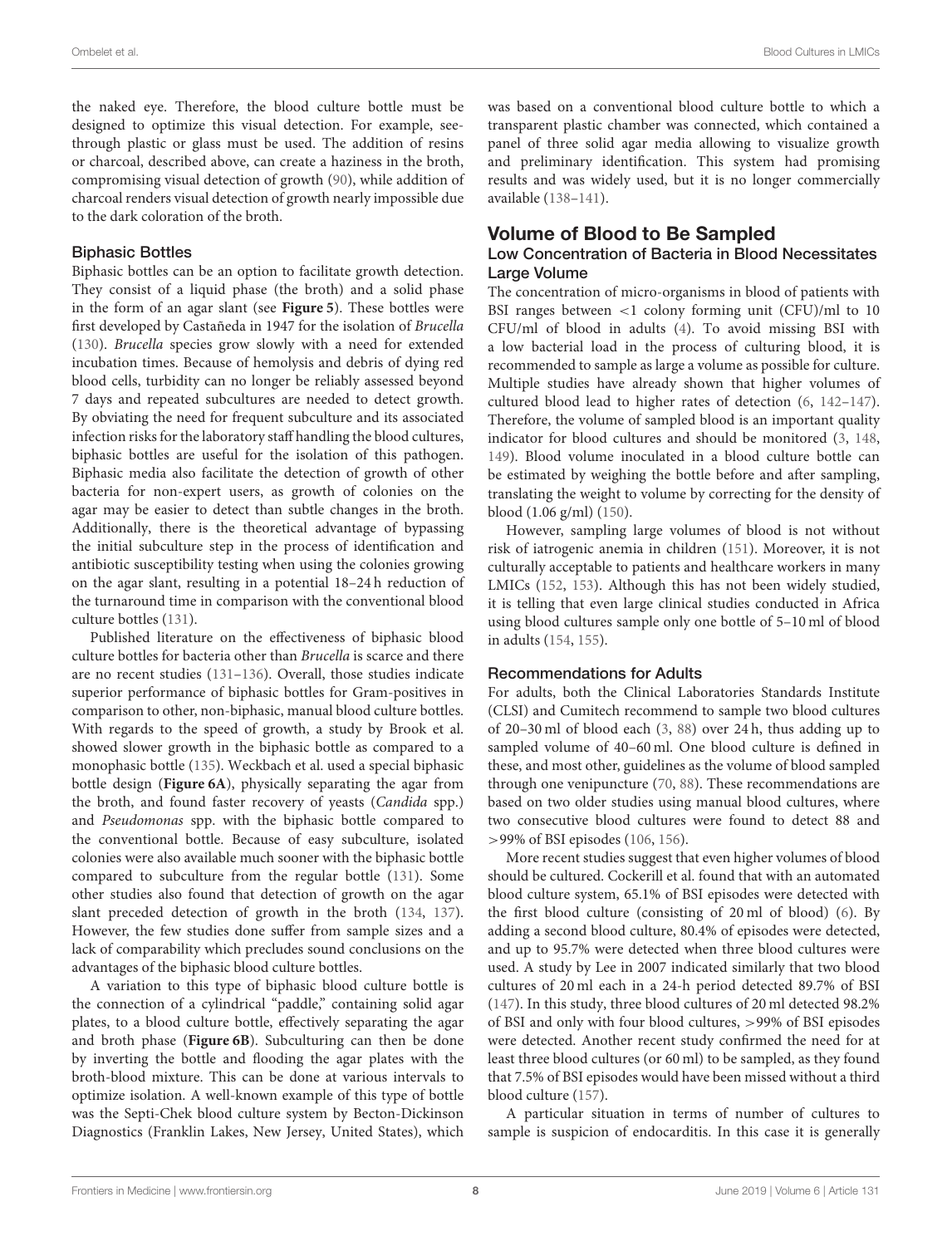the naked eye. Therefore, the blood culture bottle must be designed to optimize this visual detection. For example, see-through plastic or glass must be used. The addition of resins or charcoal, described above, can create a haziness in the broth, compromising visual detection of growth (90), while addition of charcoal renders visual detection of growth nearly impossible due to the dark coloration of the broth.

### Biphasic Bottles

Biphasic bottles can be an option to facilitate growth detection. They consist of a liquid phase (the broth) and a solid phase in the form of an agar slant (see **Figure 5**). These bottles were first developed by Castañeda in 1947 for the isolation of *Brucella* (130). *Brucella* species grow slowly with a need for extended incubation times. Because of hemolysis and debris of dying red blood cells, turbidity can no longer be reliably assessed beyond 7 days and repeated subcultures are needed to detect growth. By obviating the need for frequent subculture and its associated infection risks for the laboratory staff handling the blood cultures, biphasic bottles are useful for the isolation of this pathogen. Biphasic media also facilitate the detection of growth of other bacteria for non-expert users, as growth of colonies on the agar may be easier to detect than subtle changes in the broth. Additionally, there is the theoretical advantage of bypassing the initial subculture step in the process of identification and antibiotic susceptibility testing when using the colonies growing on the agar slant, resulting in a potential 18–24 h reduction of the turnaround time in comparison with the conventional blood culture bottles (131).

Published literature on the effectiveness of biphasic blood culture bottles for bacteria other than *Brucella* is scarce and there are no recent studies (131–136). Overall, those studies indicate superior performance of biphasic bottles for Gram-positives in comparison to other, non-biphasic, manual blood culture bottles. With regards to the speed of growth, a study by Brook et al. showed slower growth in the biphasic bottle as compared to a monophasic bottle (135). Weckbach et al. used a special biphasic bottle design (**Figure 6A**), physically separating the agar from the broth, and found faster recovery of yeasts (*Candida* spp.) and *Pseudomonas* spp. with the biphasic bottle compared to the conventional bottle. Because of easy subculture, isolated colonies were also available much sooner with the biphasic bottle compared to subculture from the regular bottle (131). Some other studies also found that detection of growth on the agar slant preceded detection of growth in the broth (134, 137). However, the few studies done suffer from sample sizes and a lack of comparability which precludes sound conclusions on the advantages of the biphasic blood culture bottles.

A variation to this type of biphasic blood culture bottle is the connection of a cylindrical "paddle," containing solid agar plates, to a blood culture bottle, effectively separating the agar and broth phase (**Figure 6B**). Subculturing can then be done by inverting the bottle and flooding the agar plates with the broth-blood mixture. This can be done at various intervals to optimize isolation. A well-known example of this type of bottle was the Septi-Chek blood culture system by Becton-Dickinson Diagnostics (Franklin Lakes, New Jersey, United States), which was based on a conventional blood culture bottle to which a transparent plastic chamber was connected, which contained a panel of three solid agar media allowing to visualize growth and preliminary identification. This system had promising results and was widely used, but it is no longer commercially available (138–141).

## Volume of Blood to Be Sampled

### Low Concentration of Bacteria in Blood Necessitates Large Volume

The concentration of micro-organisms in blood of patients with BSI ranges between <1 colony forming unit (CFU)/ml to 10 CFU/ml of blood in adults (4). To avoid missing BSI with a low bacterial load in the process of culturing blood, it is recommended to sample as large a volume as possible for culture. Multiple studies have already shown that higher volumes of cultured blood lead to higher rates of detection (6, 142–147). Therefore, the volume of sampled blood is an important quality indicator for blood cultures and should be monitored (3, 148, 149). Blood volume inoculated in a blood culture bottle can be estimated by weighing the bottle before and after sampling, translating the weight to volume by correcting for the density of blood (1.06 g/ml) (150).

However, sampling large volumes of blood is not without risk of iatrogenic anemia in children (151). Moreover, it is not culturally acceptable to patients and healthcare workers in many LMICs (152, 153). Although this has not been widely studied, it is telling that even large clinical studies conducted in Africa using blood cultures sample only one bottle of 5–10 ml of blood in adults (154, 155).

### Recommendations for Adults

For adults, both the Clinical Laboratories Standards Institute (CLSI) and Cumitech recommend to sample two blood cultures of 20–30 ml of blood each (3, 88) over 24 h, thus adding up to sampled volume of 40–60 ml. One blood culture is defined in these, and most other, guidelines as the volume of blood sampled through one venipuncture (70, 88). These recommendations are based on two older studies using manual blood cultures, where two consecutive blood cultures were found to detect 88 and >99% of BSI episodes (106, 156).

More recent studies suggest that even higher volumes of blood should be cultured. Cockerill et al. found that with an automated blood culture system, 65.1% of BSI episodes were detected with the first blood culture (consisting of 20 ml of blood) (6). By adding a second blood culture, 80.4% of episodes were detected, and up to 95.7% were detected when three blood cultures were used. A study by Lee in 2007 indicated similarly that two blood cultures of 20 ml each in a 24-h period detected 89.7% of BSI (147). In this study, three blood cultures of 20 ml detected 98.2% of BSI and only with four blood cultures, >99% of BSI episodes were detected. Another recent study confirmed the need for at least three blood cultures (or 60 ml) to be sampled, as they found that 7.5% of BSI episodes would have been missed without a third blood culture (157).

A particular situation in terms of number of cultures to sample is suspicion of endocarditis. In this case it is generally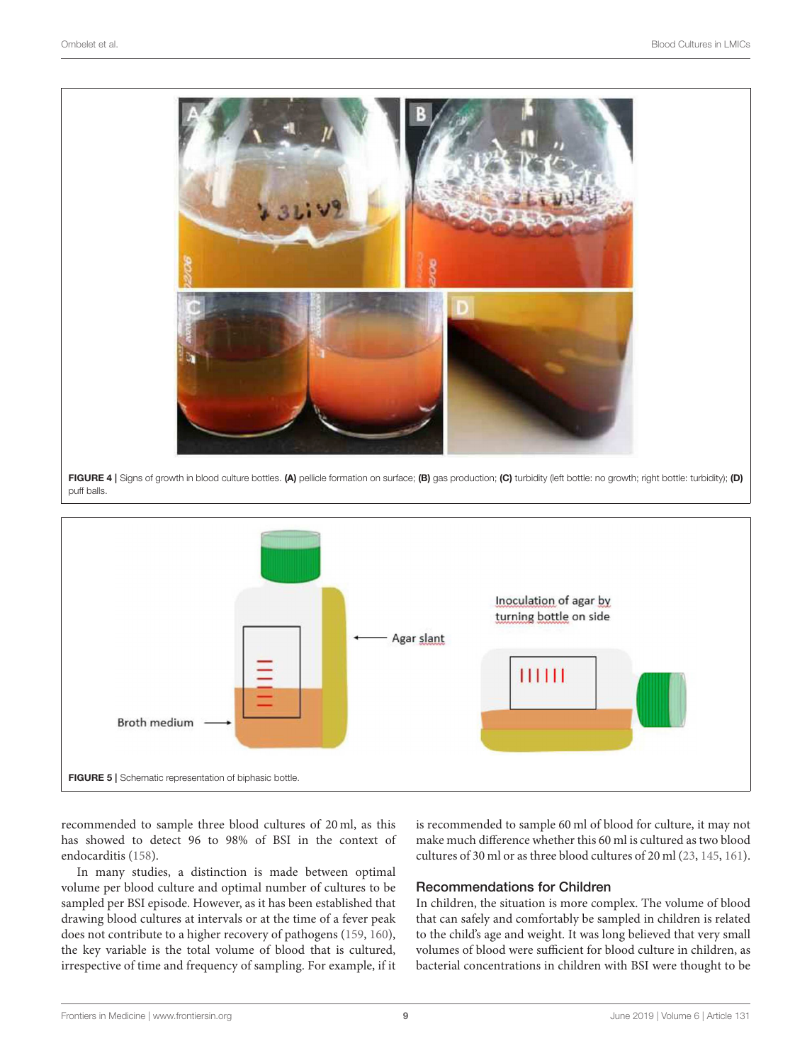FIGURE 4 | Signs of growth in blood culture bottles. **(A)** pellicle formation on surface; **(B)** gas production; **(C)** turbidity (left bottle: no growth; right bottle: turbidity); **(D)** puff balls.

FIGURE 5 | Schematic representation of biphasic bottle.

recommended to sample three blood cultures of 20 ml, as this has showed to detect 96 to 98% of BSI in the context of endocarditis (158).

In many studies, a distinction is made between optimal volume per blood culture and optimal number of cultures to be sampled per BSI episode. However, as it has been established that drawing blood cultures at intervals or at the time of a fever peak does not contribute to a higher recovery of pathogens (159, 160), the key variable is the total volume of blood that is cultured, irrespective of time and frequency of sampling. For example, if it is recommended to sample 60 ml of blood for culture, it may not make much difference whether this 60 ml is cultured as two blood cultures of 30 ml or as three blood cultures of 20 ml (23, 145, 161).

### Recommendations for Children

In children, the situation is more complex. The volume of blood that can safely and comfortably be sampled in children is related to the child's age and weight. It was long believed that very small volumes of blood were sufficient for blood culture in children, as bacterial concentrations in children with BSI were thought to be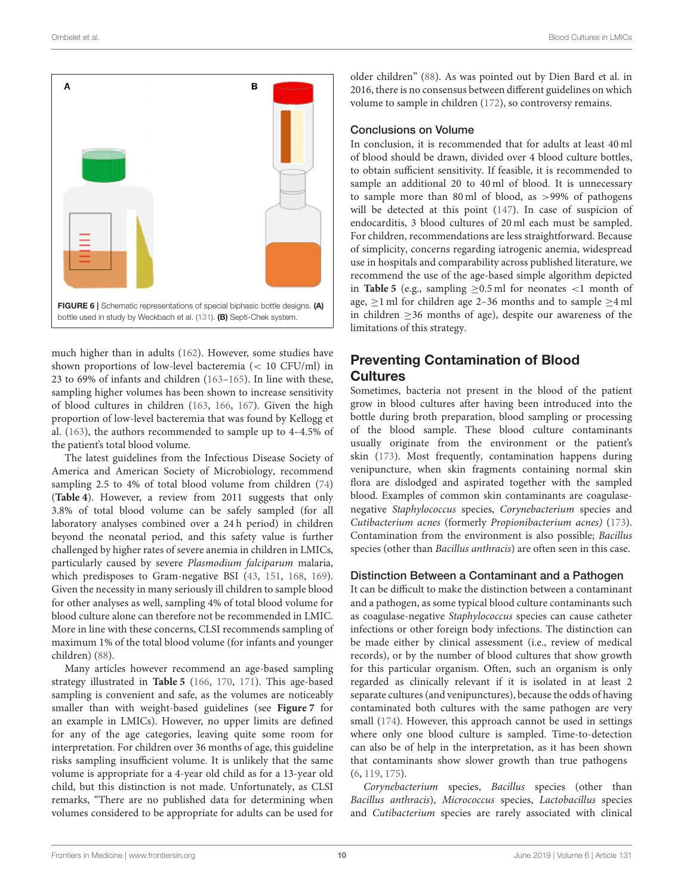FIGURE 6 | Schematic representations of special biphasic bottle designs. **(A)** bottle used in study by Weckbach et al. (131). **(B)** Septi-Chek system.

much higher than in adults (162). However, some studies have shown proportions of low-level bacteremia (< 10 CFU/ml) in 23 to 69% of infants and children (163–165). In line with these, sampling higher volumes has been shown to increase sensitivity of blood cultures in children (163, 166, 167). Given the high proportion of low-level bacteremia that was found by Kellogg et al. (163), the authors recommended to sample up to 4–4.5% of the patient's total blood volume.

The latest guidelines from the Infectious Disease Society of America and American Society of Microbiology, recommend sampling 2.5 to 4% of total blood volume from children (74) (**Table 4**). However, a review from 2011 suggests that only 3.8% of total blood volume can be safely sampled (for all laboratory analyses combined over a 24 h period) in children beyond the neonatal period, and this safety value is further challenged by higher rates of severe anemia in children in LMICs, particularly caused by severe *Plasmodium falciparum* malaria, which predisposes to Gram-negative BSI (43, 151, 168, 169). Given the necessity in many seriously ill children to sample blood for other analyses as well, sampling 4% of total blood volume for blood culture alone can therefore not be recommended in LMIC. More in line with these concerns, CLSI recommends sampling of maximum 1% of the total blood volume (for infants and younger children) (88).

Many articles however recommend an age-based sampling strategy illustrated in **Table 5** (166, 170, 171). This age-based sampling is convenient and safe, as the volumes are noticeably smaller than with weight-based guidelines (see **Figure 7** for an example in LMICs). However, no upper limits are defined for any of the age categories, leaving quite some room for interpretation. For children over 36 months of age, this guideline risks sampling insufficient volume. It is unlikely that the same volume is appropriate for a 4-year old child as for a 13-year old child, but this distinction is not made. Unfortunately, as CLSI remarks, "There are no published data for determining when volumes considered to be appropriate for adults can be used for older children" (88). As was pointed out by Dien Bard et al. in 2016, there is no consensus between different guidelines on which volume to sample in children (172), so controversy remains.

### Conclusions on Volume

In conclusion, it is recommended that for adults at least 40 ml of blood should be drawn, divided over 4 blood culture bottles, to obtain sufficient sensitivity. If feasible, it is recommended to sample an additional 20 to 40 ml of blood. It is unnecessary to sample more than 80 ml of blood, as >99% of pathogens will be detected at this point (147). In case of suspicion of endocarditis, 3 blood cultures of 20 ml each must be sampled. For children, recommendations are less straightforward. Because of simplicity, concerns regarding iatrogenic anemia, widespread use in hospitals and comparability across published literature, we recommend the use of the age-based simple algorithm depicted in **Table 5** (e.g., sampling ≥0.5 ml for neonates <1 month of age, ≥1 ml for children age 2–36 months and to sample ≥4 ml in children ≥36 months of age), despite our awareness of the limitations of this strategy.

## Preventing Contamination of Blood Cultures

Sometimes, bacteria not present in the blood of the patient grow in blood cultures after having been introduced into the bottle during broth preparation, blood sampling or processing of the blood sample. These blood culture contaminants usually originate from the environment or the patient's skin (173). Most frequently, contamination happens during venipuncture, when skin fragments containing normal skin flora are dislodged and aspirated together with the sampled blood. Examples of common skin contaminants are coagulase-negative *Staphylococcus* species, *Corynebacterium* species and *Cutibacterium acnes* (formerly *Propionibacterium acnes)* (173). Contamination from the environment is also possible; *Bacillus* species (other than *Bacillus anthracis*) are often seen in this case.

### Distinction Between a Contaminant and a Pathogen

It can be difficult to make the distinction between a contaminant and a pathogen, as some typical blood culture contaminants such as coagulase-negative *Staphylococcus* species can cause catheter infections or other foreign body infections. The distinction can be made either by clinical assessment (i.e., review of medical records), or by the number of blood cultures that show growth for this particular organism. Often, such an organism is only regarded as clinically relevant if it is isolated in at least 2 separate cultures (and venipunctures), because the odds of having contaminated both cultures with the same pathogen are very small (174). However, this approach cannot be used in settings where only one blood culture is sampled. Time-to-detection can also be of help in the interpretation, as it has been shown that contaminants show slower growth than true pathogens (6, 119, 175).

*Corynebacterium* species, *Bacillus* species (other than *Bacillus anthracis*), *Micrococcus* species, *Lactobacillus* species and *Cutibacterium* species are rarely associated with clinical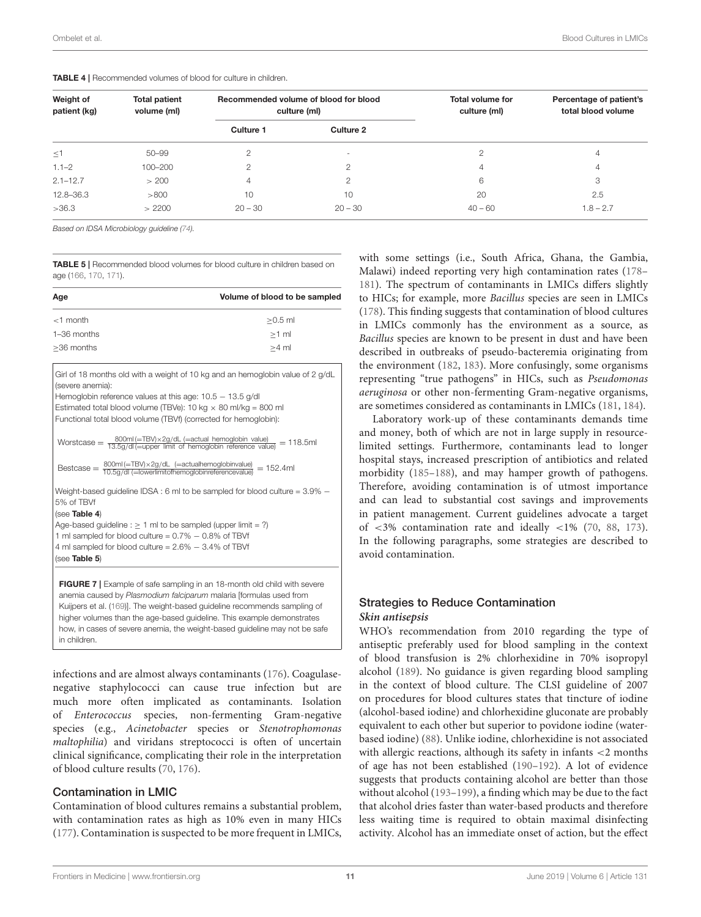**TABLE 4 |** Recommended volumes of blood for culture in children.

| Weight of patient (kg) | Total patient volume (ml) | Recommended volume of blood for blood culture (ml) | | Total volume for culture (ml) | Percentage of patient's total blood volume |
|---|---|---|---|---|---|
| | | Culture 1 | Culture 2 | | |
| ≤1 | 50–99 | 2 | - | 2 | 4 |
| 1.1–2 | 100–200 | 2 | 2 | 4 | 4 |
| 2.1–12.7 | > 200 | 4 | 2 | 6 | 3 |
| 12.8–36.3 | >800 | 10 | 10 | 20 | 2.5 |
| >36.3 | > 2200 | 20 − 30 | 20 − 30 | 40 − 60 | 1.8 − 2.7 |

*Based on IDSA Microbiology guideline (74).*

**TABLE 5 |** Recommended blood volumes for blood culture in children based on age (166, 170, 171).

| Age | Volume of blood to be sampled |
|---|---|
| <1 month | ≥0.5 ml |
| 1–36 months | ≥1 ml |
| ≥36 months | ≥4 ml |

Girl of 18 months old with a weight of 10 kg and an hemoglobin value of 2 g/dL (severe anemia):
Hemoglobin reference values at this age: 10.5 − 13.5 g/dl
Estimated total blood volume (TBVe): 10 kg × 80 ml/kg = 800 ml
Functional total blood volume (TBVf) (corrected for hemoglobin):

$$\text{Worstcase} = \frac{800\text{ml}\,(=\text{TBV}) \times 2\text{g/dL}\ (=\text{actual hemoglobin value})}{13.5\text{g/dl}\,(=\text{upper limit of hemoglobin reference value})} = 118.5\text{ml}$$

$$\text{Bestcase} = \frac{800\text{ml}\,(=\text{TBV}) \times 2\text{g/dL}\ (=\text{actualhemoglobinvalue})}{10.5\text{g/dl}\,(=\text{lowerlimitofhemoglobinreferencevalue})} = 152.4\text{ml}$$

Weight-based guideline IDSA : 6 ml to be sampled for blood culture = 3.9% − 5% of TBVf
(see **Table 4**)
Age-based guideline : ≥ 1 ml to be sampled (upper limit = ?)
1 ml sampled for blood culture = 0.7% − 0.8% of TBVf
4 ml sampled for blood culture = 2.6% − 3.4% of TBVf
(see **Table 5**)

**FIGURE 7 |** Example of safe sampling in an 18-month old child with severe anemia caused by *Plasmodium falciparum* malaria [formulas used from Kuijpers et al. (169)]. The weight-based guideline recommends sampling of higher volumes than the age-based guideline. This example demonstrates how, in cases of severe anemia, the weight-based guideline may not be safe in children.

infections and are almost always contaminants (176). Coagulase-negative staphylococci can cause true infection but are much more often implicated as contaminants. Isolation of *Enterococcus* species, non-fermenting Gram-negative species (e.g., *Acinetobacter* species or *Stenotrophomonas maltophilia*) and viridans streptococci is often of uncertain clinical significance, complicating their role in the interpretation of blood culture results (70, 176).

## Contamination in LMIC

Contamination of blood cultures remains a substantial problem, with contamination rates as high as 10% even in many HICs (177). Contamination is suspected to be more frequent in LMICs, with some settings (i.e., South Africa, Ghana, the Gambia, Malawi) indeed reporting very high contamination rates (178–181). The spectrum of contaminants in LMICs differs slightly to HICs; for example, more *Bacillus* species are seen in LMICs (178). This finding suggests that contamination of blood cultures in LMICs commonly has the environment as a source, as *Bacillus* species are known to be present in dust and have been described in outbreaks of pseudo-bacteremia originating from the environment (182, 183). More confusingly, some organisms representing "true pathogens" in HICs, such as *Pseudomonas aeruginosa* or other non-fermenting Gram-negative organisms, are sometimes considered as contaminants in LMICs (181, 184).

Laboratory work-up of these contaminants demands time and money, both of which are not in large supply in resource-limited settings. Furthermore, contaminants lead to longer hospital stays, increased prescription of antibiotics and related morbidity (185–188), and may hamper growth of pathogens. Therefore, avoiding contamination is of utmost importance and can lead to substantial cost savings and improvements in patient management. Current guidelines advocate a target of <3% contamination rate and ideally <1% (70, 88, 173). In the following paragraphs, some strategies are described to avoid contamination.

## Strategies to Reduce Contamination

### *Skin antisepsis*

WHO's recommendation from 2010 regarding the type of antiseptic preferably used for blood sampling in the context of blood transfusion is 2% chlorhexidine in 70% isopropyl alcohol (189). No guidance is given regarding blood sampling in the context of blood culture. The CLSI guideline of 2007 on procedures for blood cultures states that tincture of iodine (alcohol-based iodine) and chlorhexidine gluconate are probably equivalent to each other but superior to povidone iodine (water-based iodine) (88). Unlike iodine, chlorhexidine is not associated with allergic reactions, although its safety in infants <2 months of age has not been established (190–192). A lot of evidence suggests that products containing alcohol are better than those without alcohol (193–199), a finding which may be due to the fact that alcohol dries faster than water-based products and therefore less waiting time is required to obtain maximal disinfecting activity. Alcohol has an immediate onset of action, but the effect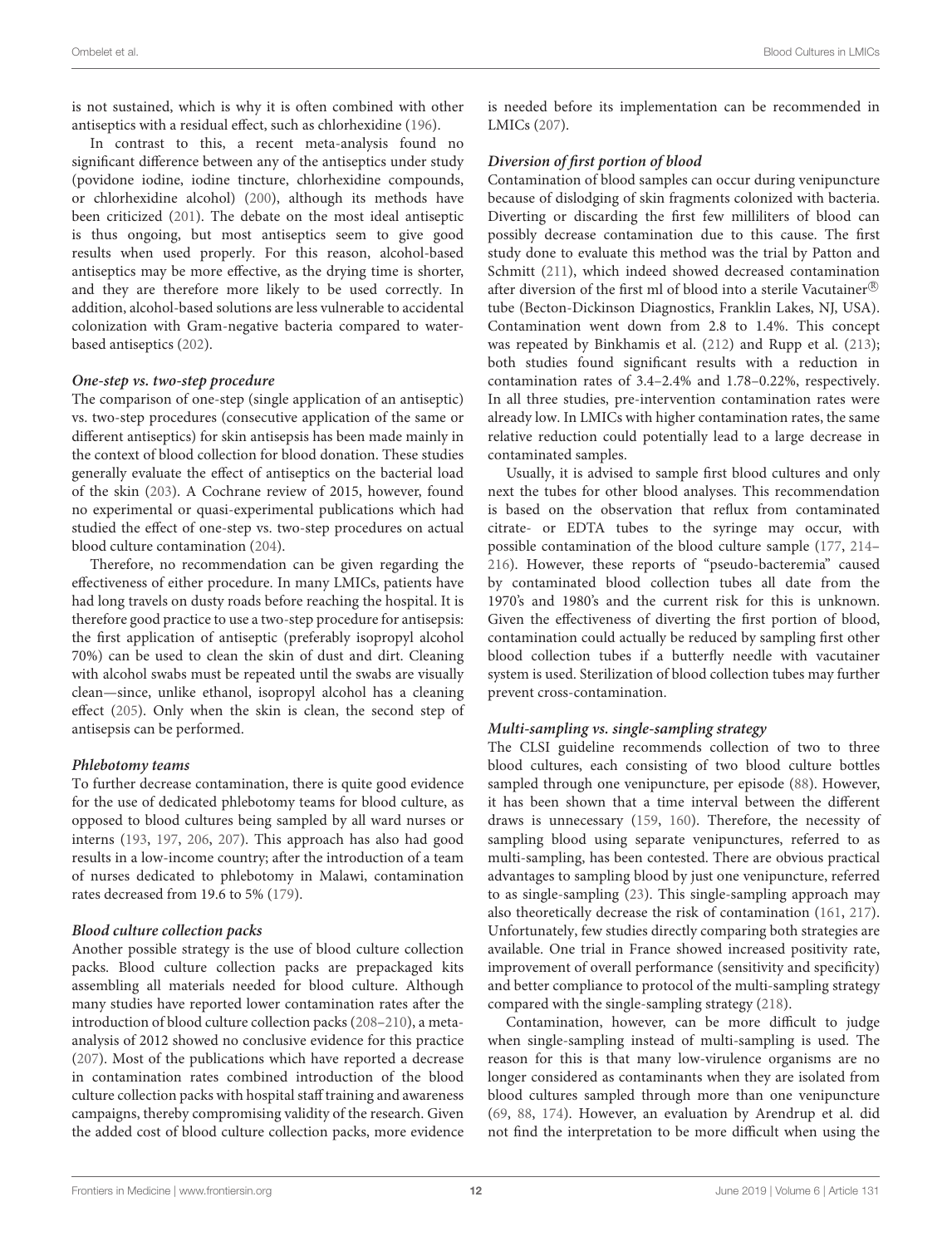is not sustained, which is why it is often combined with other antiseptics with a residual effect, such as chlorhexidine (196).

In contrast to this, a recent meta-analysis found no significant difference between any of the antiseptics under study (povidone iodine, iodine tincture, chlorhexidine compounds, or chlorhexidine alcohol) (200), although its methods have been criticized (201). The debate on the most ideal antiseptic is thus ongoing, but most antiseptics seem to give good results when used properly. For this reason, alcohol-based antiseptics may be more effective, as the drying time is shorter, and they are therefore more likely to be used correctly. In addition, alcohol-based solutions are less vulnerable to accidental colonization with Gram-negative bacteria compared to water-based antiseptics (202).

#### *One-step vs. two-step procedure*

The comparison of one-step (single application of an antiseptic) vs. two-step procedures (consecutive application of the same or different antiseptics) for skin antisepsis has been made mainly in the context of blood collection for blood donation. These studies generally evaluate the effect of antiseptics on the bacterial load of the skin (203). A Cochrane review of 2015, however, found no experimental or quasi-experimental publications which had studied the effect of one-step vs. two-step procedures on actual blood culture contamination (204).

Therefore, no recommendation can be given regarding the effectiveness of either procedure. In many LMICs, patients have had long travels on dusty roads before reaching the hospital. It is therefore good practice to use a two-step procedure for antisepsis: the first application of antiseptic (preferably isopropyl alcohol 70%) can be used to clean the skin of dust and dirt. Cleaning with alcohol swabs must be repeated until the swabs are visually clean—since, unlike ethanol, isopropyl alcohol has a cleaning effect (205). Only when the skin is clean, the second step of antisepsis can be performed.

#### *Phlebotomy teams*

To further decrease contamination, there is quite good evidence for the use of dedicated phlebotomy teams for blood culture, as opposed to blood cultures being sampled by all ward nurses or interns (193, 197, 206, 207). This approach has also had good results in a low-income country; after the introduction of a team of nurses dedicated to phlebotomy in Malawi, contamination rates decreased from 19.6 to 5% (179).

#### *Blood culture collection packs*

Another possible strategy is the use of blood culture collection packs. Blood culture collection packs are prepackaged kits assembling all materials needed for blood culture. Although many studies have reported lower contamination rates after the introduction of blood culture collection packs (208–210), a meta-analysis of 2012 showed no conclusive evidence for this practice (207). Most of the publications which have reported a decrease in contamination rates combined introduction of the blood culture collection packs with hospital staff training and awareness campaigns, thereby compromising validity of the research. Given the added cost of blood culture collection packs, more evidence is needed before its implementation can be recommended in LMICs (207).

#### *Diversion of first portion of blood*

Contamination of blood samples can occur during venipuncture because of dislodging of skin fragments colonized with bacteria. Diverting or discarding the first few milliliters of blood can possibly decrease contamination due to this cause. The first study done to evaluate this method was the trial by Patton and Schmitt (211), which indeed showed decreased contamination after diversion of the first ml of blood into a sterile Vacutainer® tube (Becton-Dickinson Diagnostics, Franklin Lakes, NJ, USA). Contamination went down from 2.8 to 1.4%. This concept was repeated by Binkhamis et al. (212) and Rupp et al. (213); both studies found significant results with a reduction in contamination rates of 3.4–2.4% and 1.78–0.22%, respectively. In all three studies, pre-intervention contamination rates were already low. In LMICs with higher contamination rates, the same relative reduction could potentially lead to a large decrease in contaminated samples.

Usually, it is advised to sample first blood cultures and only next the tubes for other blood analyses. This recommendation is based on the observation that reflux from contaminated citrate- or EDTA tubes to the syringe may occur, with possible contamination of the blood culture sample (177, 214–216). However, these reports of "pseudo-bacteremia" caused by contaminated blood collection tubes all date from the 1970's and 1980's and the current risk for this is unknown. Given the effectiveness of diverting the first portion of blood, contamination could actually be reduced by sampling first other blood collection tubes if a butterfly needle with vacutainer system is used. Sterilization of blood collection tubes may further prevent cross-contamination.

#### *Multi-sampling vs. single-sampling strategy*

The CLSI guideline recommends collection of two to three blood cultures, each consisting of two blood culture bottles sampled through one venipuncture, per episode (88). However, it has been shown that a time interval between the different draws is unnecessary (159, 160). Therefore, the necessity of sampling blood using separate venipunctures, referred to as multi-sampling, has been contested. There are obvious practical advantages to sampling blood by just one venipuncture, referred to as single-sampling (23). This single-sampling approach may also theoretically decrease the risk of contamination (161, 217). Unfortunately, few studies directly comparing both strategies are available. One trial in France showed increased positivity rate, improvement of overall performance (sensitivity and specificity) and better compliance to protocol of the multi-sampling strategy compared with the single-sampling strategy (218).

Contamination, however, can be more difficult to judge when single-sampling instead of multi-sampling is used. The reason for this is that many low-virulence organisms are no longer considered as contaminants when they are isolated from blood cultures sampled through more than one venipuncture (69, 88, 174). However, an evaluation by Arendrup et al. did not find the interpretation to be more difficult when using the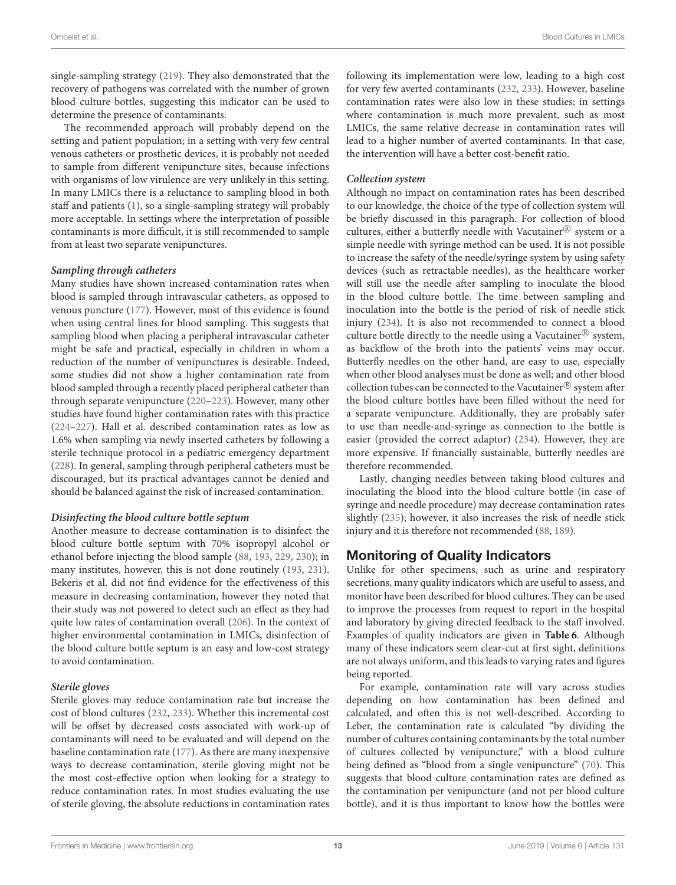single-sampling strategy (219). They also demonstrated that the recovery of pathogens was correlated with the number of grown blood culture bottles, suggesting this indicator can be used to determine the presence of contaminants.

The recommended approach will probably depend on the setting and patient population; in a setting with very few central venous catheters or prosthetic devices, it is probably not needed to sample from different venipuncture sites, because infections with organisms of low virulence are very unlikely in this setting. In many LMICs there is a reluctance to sampling blood in both staff and patients (1), so a single-sampling strategy will probably more acceptable. In settings where the interpretation of possible contaminants is more difficult, it is still recommended to sample from at least two separate venipunctures.

#### *Sampling through catheters*

Many studies have shown increased contamination rates when blood is sampled through intravascular catheters, as opposed to venous puncture (177). However, most of this evidence is found when using central lines for blood sampling. This suggests that sampling blood when placing a peripheral intravascular catheter might be safe and practical, especially in children in whom a reduction of the number of venipunctures is desirable. Indeed, some studies did not show a higher contamination rate from blood sampled through a recently placed peripheral catheter than through separate venipuncture (220–223). However, many other studies have found higher contamination rates with this practice (224–227). Hall et al. described contamination rates as low as 1.6% when sampling via newly inserted catheters by following a sterile technique protocol in a pediatric emergency department (228). In general, sampling through peripheral catheters must be discouraged, but its practical advantages cannot be denied and should be balanced against the risk of increased contamination.

#### *Disinfecting the blood culture bottle septum*

Another measure to decrease contamination is to disinfect the blood culture bottle septum with 70% isopropyl alcohol or ethanol before injecting the blood sample (88, 193, 229, 230); in many institutes, however, this is not done routinely (193, 231). Bekeris et al. did not find evidence for the effectiveness of this measure in decreasing contamination, however they noted that their study was not powered to detect such an effect as they had quite low rates of contamination overall (206). In the context of higher environmental contamination in LMICs, disinfection of the blood culture bottle septum is an easy and low-cost strategy to avoid contamination.

#### *Sterile gloves*

Sterile gloves may reduce contamination rate but increase the cost of blood cultures (232, 233). Whether this incremental cost will be offset by decreased costs associated with work-up of contaminants will need to be evaluated and will depend on the baseline contamination rate (177). As there are many inexpensive ways to decrease contamination, sterile gloving might not be the most cost-effective option when looking for a strategy to reduce contamination rates. In most studies evaluating the use of sterile gloving, the absolute reductions in contamination rates following its implementation were low, leading to a high cost for very few averted contaminants (232, 233). However, baseline contamination rates were also low in these studies; in settings where contamination is much more prevalent, such as most LMICs, the same relative decrease in contamination rates will lead to a higher number of averted contaminants. In that case, the intervention will have a better cost-benefit ratio.

#### *Collection system*

Although no impact on contamination rates has been described to our knowledge, the choice of the type of collection system will be briefly discussed in this paragraph. For collection of blood cultures, either a butterfly needle with Vacutainer® system or a simple needle with syringe method can be used. It is not possible to increase the safety of the needle/syringe system by using safety devices (such as retractable needles), as the healthcare worker will still use the needle after sampling to inoculate the blood in the blood culture bottle. The time between sampling and inoculation into the bottle is the period of risk of needle stick injury (234). It is also not recommended to connect a blood culture bottle directly to the needle using a Vacutainer® system, as backflow of the broth into the patients' veins may occur. Butterfly needles on the other hand, are easy to use, especially when other blood analyses must be done as well; and other blood collection tubes can be connected to the Vacutainer® system after the blood culture bottles have been filled without the need for a separate venipuncture. Additionally, they are probably safer to use than needle-and-syringe as connection to the bottle is easier (provided the correct adaptor) (234). However, they are more expensive. If financially sustainable, butterfly needles are therefore recommended.

Lastly, changing needles between taking blood cultures and inoculating the blood into the blood culture bottle (in case of syringe and needle procedure) may decrease contamination rates slightly (235); however, it also increases the risk of needle stick injury and it is therefore not recommended (88, 189).

## Monitoring of Quality Indicators

Unlike for other specimens, such as urine and respiratory secretions, many quality indicators which are useful to assess, and monitor have been described for blood cultures. They can be used to improve the processes from request to report in the hospital and laboratory by giving directed feedback to the staff involved. Examples of quality indicators are given in **Table 6**. Although many of these indicators seem clear-cut at first sight, definitions are not always uniform, and this leads to varying rates and figures being reported.

For example, contamination rate will vary across studies depending on how contamination has been defined and calculated, and often this is not well-described. According to Leber, the contamination rate is calculated "by dividing the number of cultures containing contaminants by the total number of cultures collected by venipuncture," with a blood culture being defined as "blood from a single venipuncture" (70). This suggests that blood culture contamination rates are defined as the contamination per venipuncture (and not per blood culture bottle), and it is thus important to know how the bottles were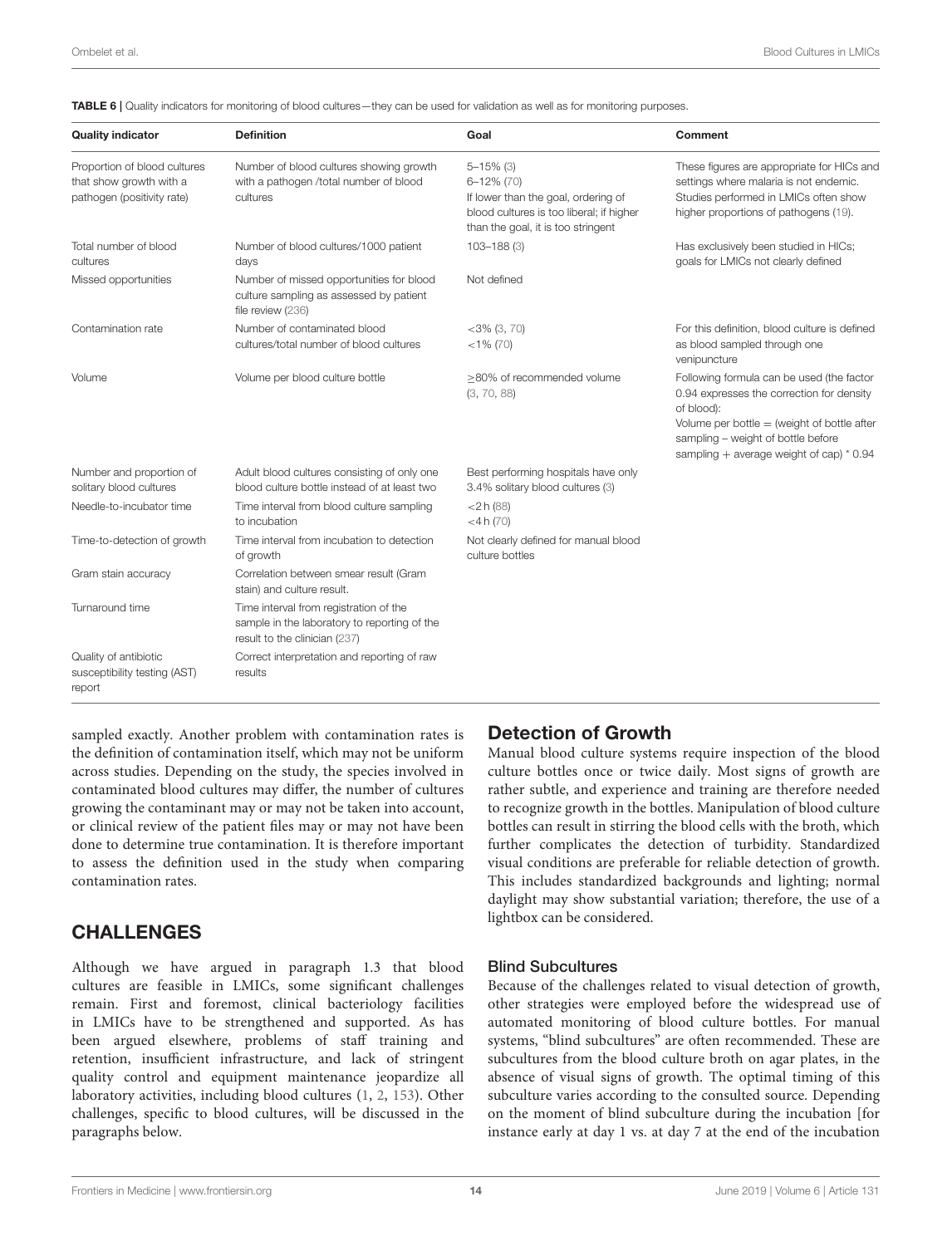**TABLE 6 |** Quality indicators for monitoring of blood cultures—they can be used for validation as well as for monitoring purposes.

| Quality indicator | Definition | Goal | Comment |
|---|---|---|---|
| Proportion of blood cultures that show growth with a pathogen (positivity rate) | Number of blood cultures showing growth with a pathogen /total number of blood cultures | 5–15% (3)<br>6–12% (70)<br>If lower than the goal, ordering of blood cultures is too liberal; if higher than the goal, it is too stringent | These figures are appropriate for HICs and settings where malaria is not endemic. Studies performed in LMICs often show higher proportions of pathogens (19). |
| Total number of blood cultures | Number of blood cultures/1000 patient days | 103–188 (3) | Has exclusively been studied in HICs; goals for LMICs not clearly defined |
| Missed opportunities | Number of missed opportunities for blood culture sampling as assessed by patient file review (236) | Not defined | |
| Contamination rate | Number of contaminated blood cultures/total number of blood cultures | <3% (3, 70)<br><1% (70) | For this definition, blood culture is defined as blood sampled through one venipuncture |
| Volume | Volume per blood culture bottle | ≥80% of recommended volume (3, 70, 88) | Following formula can be used (the factor 0.94 expresses the correction for density of blood):<br>Volume per bottle = (weight of bottle after sampling – weight of bottle before sampling + average weight of cap) * 0.94 |
| Number and proportion of solitary blood cultures | Adult blood cultures consisting of only one blood culture bottle instead of at least two | Best performing hospitals have only 3.4% solitary blood cultures (3) | |
| Needle-to-incubator time | Time interval from blood culture sampling to incubation | <2 h (88)<br><4 h (70) | |
| Time-to-detection of growth | Time interval from incubation to detection of growth | Not clearly defined for manual blood culture bottles | |
| Gram stain accuracy | Correlation between smear result (Gram stain) and culture result. | | |
| Turnaround time | Time interval from registration of the sample in the laboratory to reporting of the result to the clinician (237) | | |
| Quality of antibiotic susceptibility testing (AST) report | Correct interpretation and reporting of raw results | | |

sampled exactly. Another problem with contamination rates is the definition of contamination itself, which may not be uniform across studies. Depending on the study, the species involved in contaminated blood cultures may differ, the number of cultures growing the contaminant may or may not be taken into account, or clinical review of the patient files may or may not have been done to determine true contamination. It is therefore important to assess the definition used in the study when comparing contamination rates.

## CHALLENGES

Although we have argued in paragraph 1.3 that blood cultures are feasible in LMICs, some significant challenges remain. First and foremost, clinical bacteriology facilities in LMICs have to be strengthened and supported. As has been argued elsewhere, problems of staff training and retention, insufficient infrastructure, and lack of stringent quality control and equipment maintenance jeopardize all laboratory activities, including blood cultures (1, 2, 153). Other challenges, specific to blood cultures, will be discussed in the paragraphs below.

### Detection of Growth

Manual blood culture systems require inspection of the blood culture bottles once or twice daily. Most signs of growth are rather subtle, and experience and training are therefore needed to recognize growth in the bottles. Manipulation of blood culture bottles can result in stirring the blood cells with the broth, which further complicates the detection of turbidity. Standardized visual conditions are preferable for reliable detection of growth. This includes standardized backgrounds and lighting; normal daylight may show substantial variation; therefore, the use of a lightbox can be considered.

#### Blind Subcultures

Because of the challenges related to visual detection of growth, other strategies were employed before the widespread use of automated monitoring of blood culture bottles. For manual systems, "blind subcultures" are often recommended. These are subcultures from the blood culture broth on agar plates, in the absence of visual signs of growth. The optimal timing of this subculture varies according to the consulted source. Depending on the moment of blind subculture during the incubation [for instance early at day 1 vs. at day 7 at the end of the incubation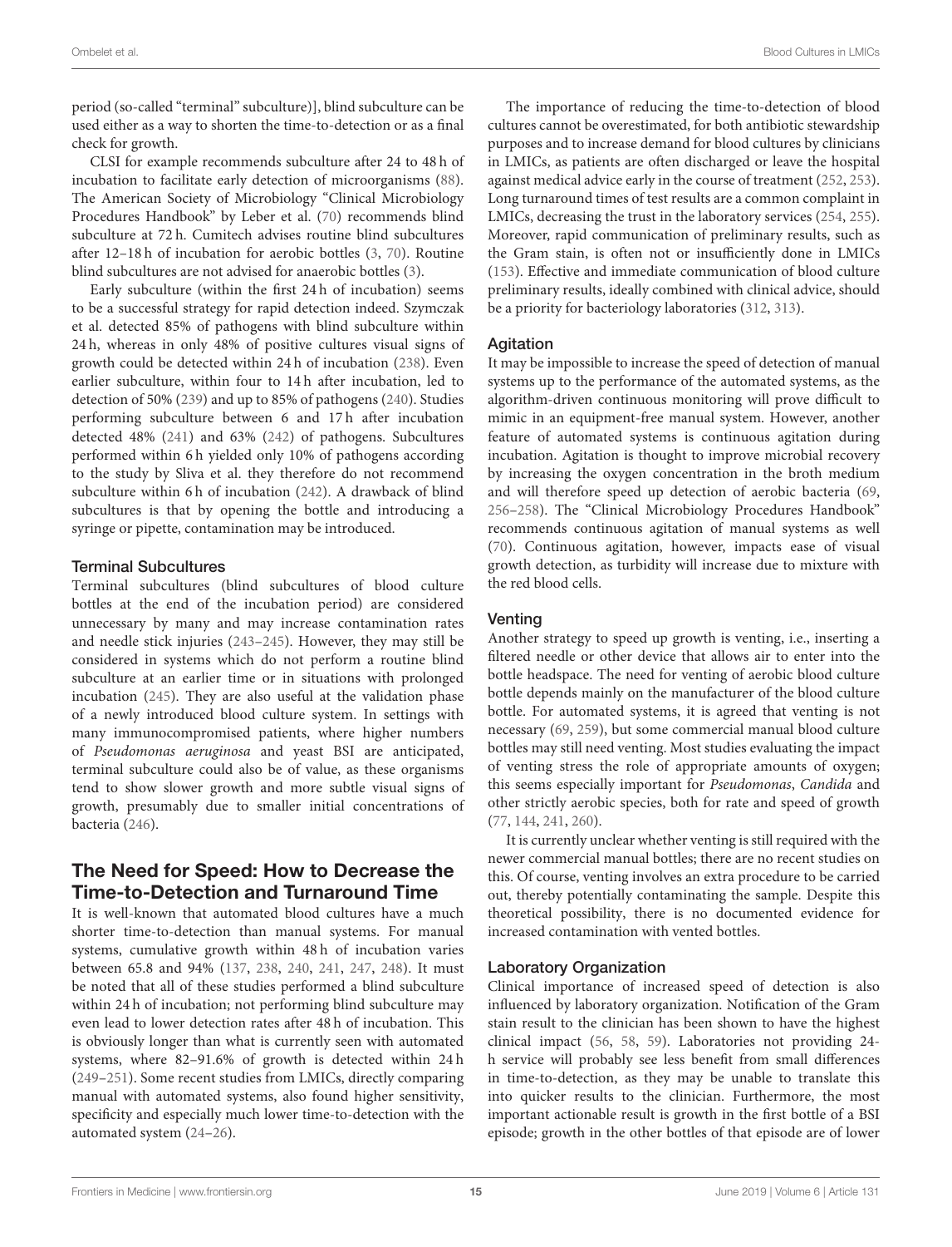period (so-called "terminal" subculture)], blind subculture can be used either as a way to shorten the time-to-detection or as a final check for growth.

CLSI for example recommends subculture after 24 to 48 h of incubation to facilitate early detection of microorganisms (88). The American Society of Microbiology "Clinical Microbiology Procedures Handbook" by Leber et al. (70) recommends blind subculture at 72 h. Cumitech advises routine blind subcultures after 12–18 h of incubation for aerobic bottles (3, 70). Routine blind subcultures are not advised for anaerobic bottles (3).

Early subculture (within the first 24 h of incubation) seems to be a successful strategy for rapid detection indeed. Szymczak et al. detected 85% of pathogens with blind subculture within 24 h, whereas in only 48% of positive cultures visual signs of growth could be detected within 24 h of incubation (238). Even earlier subculture, within four to 14 h after incubation, led to detection of 50% (239) and up to 85% of pathogens (240). Studies performing subculture between 6 and 17 h after incubation detected 48% (241) and 63% (242) of pathogens. Subcultures performed within 6 h yielded only 10% of pathogens according to the study by Sliva et al. they therefore do not recommend subculture within 6 h of incubation (242). A drawback of blind subcultures is that by opening the bottle and introducing a syringe or pipette, contamination may be introduced.

### Terminal Subcultures

Terminal subcultures (blind subcultures of blood culture bottles at the end of the incubation period) are considered unnecessary by many and may increase contamination rates and needle stick injuries (243–245). However, they may still be considered in systems which do not perform a routine blind subculture at an earlier time or in situations with prolonged incubation (245). They are also useful at the validation phase of a newly introduced blood culture system. In settings with many immunocompromised patients, where higher numbers of *Pseudomonas aeruginosa* and yeast BSI are anticipated, terminal subculture could also be of value, as these organisms tend to show slower growth and more subtle visual signs of growth, presumably due to smaller initial concentrations of bacteria (246).

## The Need for Speed: How to Decrease the Time-to-Detection and Turnaround Time

It is well-known that automated blood cultures have a much shorter time-to-detection than manual systems. For manual systems, cumulative growth within 48 h of incubation varies between 65.8 and 94% (137, 238, 240, 241, 247, 248). It must be noted that all of these studies performed a blind subculture within 24 h of incubation; not performing blind subculture may even lead to lower detection rates after 48 h of incubation. This is obviously longer than what is currently seen with automated systems, where 82–91.6% of growth is detected within 24 h (249–251). Some recent studies from LMICs, directly comparing manual with automated systems, also found higher sensitivity, specificity and especially much lower time-to-detection with the automated system (24–26).

The importance of reducing the time-to-detection of blood cultures cannot be overestimated, for both antibiotic stewardship purposes and to increase demand for blood cultures by clinicians in LMICs, as patients are often discharged or leave the hospital against medical advice early in the course of treatment (252, 253). Long turnaround times of test results are a common complaint in LMICs, decreasing the trust in the laboratory services (254, 255). Moreover, rapid communication of preliminary results, such as the Gram stain, is often not or insufficiently done in LMICs (153). Effective and immediate communication of blood culture preliminary results, ideally combined with clinical advice, should be a priority for bacteriology laboratories (312, 313).

### Agitation

It may be impossible to increase the speed of detection of manual systems up to the performance of the automated systems, as the algorithm-driven continuous monitoring will prove difficult to mimic in an equipment-free manual system. However, another feature of automated systems is continuous agitation during incubation. Agitation is thought to improve microbial recovery by increasing the oxygen concentration in the broth medium and will therefore speed up detection of aerobic bacteria (69, 256–258). The "Clinical Microbiology Procedures Handbook" recommends continuous agitation of manual systems as well (70). Continuous agitation, however, impacts ease of visual growth detection, as turbidity will increase due to mixture with the red blood cells.

### Venting

Another strategy to speed up growth is venting, i.e., inserting a filtered needle or other device that allows air to enter into the bottle headspace. The need for venting of aerobic blood culture bottle depends mainly on the manufacturer of the blood culture bottle. For automated systems, it is agreed that venting is not necessary (69, 259), but some commercial manual blood culture bottles may still need venting. Most studies evaluating the impact of venting stress the role of appropriate amounts of oxygen; this seems especially important for *Pseudomonas*, *Candida* and other strictly aerobic species, both for rate and speed of growth (77, 144, 241, 260).

It is currently unclear whether venting is still required with the newer commercial manual bottles; there are no recent studies on this. Of course, venting involves an extra procedure to be carried out, thereby potentially contaminating the sample. Despite this theoretical possibility, there is no documented evidence for increased contamination with vented bottles.

### Laboratory Organization

Clinical importance of increased speed of detection is also influenced by laboratory organization. Notification of the Gram stain result to the clinician has been shown to have the highest clinical impact (56, 58, 59). Laboratories not providing 24-h service will probably see less benefit from small differences in time-to-detection, as they may be unable to translate this into quicker results to the clinician. Furthermore, the most important actionable result is growth in the first bottle of a BSI episode; growth in the other bottles of that episode are of lower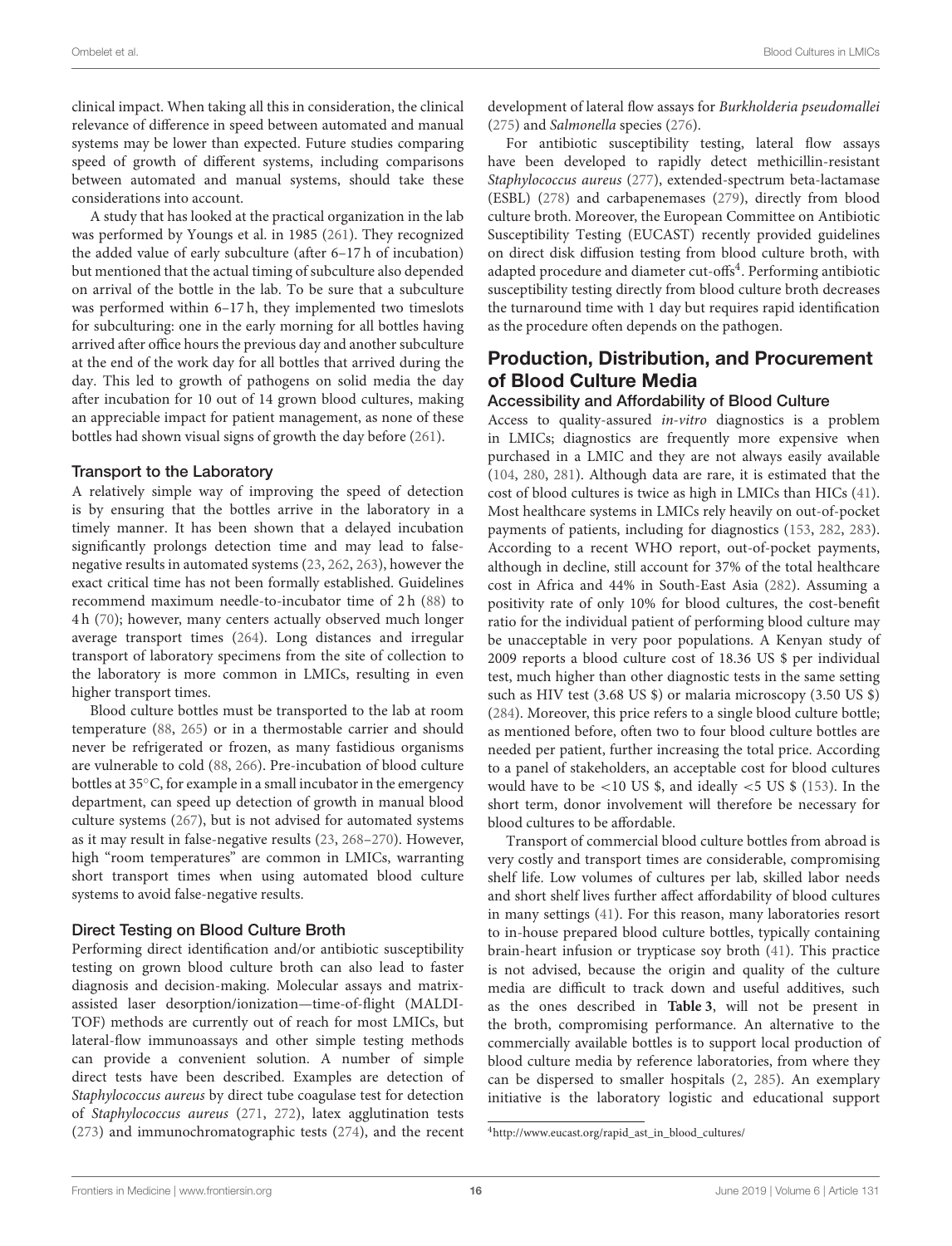clinical impact. When taking all this in consideration, the clinical relevance of difference in speed between automated and manual systems may be lower than expected. Future studies comparing speed of growth of different systems, including comparisons between automated and manual systems, should take these considerations into account.

A study that has looked at the practical organization in the lab was performed by Youngs et al. in 1985 (261). They recognized the added value of early subculture (after 6–17 h of incubation) but mentioned that the actual timing of subculture also depended on arrival of the bottle in the lab. To be sure that a subculture was performed within 6–17 h, they implemented two timeslots for subculturing: one in the early morning for all bottles having arrived after office hours the previous day and another subculture at the end of the work day for all bottles that arrived during the day. This led to growth of pathogens on solid media the day after incubation for 10 out of 14 grown blood cultures, making an appreciable impact for patient management, as none of these bottles had shown visual signs of growth the day before (261).

### Transport to the Laboratory

A relatively simple way of improving the speed of detection is by ensuring that the bottles arrive in the laboratory in a timely manner. It has been shown that a delayed incubation significantly prolongs detection time and may lead to false-negative results in automated systems (23, 262, 263), however the exact critical time has not been formally established. Guidelines recommend maximum needle-to-incubator time of 2 h (88) to 4 h (70); however, many centers actually observed much longer average transport times (264). Long distances and irregular transport of laboratory specimens from the site of collection to the laboratory is more common in LMICs, resulting in even higher transport times.

Blood culture bottles must be transported to the lab at room temperature (88, 265) or in a thermostable carrier and should never be refrigerated or frozen, as many fastidious organisms are vulnerable to cold (88, 266). Pre-incubation of blood culture bottles at 35°C, for example in a small incubator in the emergency department, can speed up detection of growth in manual blood culture systems (267), but is not advised for automated systems as it may result in false-negative results (23, 268–270). However, high "room temperatures" are common in LMICs, warranting short transport times when using automated blood culture systems to avoid false-negative results.

### Direct Testing on Blood Culture Broth

Performing direct identification and/or antibiotic susceptibility testing on grown blood culture broth can also lead to faster diagnosis and decision-making. Molecular assays and matrix-assisted laser desorption/ionization—time-of-flight (MALDI-TOF) methods are currently out of reach for most LMICs, but lateral-flow immunoassays and other simple testing methods can provide a convenient solution. A number of simple direct tests have been described. Examples are detection of *Staphylococcus aureus* by direct tube coagulase test for detection of *Staphylococcus aureus* (271, 272), latex agglutination tests (273) and immunochromatographic tests (274), and the recent development of lateral flow assays for *Burkholderia pseudomallei* (275) and *Salmonella* species (276).

For antibiotic susceptibility testing, lateral flow assays have been developed to rapidly detect methicillin-resistant *Staphylococcus aureus* (277), extended-spectrum beta-lactamase (ESBL) (278) and carbapenemases (279), directly from blood culture broth. Moreover, the European Committee on Antibiotic Susceptibility Testing (EUCAST) recently provided guidelines on direct disk diffusion testing from blood culture broth, with adapted procedure and diameter cut-offs[4]. Performing antibiotic susceptibility testing directly from blood culture broth decreases the turnaround time with 1 day but requires rapid identification as the procedure often depends on the pathogen.

## Production, Distribution, and Procurement of Blood Culture Media

### Accessibility and Affordability of Blood Culture

Access to quality-assured *in-vitro* diagnostics is a problem in LMICs; diagnostics are frequently more expensive when purchased in a LMIC and they are not always easily available (104, 280, 281). Although data are rare, it is estimated that the cost of blood cultures is twice as high in LMICs than HICs (41). Most healthcare systems in LMICs rely heavily on out-of-pocket payments of patients, including for diagnostics (153, 282, 283). According to a recent WHO report, out-of-pocket payments, although in decline, still account for 37% of the total healthcare cost in Africa and 44% in South-East Asia (282). Assuming a positivity rate of only 10% for blood cultures, the cost-benefit ratio for the individual patient of performing blood culture may be unacceptable in very poor populations. A Kenyan study of 2009 reports a blood culture cost of 18.36 US $ per individual test, much higher than other diagnostic tests in the same setting such as HIV test (3.68 US $) or malaria microscopy (3.50 US $) (284). Moreover, this price refers to a single blood culture bottle; as mentioned before, often two to four blood culture bottles are needed per patient, further increasing the total price. According to a panel of stakeholders, an acceptable cost for blood cultures would have to be <10 US $, and ideally <5 US $ (153). In the short term, donor involvement will therefore be necessary for blood cultures to be affordable.

Transport of commercial blood culture bottles from abroad is very costly and transport times are considerable, compromising shelf life. Low volumes of cultures per lab, skilled labor needs and short shelf lives further affect affordability of blood cultures in many settings (41). For this reason, many laboratories resort to in-house prepared blood culture bottles, typically containing brain-heart infusion or trypticase soy broth (41). This practice is not advised, because the origin and quality of the culture media are difficult to track down and useful additives, such as the ones described in **Table 3**, will not be present in the broth, compromising performance. An alternative to the commercially available bottles is to support local production of blood culture media by reference laboratories, from where they can be dispersed to smaller hospitals (2, 285). An exemplary initiative is the laboratory logistic and educational support

[4] http://www.eucast.org/rapid_ast_in_blood_cultures/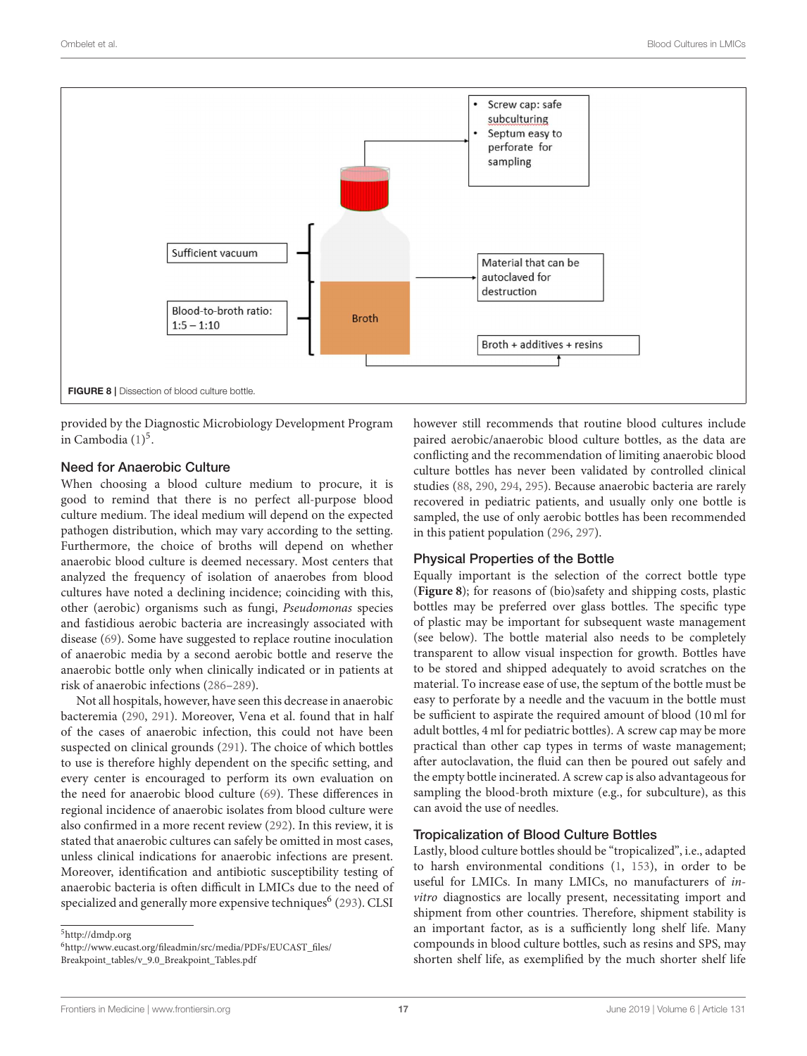- Screw cap: safe subculturing
- Septum easy to perforate for sampling

Sufficient vacuum

Blood-to-broth ratio: 1:5 – 1:10

Broth

Material that can be autoclaved for destruction

Broth + additives + resins

**FIGURE 8** | Dissection of blood culture bottle.

provided by the Diagnostic Microbiology Development Program in Cambodia (1)[5].

## Need for Anaerobic Culture

When choosing a blood culture medium to procure, it is good to remind that there is no perfect all-purpose blood culture medium. The ideal medium will depend on the expected pathogen distribution, which may vary according to the setting. Furthermore, the choice of broths will depend on whether anaerobic blood culture is deemed necessary. Most centers that analyzed the frequency of isolation of anaerobes from blood cultures have noted a declining incidence; coinciding with this, other (aerobic) organisms such as fungi, *Pseudomonas* species and fastidious aerobic bacteria are increasingly associated with disease (69). Some have suggested to replace routine inoculation of anaerobic media by a second aerobic bottle and reserve the anaerobic bottle only when clinically indicated or in patients at risk of anaerobic infections (286–289).

Not all hospitals, however, have seen this decrease in anaerobic bacteremia (290, 291). Moreover, Vena et al. found that in half of the cases of anaerobic infection, this could not have been suspected on clinical grounds (291). The choice of which bottles to use is therefore highly dependent on the specific setting, and every center is encouraged to perform its own evaluation on the need for anaerobic blood culture (69). These differences in regional incidence of anaerobic isolates from blood culture were also confirmed in a more recent review (292). In this review, it is stated that anaerobic cultures can safely be omitted in most cases, unless clinical indications for anaerobic infections are present. Moreover, identification and antibiotic susceptibility testing of anaerobic bacteria is often difficult in LMICs due to the need of specialized and generally more expensive techniques[6] (293). CLSI however still recommends that routine blood cultures include paired aerobic/anaerobic blood culture bottles, as the data are conflicting and the recommendation of limiting anaerobic blood culture bottles has never been validated by controlled clinical studies (88, 290, 294, 295). Because anaerobic bacteria are rarely recovered in pediatric patients, and usually only one bottle is sampled, the use of only aerobic bottles has been recommended in this patient population (296, 297).

## Physical Properties of the Bottle

Equally important is the selection of the correct bottle type (**Figure 8**); for reasons of (bio)safety and shipping costs, plastic bottles may be preferred over glass bottles. The specific type of plastic may be important for subsequent waste management (see below). The bottle material also needs to be completely transparent to allow visual inspection for growth. Bottles have to be stored and shipped adequately to avoid scratches on the material. To increase ease of use, the septum of the bottle must be easy to perforate by a needle and the vacuum in the bottle must be sufficient to aspirate the required amount of blood (10 ml for adult bottles, 4 ml for pediatric bottles). A screw cap may be more practical than other cap types in terms of waste management; after autoclavation, the fluid can then be poured out safely and the empty bottle incinerated. A screw cap is also advantageous for sampling the blood-broth mixture (e.g., for subculture), as this can avoid the use of needles.

## Tropicalization of Blood Culture Bottles

Lastly, blood culture bottles should be "tropicalized", i.e., adapted to harsh environmental conditions (1, 153), in order to be useful for LMICs. In many LMICs, no manufacturers of *in-vitro* diagnostics are locally present, necessitating import and shipment from other countries. Therefore, shipment stability is an important factor, as is a sufficiently long shelf life. Many compounds in blood culture bottles, such as resins and SPS, may shorten shelf life, as exemplified by the much shorter shelf life

[5] http://dmdp.org

[6] http://www.eucast.org/fileadmin/src/media/PDFs/EUCAST_files/Breakpoint_tables/v_9.0_Breakpoint_Tables.pdf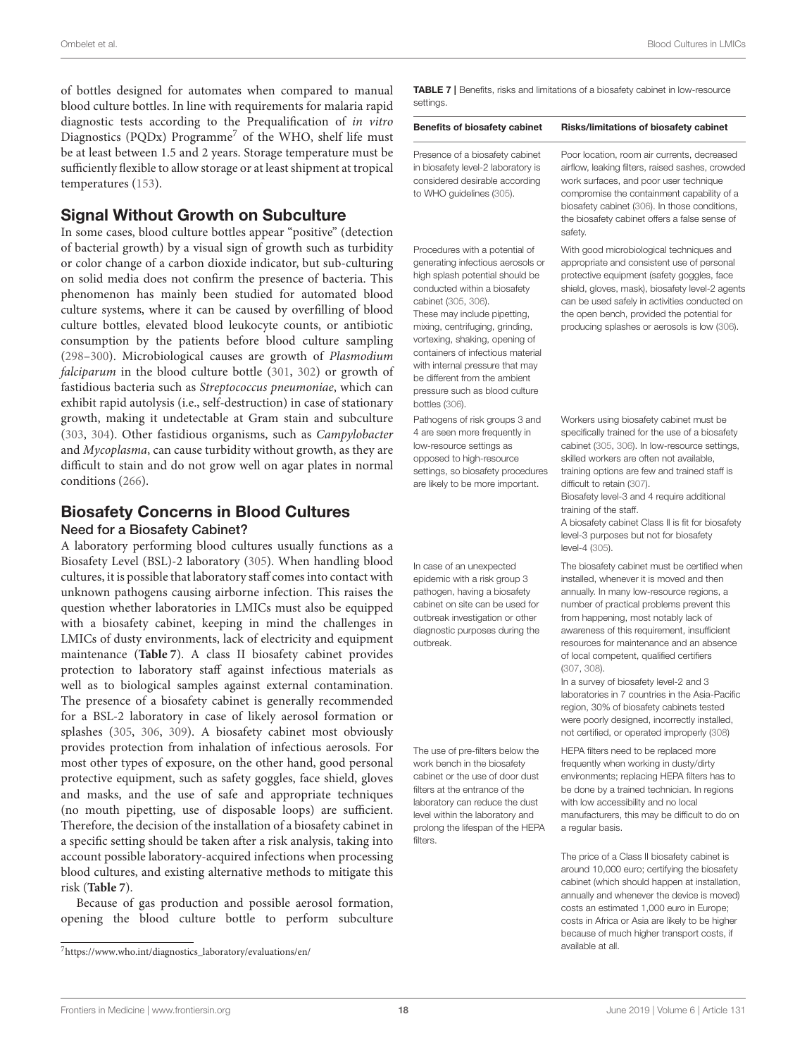of bottles designed for automates when compared to manual blood culture bottles. In line with requirements for malaria rapid diagnostic tests according to the Prequalification of *in vitro* Diagnostics (PQDx) Programme[7] of the WHO, shelf life must be at least between 1.5 and 2 years. Storage temperature must be sufficiently flexible to allow storage or at least shipment at tropical temperatures (153).

## Signal Without Growth on Subculture

In some cases, blood culture bottles appear "positive" (detection of bacterial growth) by a visual sign of growth such as turbidity or color change of a carbon dioxide indicator, but sub-culturing on solid media does not confirm the presence of bacteria. This phenomenon has mainly been studied for automated blood culture systems, where it can be caused by overfilling of blood culture bottles, elevated blood leukocyte counts, or antibiotic consumption by the patients before blood culture sampling (298–300). Microbiological causes are growth of *Plasmodium falciparum* in the blood culture bottle (301, 302) or growth of fastidious bacteria such as *Streptococcus pneumoniae*, which can exhibit rapid autolysis (i.e., self-destruction) in case of stationary growth, making it undetectable at Gram stain and subculture (303, 304). Other fastidious organisms, such as *Campylobacter* and *Mycoplasma*, can cause turbidity without growth, as they are difficult to stain and do not grow well on agar plates in normal conditions (266).

## Biosafety Concerns in Blood Cultures

### Need for a Biosafety Cabinet?

A laboratory performing blood cultures usually functions as a Biosafety Level (BSL)-2 laboratory (305). When handling blood cultures, it is possible that laboratory staff comes into contact with unknown pathogens causing airborne infection. This raises the question whether laboratories in LMICs must also be equipped with a biosafety cabinet, keeping in mind the challenges in LMICs of dusty environments, lack of electricity and equipment maintenance (**Table 7**). A class II biosafety cabinet provides protection to laboratory staff against infectious materials as well as to biological samples against external contamination. The presence of a biosafety cabinet is generally recommended for a BSL-2 laboratory in case of likely aerosol formation or splashes (305, 306, 309). A biosafety cabinet most obviously provides protection from inhalation of infectious aerosols. For most other types of exposure, on the other hand, good personal protective equipment, such as safety goggles, face shield, gloves and masks, and the use of safe and appropriate techniques (no mouth pipetting, use of disposable loops) are sufficient. Therefore, the decision of the installation of a biosafety cabinet in a specific setting should be taken after a risk analysis, taking into account possible laboratory-acquired infections when processing blood cultures, and existing alternative methods to mitigate this risk (**Table 7**).

Because of gas production and possible aerosol formation, opening the blood culture bottle to perform subculture

**TABLE 7** | Benefits, risks and limitations of a biosafety cabinet in low-resource settings.

| Benefits of biosafety cabinet | Risks/limitations of biosafety cabinet |
|---|---|
| Presence of a biosafety cabinet in biosafety level-2 laboratory is considered desirable according to WHO guidelines (305). | Poor location, room air currents, decreased airflow, leaking filters, raised sashes, crowded work surfaces, and poor user technique compromise the containment capability of a biosafety cabinet (306). In those conditions, the biosafety cabinet offers a false sense of safety. |
| Procedures with a potential of generating infectious aerosols or high splash potential should be conducted within a biosafety cabinet (305, 306). These may include pipetting, mixing, centrifuging, grinding, vortexing, shaking, opening of containers of infectious material with internal pressure that may be different from the ambient pressure such as blood culture bottles (306). | With good microbiological techniques and appropriate and consistent use of personal protective equipment (safety goggles, face shield, gloves, mask), biosafety level-2 agents can be used safely in activities conducted on the open bench, provided the potential for producing splashes or aerosols is low (306). |
| Pathogens of risk groups 3 and 4 are seen more frequently in low-resource settings as opposed to high-resource settings, so biosafety procedures are likely to be more important. | Workers using biosafety cabinet must be specifically trained for the use of a biosafety cabinet (305, 306). In low-resource settings, skilled workers are often not available, training options are few and trained staff is difficult to retain (307). Biosafety level-3 and 4 require additional training of the staff. A biosafety cabinet Class II is fit for biosafety level-3 purposes but not for biosafety level-4 (305). |
| In case of an unexpected epidemic with a risk group 3 pathogen, having a biosafety cabinet on site can be used for outbreak investigation or other diagnostic purposes during the outbreak. | The biosafety cabinet must be certified when installed, whenever it is moved and then annually. In many low-resource regions, a number of practical problems prevent this from happening, most notably lack of awareness of this requirement, insufficient resources for maintenance and an absence of local competent, qualified certifiers (307, 308). In a survey of biosafety level-2 and 3 laboratories in 7 countries in the Asia-Pacific region, 30% of biosafety cabinets tested were poorly designed, incorrectly installed, not certified, or operated improperly (308) |
| The use of pre-filters below the work bench in the biosafety cabinet or the use of door dust filters at the entrance of the laboratory can reduce the dust level within the laboratory and prolong the lifespan of the HEPA filters. | HEPA filters need to be replaced more frequently when working in dusty/dirty environments; replacing HEPA filters has to be done by a trained technician. In regions with low accessibility and no local manufacturers, this may be difficult to do on a regular basis. |
| | The price of a Class II biosafety cabinet is around 10,000 euro; certifying the biosafety cabinet (which should happen at installation, annually and whenever the device is moved) costs an estimated 1,000 euro in Europe; costs in Africa or Asia are likely to be higher because of much higher transport costs, if available at all. |

[7] https://www.who.int/diagnostics_laboratory/evaluations/en/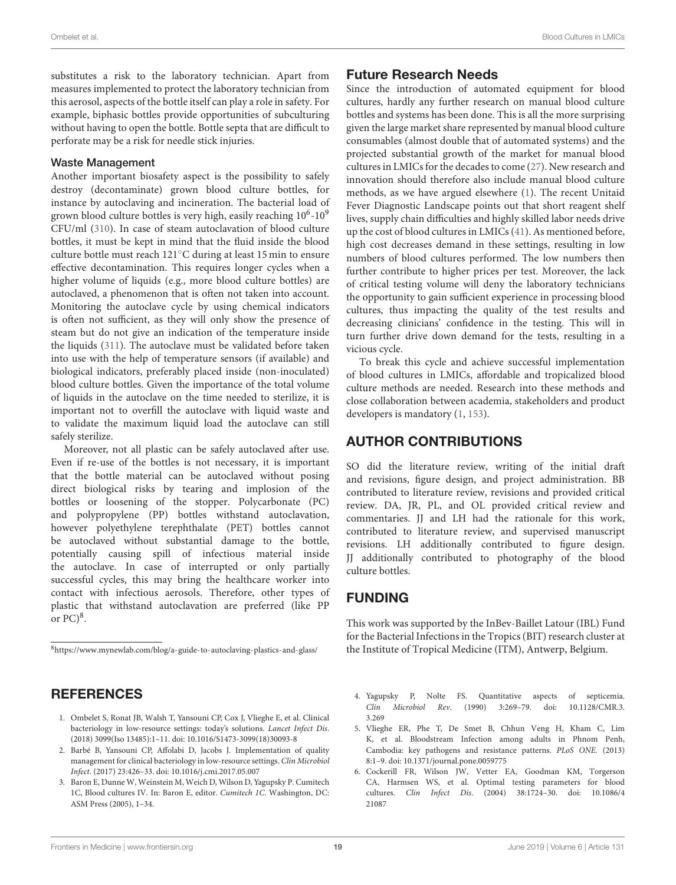substitutes a risk to the laboratory technician. Apart from measures implemented to protect the laboratory technician from this aerosol, aspects of the bottle itself can play a role in safety. For example, biphasic bottles provide opportunities of subculturing without having to open the bottle. Bottle septa that are difficult to perforate may be a risk for needle stick injuries.

### Waste Management

Another important biosafety aspect is the possibility to safely destroy (decontaminate) grown blood culture bottles, for instance by autoclaving and incineration. The bacterial load of grown blood culture bottles is very high, easily reaching $10^6$-$10^9$ CFU/ml (310). In case of steam autoclavation of blood culture bottles, it must be kept in mind that the fluid inside the blood culture bottle must reach 121°C during at least 15 min to ensure effective decontamination. This requires longer cycles when a higher volume of liquids (e.g., more blood culture bottles) are autoclaved, a phenomenon that is often not taken into account. Monitoring the autoclave cycle by using chemical indicators is often not sufficient, as they will only show the presence of steam but do not give an indication of the temperature inside the liquids (311). The autoclave must be validated before taken into use with the help of temperature sensors (if available) and biological indicators, preferably placed inside (non-inoculated) blood culture bottles. Given the importance of the total volume of liquids in the autoclave on the time needed to sterilize, it is important not to overfill the autoclave with liquid waste and to validate the maximum liquid load the autoclave can still safely sterilize.

Moreover, not all plastic can be safely autoclaved after use. Even if re-use of the bottles is not necessary, it is important that the bottle material can be autoclaved without posing direct biological risks by tearing and implosion of the bottles or loosening of the stopper. Polycarbonate (PC) and polypropylene (PP) bottles withstand autoclavation, however polyethylene terephthalate (PET) bottles cannot be autoclaved without substantial damage to the bottle, potentially causing spill of infectious material inside the autoclave. In case of interrupted or only partially successful cycles, this may bring the healthcare worker into contact with infectious aerosols. Therefore, other types of plastic that withstand autoclavation are preferred (like PP or PC)[8].

[8] https://www.mynewlab.com/blog/a-guide-to-autoclaving-plastics-and-glass/

## Future Research Needs

Since the introduction of automated equipment for blood cultures, hardly any further research on manual blood culture bottles and systems has been done. This is all the more surprising given the large market share represented by manual blood culture consumables (almost double that of automated systems) and the projected substantial growth of the market for manual blood cultures in LMICs for the decades to come (27). New research and innovation should therefore also include manual blood culture methods, as we have argued elsewhere (1). The recent Unitaid Fever Diagnostic Landscape points out that short reagent shelf lives, supply chain difficulties and highly skilled labor needs drive up the cost of blood cultures in LMICs (41). As mentioned before, high cost decreases demand in these settings, resulting in low numbers of blood cultures performed. The low numbers then further contribute to higher prices per test. Moreover, the lack of critical testing volume will deny the laboratory technicians the opportunity to gain sufficient experience in processing blood cultures, thus impacting the quality of the test results and decreasing clinicians' confidence in the testing. This will in turn further drive down demand for the tests, resulting in a vicious cycle.

To break this cycle and achieve successful implementation of blood cultures in LMICs, affordable and tropicalized blood culture methods are needed. Research into these methods and close collaboration between academia, stakeholders and product developers is mandatory (1, 153).

## AUTHOR CONTRIBUTIONS

SO did the literature review, writing of the initial draft and revisions, figure design, and project administration. BB contributed to literature review, revisions and provided critical review. DA, JR, PL, and OL provided critical review and commentaries. JJ and LH had the rationale for this work, contributed to literature review, and supervised manuscript revisions. LH additionally contributed to figure design. JJ additionally contributed to photography of the blood culture bottles.

## FUNDING

This work was supported by the InBev-Baillet Latour (IBL) Fund for the Bacterial Infections in the Tropics (BIT) research cluster at the Institute of Tropical Medicine (ITM), Antwerp, Belgium.

## REFERENCES

1. Ombelet S, Ronat JB, Walsh T, Yansouni CP, Cox J, Vlieghe E, et al. Clinical bacteriology in low-resource settings: today's solutions. *Lancet Infect Dis*. (2018) 3099(Iso 13485):1–11. doi: 10.1016/S1473-3099(18)30093-8
2. Barbé B, Yansouni CP, Affolabi D, Jacobs J. Implementation of quality management for clinical bacteriology in low-resource settings. *Clin Microbiol Infect*. (2017) 23:426–33. doi: 10.1016/j.cmi.2017.05.007
3. Baron E, Dunne W, Weinstein M, Weich D, Wilson D, Yagupsky P. Cumitech 1C, Blood cultures IV. In: Baron E, editor. *Cumitech 1C*. Washington, DC: ASM Press (2005), 1–34.
4. Yagupsky P, Nolte FS. Quantitative aspects of septicemia. *Clin Microbiol Rev*. (1990) 3:269–79. doi: 10.1128/CMR.3.3.269
5. Vlieghe ER, Phe T, De Smet B, Chhun Veng H, Kham C, Lim K, et al. Bloodstream Infection among adults in Phnom Penh, Cambodia: key pathogens and resistance patterns. *PLoS ONE*. (2013) 8:1–9. doi: 10.1371/journal.pone.0059775
6. Cockerill FR, Wilson JW, Vetter EA, Goodman KM, Torgerson CA, Harmsen WS, et al. Optimal testing parameters for blood cultures. *Clin Infect Dis*. (2004) 38:1724–30. doi: 10.1086/421087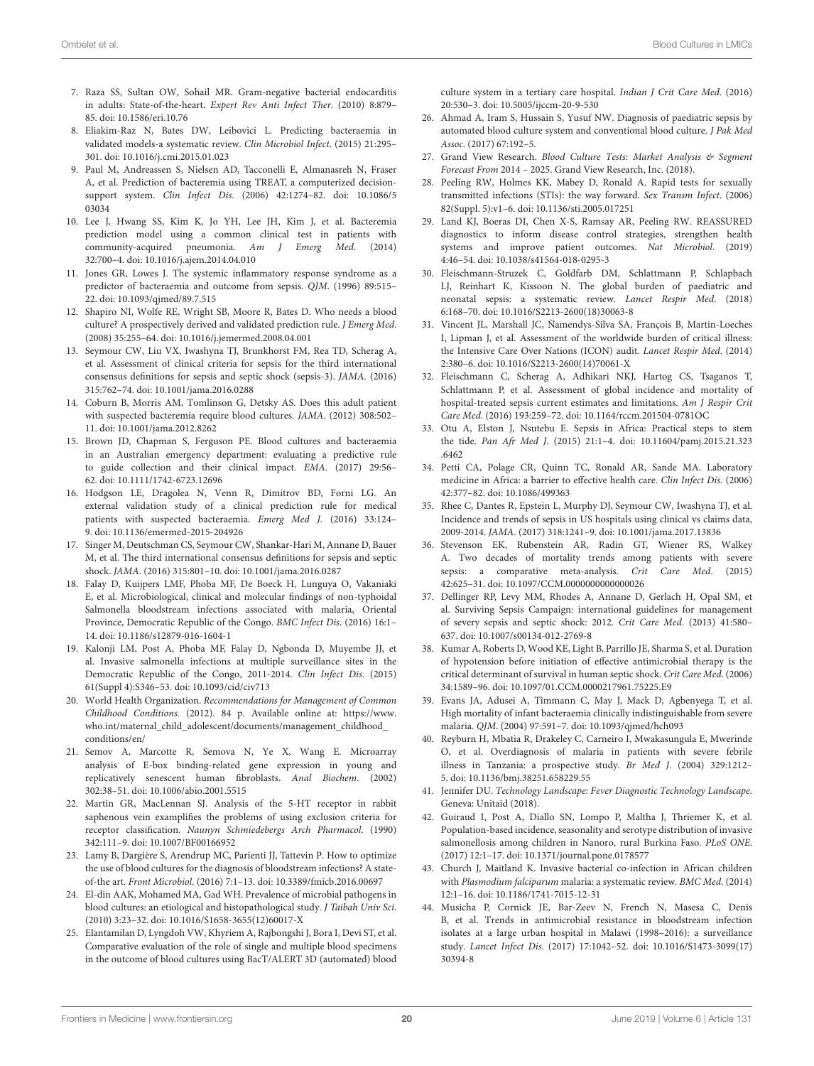7. Raza SS, Sultan OW, Sohail MR. Gram-negative bacterial endocarditis in adults: State-of-the-heart. *Expert Rev Anti Infect Ther*. (2010) 8:879–85. doi: 10.1586/eri.10.76
8. Eliakim-Raz N, Bates DW, Leibovici L. Predicting bacteraemia in validated models-a systematic review. *Clin Microbiol Infect*. (2015) 21:295–301. doi: 10.1016/j.cmi.2015.01.023
9. Paul M, Andreassen S, Nielsen AD, Tacconelli E, Almanasreh N, Fraser A, et al. Prediction of bacteremia using TREAT, a computerized decision-support system. *Clin Infect Dis*. (2006) 42:1274–82. doi: 10.1086/503034
10. Lee J, Hwang SS, Kim K, Jo YH, Lee JH, Kim J, et al. Bacteremia prediction model using a common clinical test in patients with community-acquired pneumonia. *Am J Emerg Med*. (2014) 32:700–4. doi: 10.1016/j.ajem.2014.04.010
11. Jones GR, Lowes J. The systemic inflammatory response syndrome as a predictor of bacteraemia and outcome from sepsis. *QJM*. (1996) 89:515–22. doi: 10.1093/qjmed/89.7.515
12. Shapiro NI, Wolfe RE, Wright SB, Moore R, Bates D. Who needs a blood culture? A prospectively derived and validated prediction rule. *J Emerg Med*. (2008) 35:255–64. doi: 10.1016/j.jemermed.2008.04.001
13. Seymour CW, Liu VX, Iwashyna TJ, Brunkhorst FM, Rea TD, Scherag A, et al. Assessment of clinical criteria for sepsis for the third international consensus definitions for sepsis and septic shock (sepsis-3). *JAMA*. (2016) 315:762–74. doi: 10.1001/jama.2016.0288
14. Coburn B, Morris AM, Tomlinson G, Detsky AS. Does this adult patient with suspected bacteremia require blood cultures. *JAMA*. (2012) 308:502–11. doi: 10.1001/jama.2012.8262
15. Brown JD, Chapman S, Ferguson PE. Blood cultures and bacteraemia in an Australian emergency department: evaluating a predictive rule to guide collection and their clinical impact. *EMA*. (2017) 29:56–62. doi: 10.1111/1742-6723.12696
16. Hodgson LE, Dragolea N, Venn R, Dimitrov BD, Forni LG. An external validation study of a clinical prediction rule for medical patients with suspected bacteraemia. *Emerg Med J*. (2016) 33:124–9. doi: 10.1136/emermed-2015-204926
17. Singer M, Deutschman CS, Seymour CW, Shankar-Hari M, Annane D, Bauer M, et al. The third international consensus definitions for sepsis and septic shock. *JAMA*. (2016) 315:801–10. doi: 10.1001/jama.2016.0287
18. Falay D, Kuijpers LMF, Phoba MF, De Boeck H, Lunguya O, Vakaniaki E, et al. Microbiological, clinical and molecular findings of non-typhoidal Salmonella bloodstream infections associated with malaria, Oriental Province, Democratic Republic of the Congo. *BMC Infect Dis*. (2016) 16:1–14. doi: 10.1186/s12879-016-1604-1
19. Kalonji LM, Post A, Phoba MF, Falay D, Ngbonda D, Muyembe JJ, et al. Invasive salmonella infections at multiple surveillance sites in the Democratic Republic of the Congo, 2011-2014. *Clin Infect Dis*. (2015) 61(Suppl 4):S346–53. doi: 10.1093/cid/civ713
20. World Health Organization. *Recommendations for Management of Common Childhood Conditions*. (2012). 84 p. Available online at: https://www.who.int/maternal_child_adolescent/documents/management_childhood_conditions/en/
21. Semov A, Marcotte R, Semova N, Ye X, Wang E. Microarray analysis of E-box binding-related gene expression in young and replicatively senescent human fibroblasts. *Anal Biochem*. (2002) 302:38–51. doi: 10.1006/abio.2001.5515
22. Martin GR, MacLennan SJ. Analysis of the 5-HT receptor in rabbit saphenous vein examplifies the problems of using exclusion criteria for receptor classification. *Naunyn Schmiedebergs Arch Pharmacol*. (1990) 342:111–9. doi: 10.1007/BF00166952
23. Lamy B, Dargière S, Arendrup MC, Parienti JJ, Tattevin P. How to optimize the use of blood cultures for the diagnosis of bloodstream infections? A state-of-the art. *Front Microbiol*. (2016) 7:1–13. doi: 10.3389/fmicb.2016.00697
24. El-din AAK, Mohamed MA, Gad WH. Prevalence of microbial pathogens in blood cultures: an etiological and histopathological study. *J Taibah Univ Sci*. (2010) 3:23–32. doi: 10.1016/S1658-3655(12)60017-X
25. Elantamilan D, Lyngdoh VW, Khyriem A, Rajbongshi J, Bora I, Devi ST, et al. Comparative evaluation of the role of single and multiple blood specimens in the outcome of blood cultures using BacT/ALERT 3D (automated) blood culture system in a tertiary care hospital. *Indian J Crit Care Med*. (2016) 20:530–3. doi: 10.5005/ijccm-20-9-530
26. Ahmad A, Iram S, Hussain S, Yusuf NW. Diagnosis of paediatric sepsis by automated blood culture system and conventional blood culture. *J Pak Med Assoc*. (2017) 67:192–5.
27. Grand View Research. *Blood Culture Tests: Market Analysis & Segment Forecast From* 2014 – 2025. Grand View Research, Inc. (2018).
28. Peeling RW, Holmes KK, Mabey D, Ronald A. Rapid tests for sexually transmitted infections (STIs): the way forward. *Sex Transm Infect*. (2006) 82(Suppl. 5):v1–6. doi: 10.1136/sti.2005.017251
29. Land KJ, Boeras DI, Chen X-S, Ramsay AR, Peeling RW. REASSURED diagnostics to inform disease control strategies, strengthen health systems and improve patient outcomes. *Nat Microbiol*. (2019) 4:46–54. doi: 10.1038/s41564-018-0295-3
30. Fleischmann-Struzek C, Goldfarb DM, Schlattmann P, Schlapbach LJ, Reinhart K, Kissoon N. The global burden of paediatric and neonatal sepsis: a systematic review. *Lancet Respir Med*. (2018) 6:168–70. doi: 10.1016/S2213-2600(18)30063-8
31. Vincent JL, Marshall JC, Ñamendys-Silva SA, François B, Martin-Loeches I, Lipman J, et al. Assessment of the worldwide burden of critical illness: the Intensive Care Over Nations (ICON) audit. *Lancet Respir Med*. (2014) 2:380–6. doi: 10.1016/S2213-2600(14)70061-X
32. Fleischmann C, Scherag A, Adhikari NKJ, Hartog CS, Tsaganos T, Schlattmann P, et al. Assessment of global incidence and mortality of hospital-treated sepsis current estimates and limitations. *Am J Respir Crit Care Med*. (2016) 193:259–72. doi: 10.1164/rccm.201504-0781OC
33. Otu A, Elston J, Nsutebu E. Sepsis in Africa: Practical steps to stem the tide. *Pan Afr Med J*. (2015) 21:1–4. doi: 10.11604/pamj.2015.21.323.6462
34. Petti CA, Polage CR, Quinn TC, Ronald AR, Sande MA. Laboratory medicine in Africa: a barrier to effective health care. *Clin Infect Dis*. (2006) 42:377–82. doi: 10.1086/499363
35. Rhee C, Dantes R, Epstein L, Murphy DJ, Seymour CW, Iwashyna TJ, et al. Incidence and trends of sepsis in US hospitals using clinical vs claims data, 2009-2014. *JAMA*. (2017) 318:1241–9. doi: 10.1001/jama.2017.13836
36. Stevenson EK, Rubenstein AR, Radin GT, Wiener RS, Walkey A. Two decades of mortality trends among patients with severe sepsis: a comparative meta-analysis. *Crit Care Med*. (2015) 42:625–31. doi: 10.1097/CCM.0000000000000026
37. Dellinger RP, Levy MM, Rhodes A, Annane D, Gerlach H, Opal SM, et al. Surviving Sepsis Campaign: international guidelines for management of severy sepsis and septic shock: 2012. *Crit Care Med*. (2013) 41:580–637. doi: 10.1007/s00134-012-2769-8
38. Kumar A, Roberts D, Wood KE, Light B, Parrillo JE, Sharma S, et al. Duration of hypotension before initiation of effective antimicrobial therapy is the critical determinant of survival in human septic shock. *Crit Care Med*. (2006) 34:1589–96. doi: 10.1097/01.CCM.0000217961.75225.E9
39. Evans JA, Adusei A, Timmann C, May J, Mack D, Agbenyega T, et al. High mortality of infant bacteraemia clinically indistinguishable from severe malaria. *QJM*. (2004) 97:591–7. doi: 10.1093/qjmed/hch093
40. Reyburn H, Mbatia R, Drakeley C, Carneiro I, Mwakasungula E, Mwerinde O, et al. Overdiagnosis of malaria in patients with severe febrile illness in Tanzania: a prospective study. *Br Med J*. (2004) 329:1212–5. doi: 10.1136/bmj.38251.658229.55
41. Jennifer DU. *Technology Landscape: Fever Diagnostic Technology Landscape*. Geneva: Unitaid (2018).
42. Guiraud I, Post A, Diallo SN, Lompo P, Maltha J, Thriemer K, et al. Population-based incidence, seasonality and serotype distribution of invasive salmonellosis among children in Nanoro, rural Burkina Faso. *PLoS ONE*. (2017) 12:1–17. doi: 10.1371/journal.pone.0178577
43. Church J, Maitland K. Invasive bacterial co-infection in African children with *Plasmodium falciparum* malaria: a systematic review. *BMC Med*. (2014) 12:1–16. doi: 10.1186/1741-7015-12-31
44. Musicha P, Cornick JE, Bar-Zeev N, French N, Masesa C, Denis B, et al. Trends in antimicrobial resistance in bloodstream infection isolates at a large urban hospital in Malawi (1998–2016): a surveillance study. *Lancet Infect Dis*. (2017) 17:1042–52. doi: 10.1016/S1473-3099(17)30394-8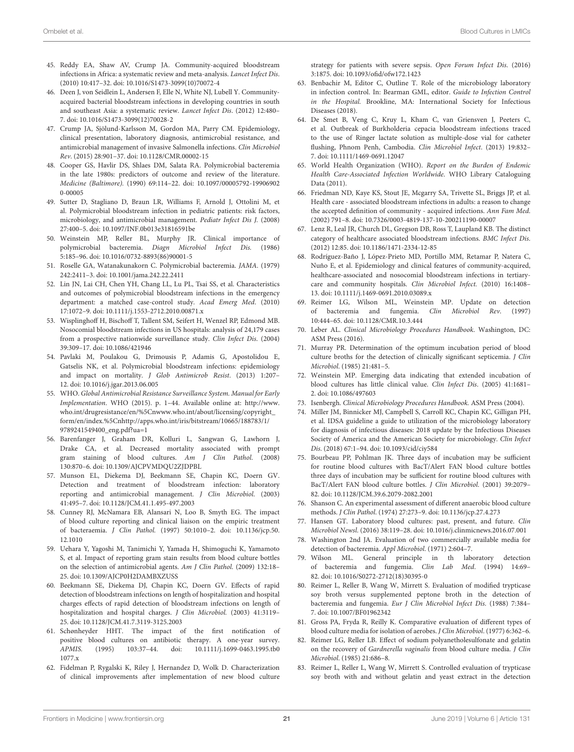45. Reddy EA, Shaw AV, Crump JA. Community-acquired bloodstream infections in Africa: a systematic review and meta-analysis. *Lancet Infect Dis*. (2010) 10:417–32. doi: 10.1016/S1473-3099(10)70072-4

46. Deen J, von Seidlein L, Andersen F, Elle N, White NJ, Lubell Y. Community-acquired bacterial bloodstream infections in developing countries in south and southeast Asia: a systematic review. *Lancet Infect Dis*. (2012) 12:480–7. doi: 10.1016/S1473-3099(12)70028-2

47. Crump JA, Sjölund-Karlsson M, Gordon MA, Parry CM. Epidemiology, clinical presentation, laboratory diagnosis, antimicrobial resistance, and antimicrobial management of invasive Salmonella infections. *Clin Microbiol Rev*. (2015) 28:901–37. doi: 10.1128/CMR.00002-15

48. Cooper GS, Havlir DS, Shlaes DM, Salata RA. Polymicrobial bacteremia in the late 1980s: predictors of outcome and review of the literature. *Medicine (Baltimore).* (1990) 69:114–22. doi: 10.1097/00005792-199069020-00005

49. Sutter D, Stagliano D, Braun LR, Williams F, Arnold J, Ottolini M, et al. Polymicrobial bloodstream infection in pediatric patients: risk factors, microbiology, and antimicrobial management. *Pediatr Infect Dis J*. (2008) 27:400–5. doi: 10.1097/INF.0b013e31816591be

50. Weinstein MP, Reller BL, Murphy JR. Clinical importance of polymicrobial bacteremia. *Diagn Microbiol Infect Dis.* (1986) 5:185–96. doi: 10.1016/0732-8893(86)90001-5

51. Roselle GA, Watanakunakorn C. Polymicrobial bacteremia. *JAMA*. (1979) 242:2411–3. doi: 10.1001/jama.242.22.2411

52. Lin JN, Lai CH, Chen YH, Chang LL, Lu PL, Tsai SS, et al. Characteristics and outcomes of polymicrobial bloodstream infections in the emergency department: a matched case-control study. *Acad Emerg Med*. (2010) 17:1072–9. doi: 10.1111/j.1553-2712.2010.00871.x

53. Wisplinghoff H, Bischoff T, Tallent SM, Seifert H, Wenzel RP, Edmond MB. Nosocomial bloodstream infections in US hospitals: analysis of 24,179 cases from a prospective nationwide surveillance study. *Clin Infect Dis*. (2004) 39:309–17. doi: 10.1086/421946

54. Pavlaki M, Poulakou G, Drimousis P, Adamis G, Apostolidou E, Gatselis NK, et al. Polymicrobial bloodstream infections: epidemiology and impact on mortality. *J Glob Antimicrob Resist*. (2013) 1:207–12. doi: 10.1016/j.jgar.2013.06.005

55. WHO. *Global Antimicrobial Resistance Surveillance System. Manual for Early Implementation*. WHO (2015). p. 1–44. Available online at: http://www.who.int/drugresistance/en/%5Cnwww.who.int/about/licensing/copyright_form/en/index.%5Cnhttp://apps.who.int/iris/bitstream/10665/188783/1/9789241549400_eng.pdf?ua=1

56. Barenfanger J, Graham DR, Kolluri L, Sangwan G, Lawhorn J, Drake CA, et al. Decreased mortality associated with prompt gram staining of blood cultures. *Am J Clin Pathol*. (2008) 130:870–6. doi: 10.1309/AJCPVMDQU2ZJDPBL

57. Munson EL, Diekema DJ, Beekmann SE, Chapin KC, Doern GV. Detection and treatment of bloodstream infection: laboratory reporting and antimicrobial management. *J Clin Microbiol*. (2003) 41:495–7. doi: 10.1128/JCM.41.1.495-497.2003

58. Cunney RJ, McNamara EB, Alansari N, Loo B, Smyth EG. The impact of blood culture reporting and clinical liaison on the empiric treatment of bacteraemia. *J Clin Pathol*. (1997) 50:1010–2. doi: 10.1136/jcp.50.12.1010

59. Uehara Y, Yagoshi M, Tanimichi Y, Yamada H, Shimoguchi K, Yamamoto S, et al. Impact of reporting gram stain results from blood culture bottles on the selection of antimicrobial agents. *Am J Clin Pathol*. (2009) 132:18–25. doi: 10.1309/AJCP0H2DAMBXZUSS

60. Beekmann SE, Diekema DJ, Chapin KC, Doern GV. Effects of rapid detection of bloodstream infections on length of hospitalization and hospital charges effects of rapid detection of bloodstream infections on length of hospitalization and hospital charges. *J Clin Microbiol*. (2003) 41:3119–25. doi: 10.1128/JCM.41.7.3119-3125.2003

61. Schønheyder HHT. The impact of the first notification of positive blood cultures on antibiotic therapy. A one-year survey. *APMIS*. (1995) 103:37–44. doi: 10.1111/j.1699-0463.1995.tb01077.x

62. Fidelman P, Rygalski K, Riley J, Hernandez D, Wolk D. Characterization of clinical improvements after implementation of new blood culture strategy for patients with severe sepsis. *Open Forum Infect Dis*. (2016) 3:1875. doi: 10.1093/ofid/ofw172.1423

63. Benbachir M, Editor C, Outline T. Role of the microbiology laboratory in infection control. In: Bearman GML, editor. *Guide to Infection Control in the Hospital.* Brookline, MA: International Society for Infectious Diseases (2018).

64. De Smet B, Veng C, Kruy L, Kham C, van Griensven J, Peeters C, et al. Outbreak of Burkholderia cepacia bloodstream infections traced to the use of Ringer lactate solution as multiple-dose vial for catheter flushing, Phnom Penh, Cambodia. *Clin Microbiol Infect*. (2013) 19:832–7. doi: 10.1111/1469-0691.12047

65. World Health Organization (WHO). *Report on the Burden of Endemic Health Care-Associated Infection Worldwide*. WHO Library Cataloguing Data (2011).

66. Friedman ND, Kaye KS, Stout JE, Mcgarry SA, Trivette SL, Briggs JP, et al. Health care - associated bloodstream infections in adults: a reason to change the accepted definition of community - acquired infections. *Ann Fam Med*. (2002) 791–8. doi: 10.7326/0003-4819-137-10-200211190-00007

67. Lenz R, Leal JR, Church DL, Gregson DB, Ross T, Laupland KB. The distinct category of healthcare associated bloodstream infections. *BMC Infect Dis*. (2012) 12:85. doi: 10.1186/1471-2334-12-85

68. Rodríguez-Baño J, López-Prieto MD, Portillo MM, Retamar P, Natera C, Nuño E, et al. Epidemiology and clinical features of community-acquired, healthcare-associated and nosocomial bloodstream infections in tertiary-care and community hospitals. *Clin Microbiol Infect.* (2010) 16:1408–13. doi: 10.1111/j.1469-0691.2010.03089.x

69. Reimer LG, Wilson ML, Weinstein MP. Update on detection of bacteremia and fungemia. *Clin Microbiol Rev*. (1997) 10:444–65. doi: 10.1128/CMR.10.3.444

70. Leber AL. *Clinical Microbiology Procedures Handbook*. Washington, DC: ASM Press (2016).

71. Murray PR. Determination of the optimum incubation period of blood culture broths for the detection of clinically significant septicemia. *J Clin Microbiol*. (1985) 21:481–5.

72. Weinstein MP. Emerging data indicating that extended incubation of blood cultures has little clinical value. *Clin Infect Dis*. (2005) 41:1681–2. doi: 10.1086/497603

73. Isenbergh. *Clinical Microbiology Procedures Handbook.* ASM Press (2004).

74. Miller JM, Binnicker MJ, Campbell S, Carroll KC, Chapin KC, Gilligan PH, et al. IDSA guideline a guide to utilization of the microbiology laboratory for diagnosis of infectious diseases: 2018 update by the Infectious Diseases Society of America and the American Society for microbiology. *Clin Infect Dis*. (2018) 67:1–94. doi: 10.1093/cid/ciy584

75. Bourbeau PP, Pohlman JK. Three days of incubation may be sufficient for routine blood cultures with BacT/Alert FAN blood culture bottles three days of incubation may be sufficient for routine blood cultures with BacT/Alert FAN blood culture bottles. *J Clin Microbiol*. (2001) 39:2079–82. doi: 10.1128/JCM.39.6.2079-2082.2001

76. Shanson C. An experimental assessment of different anaerobic blood culture methods. *J Clin Pathol*. (1974) 27:273–9. doi: 10.1136/jcp.27.4.273

77. Hansen GT. Laboratory blood cultures: past, present, and future. *Clin Microbiol Newsl*. (2016) 38:119–28. doi: 10.1016/j.clinmicnews.2016.07.001

78. Washington 2nd JA. Evaluation of two commercially available media for detection of bacteremia. *Appl Microbiol*. (1971) 2:604–7.

79. Wilson ML. General principle in th laboratory detection of bacteremia and fungemia. *Clin Lab Med*. (1994) 14:69–82. doi: 10.1016/S0272-2712(18)30395-0

80. Reimer L, Reller B, Wang W, Mirrett S. Evaluation of modified trypticase soy broth versus supplemented peptone broth in the detection of bacteremia and fungemia. *Eur J Clin Microbiol Infect Dis*. (1988) 7:384–7. doi: 10.1007/BF01962342

81. Gross PA, Fryda R, Reilly K. Comparative evaluation of different types of blood culture media for isolation of aerobes. *J Clin Microbiol*. (1977) 6:362–6.

82. Reimer LG, Reller LB. Effect of sodium polyanetholesulfonate and gelatin on the recovery of *Gardnerella vaginalis* from blood culture media. *J Clin Microbiol*. (1985) 21:686–8.

83. Reimer L, Reller L, Wang W, Mirrett S. Controlled evaluation of trypticase soy broth with and without gelatin and yeast extract in the detection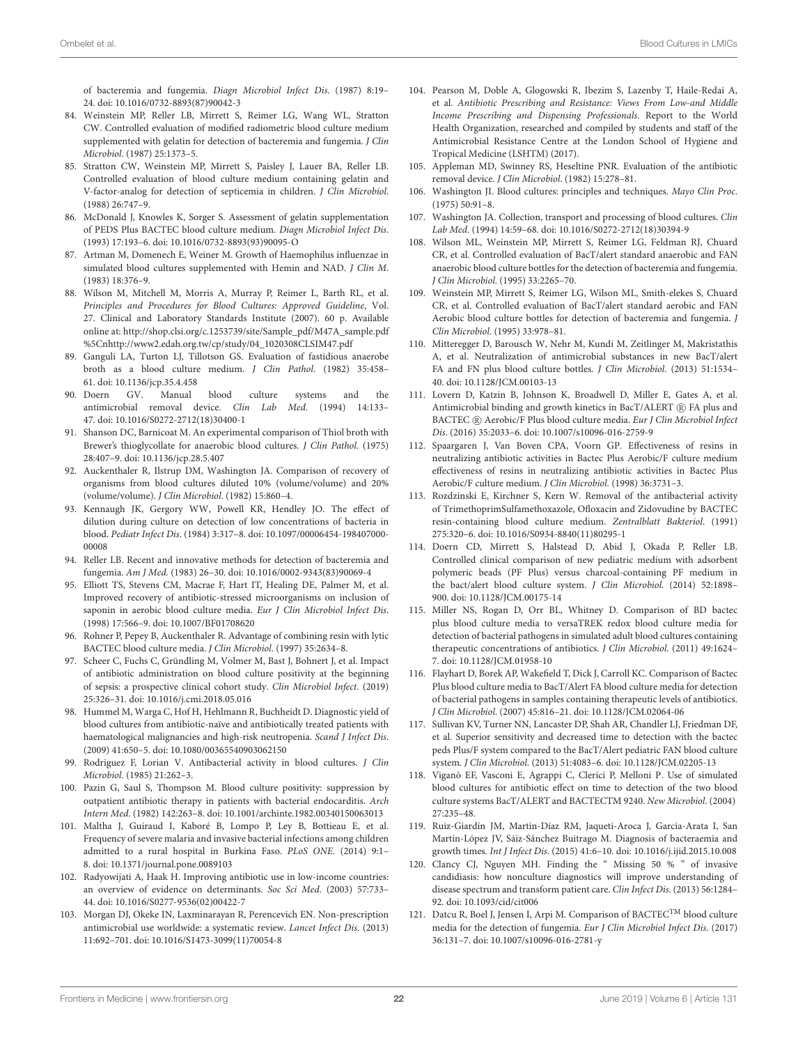of bacteremia and fungemia. *Diagn Microbiol Infect Dis*. (1987) 8:19–24. doi: 10.1016/0732-8893(87)90042-3

84. Weinstein MP, Reller LB, Mirrett S, Reimer LG, Wang WL, Stratton CW. Controlled evaluation of modified radiometric blood culture medium supplemented with gelatin for detection of bacteremia and fungemia. *J Clin Microbiol*. (1987) 25:1373–5.
85. Stratton CW, Weinstein MP, Mirrett S, Paisley J, Lauer BA, Reller LB. Controlled evaluation of blood culture medium containing gelatin and V-factor-analog for detection of septicemia in children. *J Clin Microbiol*. (1988) 26:747–9.
86. McDonald J, Knowles K, Sorger S. Assessment of gelatin supplementation of PEDS Plus BACTEC blood culture medium. *Diagn Microbiol Infect Dis*. (1993) 17:193–6. doi: 10.1016/0732-8893(93)90095-O
87. Artman M, Domenech E, Weiner M. Growth of Haemophilus influenzae in simulated blood cultures supplemented with Hemin and NAD. *J Clin M*. (1983) 18:376–9.
88. Wilson M, Mitchell M, Morris A, Murray P, Reimer L, Barth RL, et al. *Principles and Procedures for Blood Cultures: Approved Guideline*, Vol. 27. Clinical and Laboratory Standards Institute (2007). 60 p. Available online at: http://shop.clsi.org/c.1253739/site/Sample_pdf/M47A_sample.pdf%5Cnhttp://www2.edah.org.tw/cp/study/04_1020308CLSIM47.pdf
89. Ganguli LA, Turton LJ, Tillotson GS. Evaluation of fastidious anaerobe broth as a blood culture medium. *J Clin Pathol*. (1982) 35:458–61. doi: 10.1136/jcp.35.4.458
90. Doern GV. Manual blood culture systems and the antimicrobial removal device. *Clin Lab Med*. (1994) 14:133–47. doi: 10.1016/S0272-2712(18)30400-1
91. Shanson DC, Barnicoat M. An experimental comparison of Thiol broth with Brewer's thioglycollate for anaerobic blood cultures. *J Clin Pathol*. (1975) 28:407–9. doi: 10.1136/jcp.28.5.407
92. Auckenthaler R, Ilstrup DM, Washington JA. Comparison of recovery of organisms from blood cultures diluted 10% (volume/volume) and 20% (volume/volume). *J Clin Microbiol*. (1982) 15:860–4.
93. Kennaugh JK, Gergory WW, Powell KR, Hendley JO. The effect of dilution during culture on detection of low concentrations of bacteria in blood. *Pediatr Infect Dis*. (1984) 3:317–8. doi: 10.1097/00006454-198407000-00008
94. Reller LB. Recent and innovative methods for detection of bacteremia and fungemia. *Am J Med*. (1983) 26–30. doi: 10.1016/0002-9343(83)90069-4
95. Elliott TS, Stevens CM, Macrae F, Hart IT, Healing DE, Palmer M, et al. Improved recovery of antibiotic-stressed microorganisms on inclusion of saponin in aerobic blood culture media. *Eur J Clin Microbiol Infect Dis*. (1998) 17:566–9. doi: 10.1007/BF01708620
96. Rohner P, Pepey B, Auckenthaler R. Advantage of combining resin with lytic BACTEC blood culture media. *J Clin Microbiol*. (1997) 35:2634–8.
97. Scheer C, Fuchs C, Gründling M, Volmer M, Bast J, Bohnert J, et al. Impact of antibiotic administration on blood culture positivity at the beginning of sepsis: a prospective clinical cohort study. *Clin Microbiol Infect*. (2019) 25:326–31. doi: 10.1016/j.cmi.2018.05.016
98. Hummel M, Warga C, Hof H, Hehlmann R, Buchheidt D. Diagnostic yield of blood cultures from antibiotic-naïve and antibiotically treated patients with haematological malignancies and high-risk neutropenia. *Scand J Infect Dis*. (2009) 41:650–5. doi: 10.1080/00365540903062150
99. Rodriguez F, Lorian V. Antibacterial activity in blood cultures. *J Clin Microbiol*. (1985) 21:262–3.
100. Pazin G, Saul S, Thompson M. Blood culture positivity: suppression by outpatient antibiotic therapy in patients with bacterial endocarditis. *Arch Intern Med*. (1982) 142:263–8. doi: 10.1001/archinte.1982.00340150063013
101. Maltha J, Guiraud I, Kaboré B, Lompo P, Ley B, Bottieau E, et al. Frequency of severe malaria and invasive bacterial infections among children admitted to a rural hospital in Burkina Faso. *PLoS ONE*. (2014) 9:1–8. doi: 10.1371/journal.pone.0089103
102. Radyowijati A, Haak H. Improving antibiotic use in low-income countries: an overview of evidence on determinants. *Soc Sci Med*. (2003) 57:733–44. doi: 10.1016/S0277-9536(02)00422-7
103. Morgan DJ, Okeke IN, Laxminarayan R, Perencevich EN. Non-prescription antimicrobial use worldwide: a systematic review. *Lancet Infect Dis*. (2013) 11:692–701. doi: 10.1016/S1473-3099(11)70054-8
104. Pearson M, Doble A, Glogowski R, Ibezim S, Lazenby T, Haile-Redai A, et al. *Antibiotic Prescribing and Resistance: Views From Low-and Middle Income Prescribing and Dispensing Professionals*. Report to the World Health Organization, researched and compiled by students and staff of the Antimicrobial Resistance Centre at the London School of Hygiene and Tropical Medicine (LSHTM) (2017).
105. Appleman MD, Swinney RS, Heseltine PNR. Evaluation of the antibiotic removal device. *J Clin Microbiol*. (1982) 15:278–81.
106. Washington JI. Blood cultures: principles and techniques. *Mayo Clin Proc*. (1975) 50:91–8.
107. Washington JA. Collection, transport and processing of blood cultures. *Clin Lab Med*. (1994) 14:59–68. doi: 10.1016/S0272-2712(18)30394-9
108. Wilson ML, Weinstein MP, Mirrett S, Reimer LG, Feldman RJ, Chuard CR, et al. Controlled evaluation of BacT/alert standard anaerobic and FAN anaerobic blood culture bottles for the detection of bacteremia and fungemia. *J Clin Microbiol*. (1995) 33:2265–70.
109. Weinstein MP, Mirrett S, Reimer LG, Wilson ML, Smith-elekes S, Chuard CR, et al. Controlled evaluation of BacT/alert standard aerobic and FAN Aerobic blood culture bottles for detection of bacteremia and fungemia. *J Clin Microbiol*. (1995) 33:978–81.
110. Mitteregger D, Barousch W, Nehr M, Kundi M, Zeitlinger M, Makristathis A, et al. Neutralization of antimicrobial substances in new BacT/alert FA and FN plus blood culture bottles. *J Clin Microbiol*. (2013) 51:1534–40. doi: 10.1128/JCM.00103-13
111. Lovern D, Katzin B, Johnson K, Broadwell D, Miller E, Gates A, et al. Antimicrobial binding and growth kinetics in BacT/ALERT ® FA plus and BACTEC ® Aerobic/F Plus blood culture media. *Eur J Clin Microbiol Infect Dis*. (2016) 35:2033–6. doi: 10.1007/s10096-016-2759-9
112. Spaargaren J, Van Boven CPA, Voorn GP. Effectiveness of resins in neutralizing antibiotic activities in Bactec Plus Aerobic/F culture medium effectiveness of resins in neutralizing antibiotic activities in Bactec Plus Aerobic/F culture medium. *J Clin Microbiol*. (1998) 36:3731–3.
113. Rozdzinski E, Kirchner S, Kern W. Removal of the antibacterial activity of TrimethoprimSulfamethoxazole, Ofloxacin and Zidovudine by BACTEC resin-containing blood culture medium. *Zentralblatt Bakteriol*. (1991) 275:320–6. doi: 10.1016/S0934-8840(11)80295-1
114. Doern CD, Mirrett S, Halstead D, Abid J, Okada P, Reller LB. Controlled clinical comparison of new pediatric medium with adsorbent polymeric beads (PF Plus) versus charcoal-containing PF medium in the bact/alert blood culture system. *J Clin Microbiol*. (2014) 52:1898–900. doi: 10.1128/JCM.00175-14
115. Miller NS, Rogan D, Orr BL, Whitney D. Comparison of BD bactec plus blood culture media to versaTREK redox blood culture media for detection of bacterial pathogens in simulated adult blood cultures containing therapeutic concentrations of antibiotics. *J Clin Microbiol*. (2011) 49:1624–7. doi: 10.1128/JCM.01958-10
116. Flayhart D, Borek AP, Wakefield T, Dick J, Carroll KC. Comparison of Bactec Plus blood culture media to BacT/Alert FA blood culture media for detection of bacterial pathogens in samples containing therapeutic levels of antibiotics. *J Clin Microbiol*. (2007) 45:816–21. doi: 10.1128/JCM.02064-06
117. Sullivan KV, Turner NN, Lancaster DP, Shah AR, Chandler LJ, Friedman DF, et al. Superior sensitivity and decreased time to detection with the bactec peds Plus/F system compared to the BacT/Alert pediatric FAN blood culture system. *J Clin Microbiol*. (2013) 51:4083–6. doi: 10.1128/JCM.02205-13
118. Viganò EF, Vasconi E, Agrappi C, Clerici P, Melloni P. Use of simulated blood cultures for antibiotic effect on time to detection of the two blood culture systems BacT/ALERT and BACTECTM 9240. *New Microbiol*. (2004) 27:235–48.
119. Ruiz-Giardín JM, Martin-Díaz RM, Jaqueti-Aroca J, Garcia-Arata I, San Martín-López JV, Sáiz-Sánchez Buitrago M. Diagnosis of bacteraemia and growth times. *Int J Infect Dis*. (2015) 41:6–10. doi: 10.1016/j.ijid.2015.10.008
120. Clancy CJ, Nguyen MH. Finding the " Missing 50 % " of invasive candidiasis: how nonculture diagnostics will improve understanding of disease spectrum and transform patient care. *Clin Infect Dis*. (2013) 56:1284–92. doi: 10.1093/cid/cit006
121. Datcu R, Boel J, Jensen I, Arpi M. Comparison of BACTEC™ blood culture media for the detection of fungemia. *Eur J Clin Microbiol Infect Dis*. (2017) 36:131–7. doi: 10.1007/s10096-016-2781-y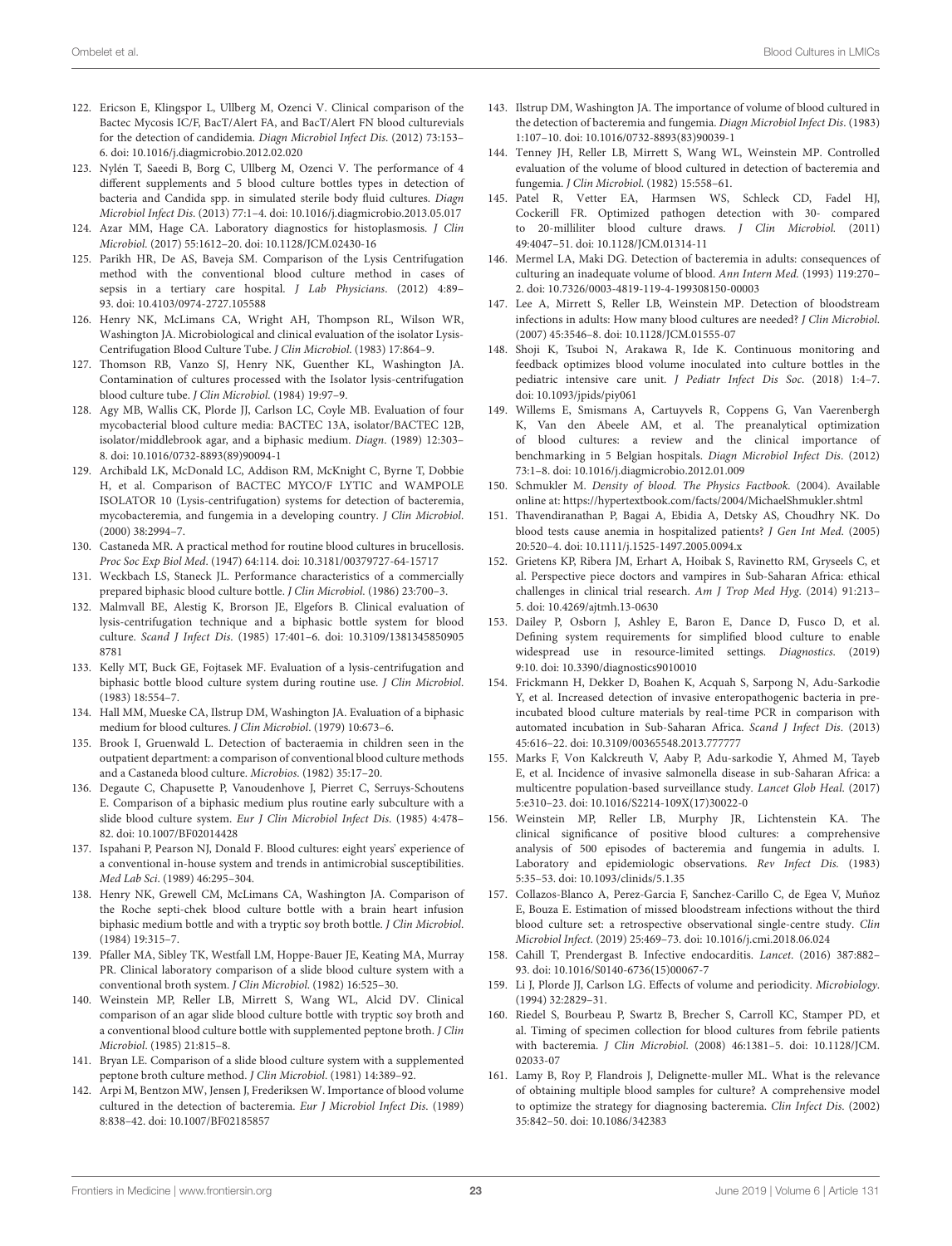122. Ericson E, Klingspor L, Ullberg M, Ozenci V. Clinical comparison of the Bactec Mycosis IC/F, BacT/Alert FA, and BacT/Alert FN blood culturevials for the detection of candidemia. *Diagn Microbiol Infect Dis*. (2012) 73:153–6. doi: 10.1016/j.diagmicrobio.2012.02.020

123. Nylén T, Saeedi B, Borg C, Ullberg M, Ozenci V. The performance of 4 different supplements and 5 blood culture bottles types in detection of bacteria and Candida spp. in simulated sterile body fluid cultures. *Diagn Microbiol Infect Dis*. (2013) 77:1–4. doi: 10.1016/j.diagmicrobio.2013.05.017

124. Azar MM, Hage CA. Laboratory diagnostics for histoplasmosis. *J Clin Microbiol*. (2017) 55:1612–20. doi: 10.1128/JCM.02430-16

125. Parikh HR, De AS, Baveja SM. Comparison of the Lysis Centrifugation method with the conventional blood culture method in cases of sepsis in a tertiary care hospital. *J Lab Physicians*. (2012) 4:89–93. doi: 10.4103/0974-2727.105588

126. Henry NK, McLimans CA, Wright AH, Thompson RL, Wilson WR, Washington JA. Microbiological and clinical evaluation of the isolator Lysis-Centrifugation Blood Culture Tube. *J Clin Microbiol*. (1983) 17:864–9.

127. Thomson RB, Vanzo SJ, Henry NK, Guenther KL, Washington JA. Contamination of cultures processed with the Isolator lysis-centrifugation blood culture tube. *J Clin Microbiol*. (1984) 19:97–9.

128. Agy MB, Wallis CK, Plorde JJ, Carlson LC, Coyle MB. Evaluation of four mycobacterial blood culture media: BACTEC 13A, isolator/BACTEC 12B, isolator/middlebrook agar, and a biphasic medium. *Diagn*. (1989) 12:303–8. doi: 10.1016/0732-8893(89)90094-1

129. Archibald LK, McDonald LC, Addison RM, McKnight C, Byrne T, Dobbie H, et al. Comparison of BACTEC MYCO/F LYTIC and WAMPOLE ISOLATOR 10 (Lysis-centrifugation) systems for detection of bacteremia, mycobacteremia, and fungemia in a developing country. *J Clin Microbiol*. (2000) 38:2994–7.

130. Castaneda MR. A practical method for routine blood cultures in brucellosis. *Proc Soc Exp Biol Med*. (1947) 64:114. doi: 10.3181/00379727-64-15717

131. Weckbach LS, Staneck JL. Performance characteristics of a commercially prepared biphasic blood culture bottle. *J Clin Microbiol*. (1986) 23:700–3.

132. Malmvall BE, Alestig K, Brorson JE, Elgefors B. Clinical evaluation of lysis-centrifugation technique and a biphasic bottle system for blood culture. *Scand J Infect Dis*. (1985) 17:401–6. doi: 10.3109/13813458509058781

133. Kelly MT, Buck GE, Fojtasek MF. Evaluation of a lysis-centrifugation and biphasic bottle blood culture system during routine use. *J Clin Microbiol*. (1983) 18:554–7.

134. Hall MM, Mueske CA, Ilstrup DM, Washington JA. Evaluation of a biphasic medium for blood cultures. *J Clin Microbiol*. (1979) 10:673–6.

135. Brook I, Gruenwald L. Detection of bacteraemia in children seen in the outpatient department: a comparison of conventional blood culture methods and a Castaneda blood culture. *Microbios*. (1982) 35:17–20.

136. Degaute C, Chapusette P, Vanoudenhove J, Pierret C, Serruys-Schoutens E. Comparison of a biphasic medium plus routine early subculture with a slide blood culture system. *Eur J Clin Microbiol Infect Dis*. (1985) 4:478–82. doi: 10.1007/BF02014428

137. Ispahani P, Pearson NJ, Donald F. Blood cultures: eight years' experience of a conventional in-house system and trends in antimicrobial susceptibilities. *Med Lab Sci*. (1989) 46:295–304.

138. Henry NK, Grewell CM, McLimans CA, Washington JA. Comparison of the Roche septi-chek blood culture bottle with a brain heart infusion biphasic medium bottle and with a tryptic soy broth bottle. *J Clin Microbiol*. (1984) 19:315–7.

139. Pfaller MA, Sibley TK, Westfall LM, Hoppe-Bauer JE, Keating MA, Murray PR. Clinical laboratory comparison of a slide blood culture system with a conventional broth system. *J Clin Microbiol*. (1982) 16:525–30.

140. Weinstein MP, Reller LB, Mirrett S, Wang WL, Alcid DV. Clinical comparison of an agar slide blood culture bottle with tryptic soy broth and a conventional blood culture bottle with supplemented peptone broth. *J Clin Microbiol*. (1985) 21:815–8.

141. Bryan LE. Comparison of a slide blood culture system with a supplemented peptone broth culture method. *J Clin Microbiol*. (1981) 14:389–92.

142. Arpi M, Bentzon MW, Jensen J, Frederiksen W. Importance of blood volume cultured in the detection of bacteremia. *Eur J Microbiol Infect Dis*. (1989) 8:838–42. doi: 10.1007/BF02185857

143. Ilstrup DM, Washington JA. The importance of volume of blood cultured in the detection of bacteremia and fungemia. *Diagn Microbiol Infect Dis*. (1983) 1:107–10. doi: 10.1016/0732-8893(83)90039-1

144. Tenney JH, Reller LB, Mirrett S, Wang WL, Weinstein MP. Controlled evaluation of the volume of blood cultured in detection of bacteremia and fungemia. *J Clin Microbiol*. (1982) 15:558–61.

145. Patel R, Vetter EA, Harmsen WS, Schleck CD, Fadel HJ, Cockerill FR. Optimized pathogen detection with 30- compared to 20-milliliter blood culture draws. *J Clin Microbiol*. (2011) 49:4047–51. doi: 10.1128/JCM.01314-11

146. Mermel LA, Maki DG. Detection of bacteremia in adults: consequences of culturing an inadequate volume of blood. *Ann Intern Med*. (1993) 119:270–2. doi: 10.7326/0003-4819-119-4-199308150-00003

147. Lee A, Mirrett S, Reller LB, Weinstein MP. Detection of bloodstream infections in adults: How many blood cultures are needed? *J Clin Microbiol*. (2007) 45:3546–8. doi: 10.1128/JCM.01555-07

148. Shoji K, Tsuboi N, Arakawa R, Ide K. Continuous monitoring and feedback optimizes blood volume inoculated into culture bottles in the pediatric intensive care unit. *J Pediatr Infect Dis Soc*. (2018) 1:4–7. doi: 10.1093/jpids/piy061

149. Willems E, Smismans A, Cartuyvels R, Coppens G, Van Vaerenbergh K, Van den Abeele AM, et al. The preanalytical optimization of blood cultures: a review and the clinical importance of benchmarking in 5 Belgian hospitals. *Diagn Microbiol Infect Dis*. (2012) 73:1–8. doi: 10.1016/j.diagmicrobio.2012.01.009

150. Schmukler M. *Density of blood. The Physics Factbook*. (2004). Available online at: https://hypertextbook.com/facts/2004/MichaelShmukler.shtml

151. Thavendiranathan P, Bagai A, Ebidia A, Detsky AS, Choudhry NK. Do blood tests cause anemia in hospitalized patients? *J Gen Int Med*. (2005) 20:520–4. doi: 10.1111/j.1525-1497.2005.0094.x

152. Grietens KP, Ribera JM, Erhart A, Hoibak S, Ravinetto RM, Gryseels C, et al. Perspective piece doctors and vampires in Sub-Saharan Africa: ethical challenges in clinical trial research. *Am J Trop Med Hyg*. (2014) 91:213–5. doi: 10.4269/ajtmh.13-0630

153. Dailey P, Osborn J, Ashley E, Baron E, Dance D, Fusco D, et al. Defining system requirements for simplified blood culture to enable widespread use in resource-limited settings. *Diagnostics*. (2019) 9:10. doi: 10.3390/diagnostics9010010

154. Frickmann H, Dekker D, Boahen K, Acquah S, Sarpong N, Adu-Sarkodie Y, et al. Increased detection of invasive enteropathogenic bacteria in pre-incubated blood culture materials by real-time PCR in comparison with automated incubation in Sub-Saharan Africa. *Scand J Infect Dis*. (2013) 45:616–22. doi: 10.3109/00365548.2013.777777

155. Marks F, Von Kalckreuth V, Aaby P, Adu-sarkodie Y, Ahmed M, Tayeb E, et al. Incidence of invasive salmonella disease in sub-Saharan Africa: a multicentre population-based surveillance study. *Lancet Glob Heal*. (2017) 5:e310–23. doi: 10.1016/S2214-109X(17)30022-0

156. Weinstein MP, Reller LB, Murphy JR, Lichtenstein KA. The clinical significance of positive blood cultures: a comprehensive analysis of 500 episodes of bacteremia and fungemia in adults. I. Laboratory and epidemiologic observations. *Rev Infect Dis*. (1983) 5:35–53. doi: 10.1093/clinids/5.1.35

157. Collazos-Blanco A, Perez-Garcia F, Sanchez-Carillo C, de Egea V, Muñoz E, Bouza E. Estimation of missed bloodstream infections without the third blood culture set: a retrospective observational single-centre study. *Clin Microbiol Infect*. (2019) 25:469–73. doi: 10.1016/j.cmi.2018.06.024

158. Cahill T, Prendergast B. Infective endocarditis. *Lancet*. (2016) 387:882–93. doi: 10.1016/S0140-6736(15)00067-7

159. Li J, Plorde JJ, Carlson LG. Effects of volume and periodicity. *Microbiology*. (1994) 32:2829–31.

160. Riedel S, Bourbeau P, Swartz B, Brecher S, Carroll KC, Stamper PD, et al. Timing of specimen collection for blood cultures from febrile patients with bacteremia. *J Clin Microbiol*. (2008) 46:1381–5. doi: 10.1128/JCM.02033-07

161. Lamy B, Roy P, Flandrois J, Delignette-muller ML. What is the relevance of obtaining multiple blood samples for culture? A comprehensive model to optimize the strategy for diagnosing bacteremia. *Clin Infect Dis*. (2002) 35:842–50. doi: 10.1086/342383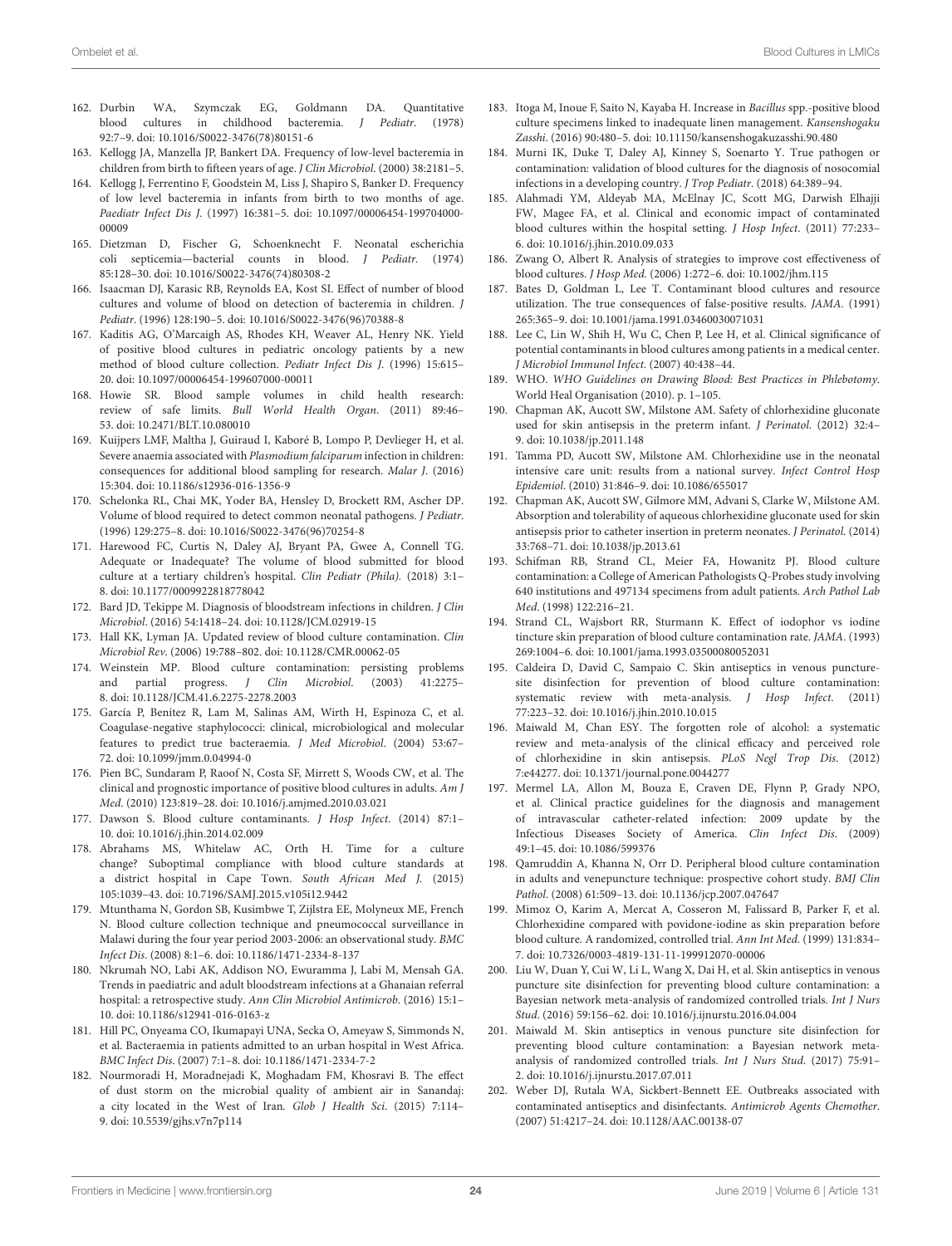162. Durbin WA, Szymczak EG, Goldmann DA. Quantitative blood cultures in childhood bacteremia. *J Pediatr*. (1978) 92:7–9. doi: 10.1016/S0022-3476(78)80151-6
163. Kellogg JA, Manzella JP, Bankert DA. Frequency of low-level bacteremia in children from birth to fifteen years of age. *J Clin Microbiol*. (2000) 38:2181–5.
164. Kellogg J, Ferrentino F, Goodstein M, Liss J, Shapiro S, Banker D. Frequency of low level bacteremia in infants from birth to two months of age. *Paediatr Infect Dis J*. (1997) 16:381–5. doi: 10.1097/00006454-199704000-00009
165. Dietzman D, Fischer G, Schoenknecht F. Neonatal escherichia coli septicemia—bacterial counts in blood. *J Pediatr*. (1974) 85:128–30. doi: 10.1016/S0022-3476(74)80308-2
166. Isaacman DJ, Karasic RB, Reynolds EA, Kost SI. Effect of number of blood cultures and volume of blood on detection of bacteremia in children. *J Pediatr*. (1996) 128:190–5. doi: 10.1016/S0022-3476(96)70388-8
167. Kaditis AG, O'Marcaigh AS, Rhodes KH, Weaver AL, Henry NK. Yield of positive blood cultures in pediatric oncology patients by a new method of blood culture collection. *Pediatr Infect Dis J*. (1996) 15:615–20. doi: 10.1097/00006454-199607000-00011
168. Howie SR. Blood sample volumes in child health research: review of safe limits. *Bull World Health Organ*. (2011) 89:46–53. doi: 10.2471/BLT.10.080010
169. Kuijpers LMF, Maltha J, Guiraud I, Kaboré B, Lompo P, Devlieger H, et al. Severe anaemia associated with *Plasmodium falciparum* infection in children: consequences for additional blood sampling for research. *Malar J*. (2016) 15:304. doi: 10.1186/s12936-016-1356-9
170. Schelonka RL, Chai MK, Yoder BA, Hensley D, Brockett RM, Ascher DP. Volume of blood required to detect common neonatal pathogens. *J Pediatr*. (1996) 129:275–8. doi: 10.1016/S0022-3476(96)70254-8
171. Harewood FC, Curtis N, Daley AJ, Bryant PA, Gwee A, Connell TG. Adequate or Inadequate? The volume of blood submitted for blood culture at a tertiary children's hospital. *Clin Pediatr (Phila)*. (2018) 3:1–8. doi: 10.1177/0009922818778042
172. Bard JD, Tekippe M. Diagnosis of bloodstream infections in children. *J Clin Microbiol*. (2016) 54:1418–24. doi: 10.1128/JCM.02919-15
173. Hall KK, Lyman JA. Updated review of blood culture contamination. *Clin Microbiol Rev*. (2006) 19:788–802. doi: 10.1128/CMR.00062-05
174. Weinstein MP. Blood culture contamination: persisting problems and partial progress. *J Clin Microbiol*. (2003) 41:2275–8. doi: 10.1128/JCM.41.6.2275-2278.2003
175. García P, Benítez R, Lam M, Salinas AM, Wirth H, Espinoza C, et al. Coagulase-negative staphylococci: clinical, microbiological and molecular features to predict true bacteraemia. *J Med Microbiol*. (2004) 53:67–72. doi: 10.1099/jmm.0.04994-0
176. Pien BC, Sundaram P, Raoof N, Costa SF, Mirrett S, Woods CW, et al. The clinical and prognostic importance of positive blood cultures in adults. *Am J Med*. (2010) 123:819–28. doi: 10.1016/j.amjmed.2010.03.021
177. Dawson S. Blood culture contaminants. *J Hosp Infect*. (2014) 87:1–10. doi: 10.1016/j.jhin.2014.02.009
178. Abrahams MS, Whitelaw AC, Orth H. Time for a culture change? Suboptimal compliance with blood culture standards at a district hospital in Cape Town. *South African Med J*. (2015) 105:1039–43. doi: 10.7196/SAMJ.2015.v105i12.9442
179. Mtunthama N, Gordon SB, Kusimbwe T, Zijlstra EE, Molyneux ME, French N. Blood culture collection technique and pneumococcal surveillance in Malawi during the four year period 2003-2006: an observational study. *BMC Infect Dis*. (2008) 8:1–6. doi: 10.1186/1471-2334-8-137
180. Nkrumah NO, Labi AK, Addison NO, Ewuramma J, Labi M, Mensah GA. Trends in paediatric and adult bloodstream infections at a Ghanaian referral hospital: a retrospective study. *Ann Clin Microbiol Antimicrob*. (2016) 15:1–10. doi: 10.1186/s12941-016-0163-z
181. Hill PC, Onyeama CO, Ikumapayi UNA, Secka O, Ameyaw S, Simmonds N, et al. Bacteraemia in patients admitted to an urban hospital in West Africa. *BMC Infect Dis*. (2007) 7:1–8. doi: 10.1186/1471-2334-7-2
182. Nourmoradi H, Moradnejadi K, Moghadam FM, Khosravi B. The effect of dust storm on the microbial quality of ambient air in Sanandaj: a city located in the West of Iran. *Glob J Health Sci*. (2015) 7:114–9. doi: 10.5539/gjhs.v7n7p114
183. Itoga M, Inoue F, Saito N, Kayaba H. Increase in *Bacillus* spp.-positive blood culture specimens linked to inadequate linen management. *Kansenshogaku Zasshi*. (2016) 90:480–5. doi: 10.11150/kansenshogakuzasshi.90.480
184. Murni IK, Duke T, Daley AJ, Kinney S, Soenarto Y. True pathogen or contamination: validation of blood cultures for the diagnosis of nosocomial infections in a developing country. *J Trop Pediatr*. (2018) 64:389–94.
185. Alahmadi YM, Aldeyab MA, McElnay JC, Scott MG, Darwish Elhajji FW, Magee FA, et al. Clinical and economic impact of contaminated blood cultures within the hospital setting. *J Hosp Infect*. (2011) 77:233–6. doi: 10.1016/j.jhin.2010.09.033
186. Zwang O, Albert R. Analysis of strategies to improve cost effectiveness of blood cultures. *J Hosp Med*. (2006) 1:272–6. doi: 10.1002/jhm.115
187. Bates D, Goldman L, Lee T. Contaminant blood cultures and resource utilization. The true consequences of false-positive results. *JAMA*. (1991) 265:365–9. doi: 10.1001/jama.1991.03460030071031
188. Lee C, Lin W, Shih H, Wu C, Chen P, Lee H, et al. Clinical significance of potential contaminants in blood cultures among patients in a medical center. *J Microbiol Immunol Infect*. (2007) 40:438–44.
189. WHO. *WHO Guidelines on Drawing Blood: Best Practices in Phlebotomy*. World Heal Organisation (2010). p. 1–105.
190. Chapman AK, Aucott SW, Milstone AM. Safety of chlorhexidine gluconate used for skin antisepsis in the preterm infant. *J Perinatol*. (2012) 32:4–9. doi: 10.1038/jp.2011.148
191. Tamma PD, Aucott SW, Milstone AM. Chlorhexidine use in the neonatal intensive care unit: results from a national survey. *Infect Control Hosp Epidemiol*. (2010) 31:846–9. doi: 10.1086/655017
192. Chapman AK, Aucott SW, Gilmore MM, Advani S, Clarke W, Milstone AM. Absorption and tolerability of aqueous chlorhexidine gluconate used for skin antisepsis prior to catheter insertion in preterm neonates. *J Perinatol*. (2014) 33:768–71. doi: 10.1038/jp.2013.61
193. Schifman RB, Strand CL, Meier FA, Howanitz PJ. Blood culture contamination: a College of American Pathologists Q-Probes study involving 640 institutions and 497134 specimens from adult patients. *Arch Pathol Lab Med*. (1998) 122:216–21.
194. Strand CL, Wajsbort RR, Sturmann K. Effect of iodophor vs iodine tincture skin preparation of blood culture contamination rate. *JAMA*. (1993) 269:1004–6. doi: 10.1001/jama.1993.03500080052031
195. Caldeira D, David C, Sampaio C. Skin antiseptics in venous puncture-site disinfection for prevention of blood culture contamination: systematic review with meta-analysis. *J Hosp Infect*. (2011) 77:223–32. doi: 10.1016/j.jhin.2010.10.015
196. Maiwald M, Chan ESY. The forgotten role of alcohol: a systematic review and meta-analysis of the clinical efficacy and perceived role of chlorhexidine in skin antisepsis. *PLoS Negl Trop Dis*. (2012) 7:e44277. doi: 10.1371/journal.pone.0044277
197. Mermel LA, Allon M, Bouza E, Craven DE, Flynn P, Grady NPO, et al. Clinical practice guidelines for the diagnosis and management of intravascular catheter-related infection: 2009 update by the Infectious Diseases Society of America. *Clin Infect Dis*. (2009) 49:1–45. doi: 10.1086/599376
198. Qamruddin A, Khanna N, Orr D. Peripheral blood culture contamination in adults and venepuncture technique: prospective cohort study. *BMJ Clin Pathol*. (2008) 61:509–13. doi: 10.1136/jcp.2007.047647
199. Mimoz O, Karim A, Mercat A, Cosseron M, Falissard B, Parker F, et al. Chlorhexidine compared with povidone-iodine as skin preparation before blood culture. A randomized, controlled trial. *Ann Int Med*. (1999) 131:834–7. doi: 10.7326/0003-4819-131-11-199912070-00006
200. Liu W, Duan Y, Cui W, Li L, Wang X, Dai H, et al. Skin antiseptics in venous puncture site disinfection for preventing blood culture contamination: a Bayesian network meta-analysis of randomized controlled trials. *Int J Nurs Stud*. (2016) 59:156–62. doi: 10.1016/j.ijnurstu.2016.04.004
201. Maiwald M. Skin antiseptics in venous puncture site disinfection for preventing blood culture contamination: a Bayesian network meta-analysis of randomized controlled trials. *Int J Nurs Stud*. (2017) 75:91–2. doi: 10.1016/j.ijnurstu.2017.07.011
202. Weber DJ, Rutala WA, Sickbert-Bennett EE. Outbreaks associated with contaminated antiseptics and disinfectants. *Antimicrob Agents Chemother*. (2007) 51:4217–24. doi: 10.1128/AAC.00138-07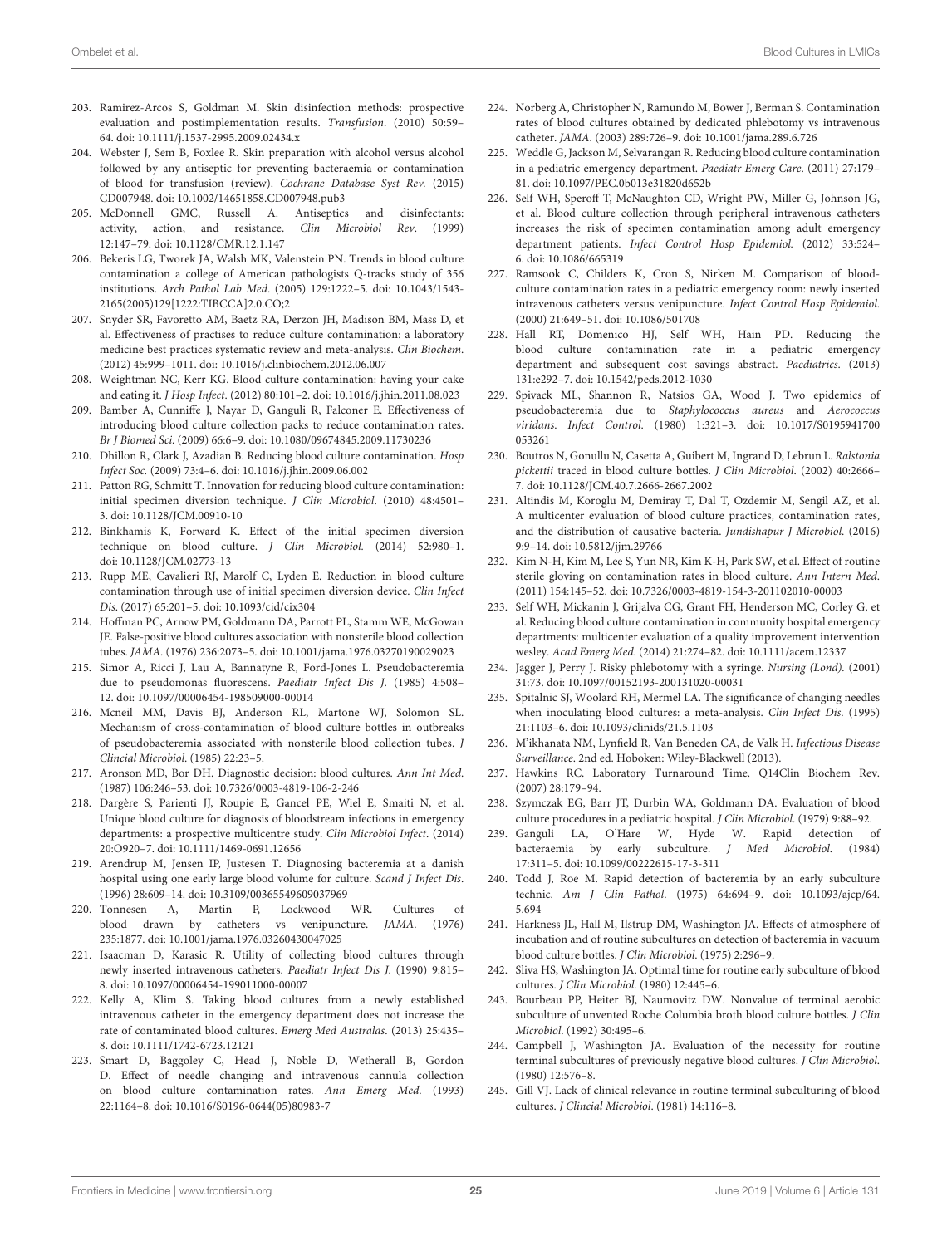203. Ramirez-Arcos S, Goldman M. Skin disinfection methods: prospective evaluation and postimplementation results. *Transfusion*. (2010) 50:59–64. doi: 10.1111/j.1537-2995.2009.02434.x

204. Webster J, Sem B, Foxlee R. Skin preparation with alcohol versus alcohol followed by any antiseptic for preventing bacteraemia or contamination of blood for transfusion (review). *Cochrane Database Syst Rev*. (2015) CD007948. doi: 10.1002/14651858.CD007948.pub3

205. McDonnell GMC, Russell A. Antiseptics and disinfectants: activity, action, and resistance. *Clin Microbiol Rev*. (1999) 12:147–79. doi: 10.1128/CMR.12.1.147

206. Bekeris LG, Tworek JA, Walsh MK, Valenstein PN. Trends in blood culture contamination a college of American pathologists Q-tracks study of 356 institutions. *Arch Pathol Lab Med*. (2005) 129:1222–5. doi: 10.1043/1543-2165(2005)129[1222:TIBCCA]2.0.CO;2

207. Snyder SR, Favoretto AM, Baetz RA, Derzon JH, Madison BM, Mass D, et al. Effectiveness of practises to reduce culture contamination: a laboratory medicine best practices systematic review and meta-analysis. *Clin Biochem*. (2012) 45:999–1011. doi: 10.1016/j.clinbiochem.2012.06.007

208. Weightman NC, Kerr KG. Blood culture contamination: having your cake and eating it. *J Hosp Infect*. (2012) 80:101–2. doi: 10.1016/j.jhin.2011.08.023

209. Bamber A, Cunniffe J, Nayar D, Ganguli R, Falconer E. Effectiveness of introducing blood culture collection packs to reduce contamination rates. *Br J Biomed Sci*. (2009) 66:6–9. doi: 10.1080/09674845.2009.11730236

210. Dhillon R, Clark J, Azadian B. Reducing blood culture contamination. *Hosp Infect Soc*. (2009) 73:4–6. doi: 10.1016/j.jhin.2009.06.002

211. Patton RG, Schmitt T. Innovation for reducing blood culture contamination: initial specimen diversion technique. *J Clin Microbiol*. (2010) 48:4501–3. doi: 10.1128/JCM.00910-10

212. Binkhamis K, Forward K. Effect of the initial specimen diversion technique on blood culture. *J Clin Microbiol*. (2014) 52:980–1. doi: 10.1128/JCM.02773-13

213. Rupp ME, Cavalieri RJ, Marolf C, Lyden E. Reduction in blood culture contamination through use of initial specimen diversion device. *Clin Infect Dis*. (2017) 65:201–5. doi: 10.1093/cid/cix304

214. Hoffman PC, Arnow PM, Goldmann DA, Parrott PL, Stamm WE, McGowan JE. False-positive blood cultures association with nonsterile blood collection tubes. *JAMA*. (1976) 236:2073–5. doi: 10.1001/jama.1976.03270190029023

215. Simor A, Ricci J, Lau A, Bannatyne R, Ford-Jones L. Pseudobacteremia due to pseudomonas fluorescens. *Paediatr Infect Dis J*. (1985) 4:508–12. doi: 10.1097/00006454-198509000-00014

216. Mcneil MM, Davis BJ, Anderson RL, Martone WJ, Solomon SL. Mechanism of cross-contamination of blood culture bottles in outbreaks of pseudobacteremia associated with nonsterile blood collection tubes. *J Clincial Microbiol*. (1985) 22:23–5.

217. Aronson MD, Bor DH. Diagnostic decision: blood cultures. *Ann Int Med*. (1987) 106:246–53. doi: 10.7326/0003-4819-106-2-246

218. Dargère S, Parienti JJ, Roupie E, Gancel PE, Wiel E, Smaiti N, et al. Unique blood culture for diagnosis of bloodstream infections in emergency departments: a prospective multicentre study. *Clin Microbiol Infect*. (2014) 20:O920–7. doi: 10.1111/1469-0691.12656

219. Arendrup M, Jensen IP, Justesen T. Diagnosing bacteremia at a danish hospital using one early large blood volume for culture. *Scand J Infect Dis*. (1996) 28:609–14. doi: 10.3109/00365549609037969

220. Tonnesen A, Martin P, Lockwood WR. Cultures of blood drawn by catheters vs venipuncture. *JAMA*. (1976) 235:1877. doi: 10.1001/jama.1976.03260430047025

221. Isaacman D, Karasic R. Utility of collecting blood cultures through newly inserted intravenous catheters. *Paediatr Infect Dis J*. (1990) 9:815–8. doi: 10.1097/00006454-199011000-00007

222. Kelly A, Klim S. Taking blood cultures from a newly established intravenous catheter in the emergency department does not increase the rate of contaminated blood cultures. *Emerg Med Australas*. (2013) 25:435–8. doi: 10.1111/1742-6723.12121

223. Smart D, Baggoley C, Head J, Noble D, Wetherall B, Gordon D. Effect of needle changing and intravenous cannula collection on blood culture contamination rates. *Ann Emerg Med*. (1993) 22:1164–8. doi: 10.1016/S0196-0644(05)80983-7

224. Norberg A, Christopher N, Ramundo M, Bower J, Berman S. Contamination rates of blood cultures obtained by dedicated phlebotomy vs intravenous catheter. *JAMA*. (2003) 289:726–9. doi: 10.1001/jama.289.6.726

225. Weddle G, Jackson M, Selvarangan R. Reducing blood culture contamination in a pediatric emergency department. *Paediatr Emerg Care*. (2011) 27:179–81. doi: 10.1097/PEC.0b013e31820d652b

226. Self WH, Speroff T, McNaughton CD, Wright PW, Miller G, Johnson JG, et al. Blood culture collection through peripheral intravenous catheters increases the risk of specimen contamination among adult emergency department patients. *Infect Control Hosp Epidemiol*. (2012) 33:524–6. doi: 10.1086/665319

227. Ramsook C, Childers K, Cron S, Nirken M. Comparison of blood-culture contamination rates in a pediatric emergency room: newly inserted intravenous catheters versus venipuncture. *Infect Control Hosp Epidemiol*. (2000) 21:649–51. doi: 10.1086/501708

228. Hall RT, Domenico HJ, Self WH, Hain PD. Reducing the blood culture contamination rate in a pediatric emergency department and subsequent cost savings abstract. *Paediatrics*. (2013) 131:e292–7. doi: 10.1542/peds.2012-1030

229. Spivack ML, Shannon R, Natsios GA, Wood J. Two epidemics of pseudobacteremia due to *Staphylococcus aureus* and *Aerococcus viridans*. *Infect Control*. (1980) 1:321–3. doi: 10.1017/S0195941700053261

230. Boutros N, Gonullu N, Casetta A, Guibert M, Ingrand D, Lebrun L. *Ralstonia pickettii* traced in blood culture bottles. *J Clin Microbiol*. (2002) 40:2666–7. doi: 10.1128/JCM.40.7.2666-2667.2002

231. Altindis M, Koroglu M, Demiray T, Dal T, Ozdemir M, Sengil AZ, et al. A multicenter evaluation of blood culture practices, contamination rates, and the distribution of causative bacteria. *Jundishapur J Microbiol*. (2016) 9:9–14. doi: 10.5812/jjm.29766

232. Kim N-H, Kim M, Lee S, Yun NR, Kim K-H, Park SW, et al. Effect of routine sterile gloving on contamination rates in blood culture. *Ann Intern Med*. (2011) 154:145–52. doi: 10.7326/0003-4819-154-3-201102010-00003

233. Self WH, Mickanin J, Grijalva CG, Grant FH, Henderson MC, Corley G, et al. Reducing blood culture contamination in community hospital emergency departments: multicenter evaluation of a quality improvement intervention wesley. *Acad Emerg Med*. (2014) 21:274–82. doi: 10.1111/acem.12337

234. Jagger J, Perry J. Risky phlebotomy with a syringe. *Nursing (Lond)*. (2001) 31:73. doi: 10.1097/00152193-200131020-00031

235. Spitalnic SJ, Woolard RH, Mermel LA. The significance of changing needles when inoculating blood cultures: a meta-analysis. *Clin Infect Dis*. (1995) 21:1103–6. doi: 10.1093/clinids/21.5.1103

236. M'ikhanata NM, Lynfield R, Van Beneden CA, de Valk H. *Infectious Disease Surveillance*. 2nd ed. Hoboken: Wiley-Blackwell (2013).

237. Hawkins RC. Laboratory Turnaround Time. Q14Clin Biochem Rev. (2007) 28:179–94.

238. Szymczak EG, Barr JT, Durbin WA, Goldmann DA. Evaluation of blood culture procedures in a pediatric hospital. *J Clin Microbiol*. (1979) 9:88–92.

239. Ganguli LA, O'Hare W, Hyde W. Rapid detection of bacteraemia by early subculture. *J Med Microbiol*. (1984) 17:311–5. doi: 10.1099/00222615-17-3-311

240. Todd J, Roe M. Rapid detection of bacteremia by an early subculture technic. *Am J Clin Pathol*. (1975) 64:694–9. doi: 10.1093/ajcp/64.5.694

241. Harkness JL, Hall M, Ilstrup DM, Washington JA. Effects of atmosphere of incubation and of routine subcultures on detection of bacteremia in vacuum blood culture bottles. *J Clin Microbiol*. (1975) 2:296–9.

242. Sliva HS, Washington JA. Optimal time for routine early subculture of blood cultures. *J Clin Microbiol*. (1980) 12:445–6.

243. Bourbeau PP, Heiter BJ, Naumovitz DW. Nonvalue of terminal aerobic subculture of unvented Roche Columbia broth blood culture bottles. *J Clin Microbiol*. (1992) 30:495–6.

244. Campbell J, Washington JA. Evaluation of the necessity for routine terminal subcultures of previously negative blood cultures. *J Clin Microbiol*. (1980) 12:576–8.

245. Gill VJ. Lack of clinical relevance in routine terminal subculturing of blood cultures. *J Clincial Microbiol*. (1981) 14:116–8.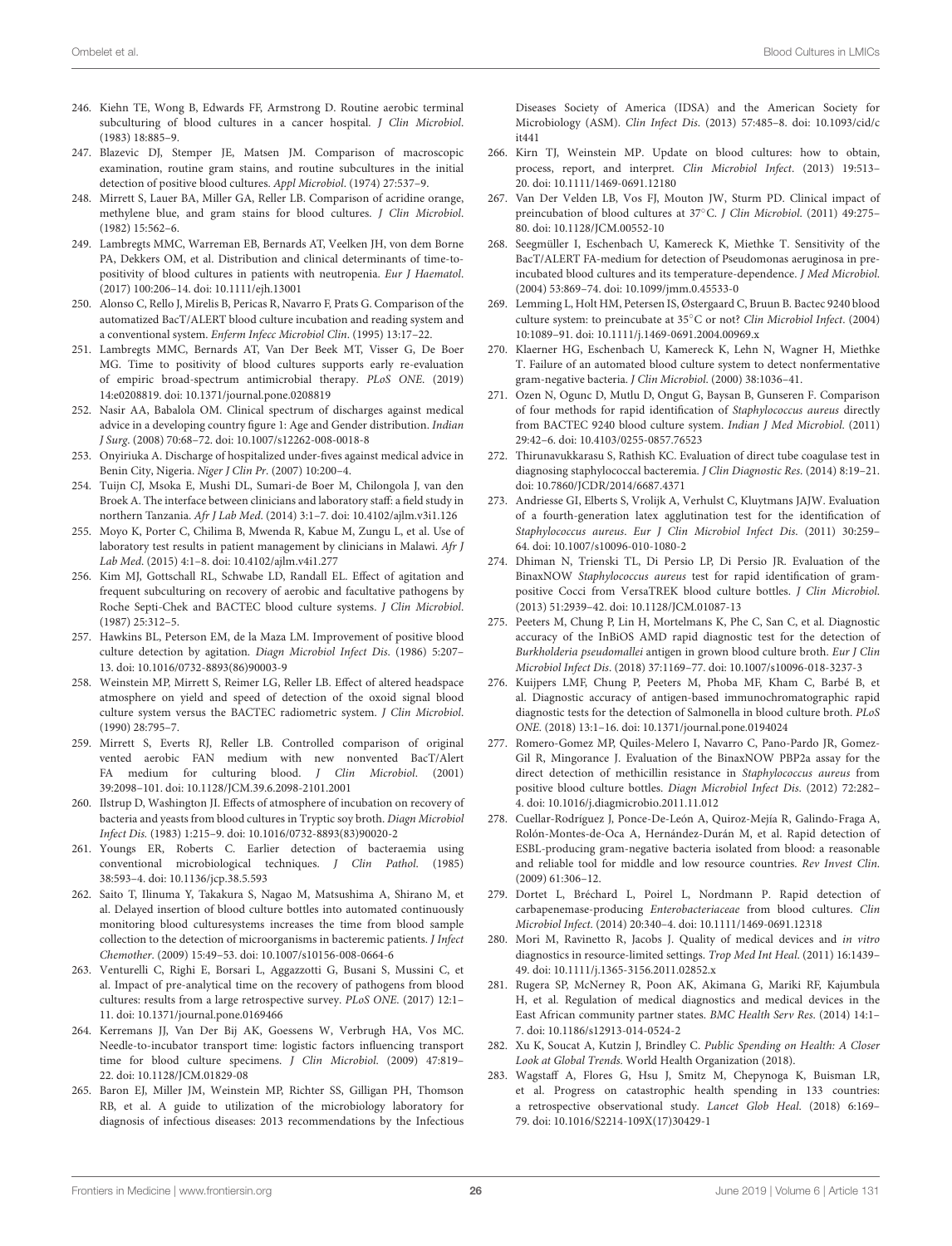246. Kiehn TE, Wong B, Edwards FF, Armstrong D. Routine aerobic terminal subculturing of blood cultures in a cancer hospital. *J Clin Microbiol*. (1983) 18:885–9.
247. Blazevic DJ, Stemper JE, Matsen JM. Comparison of macroscopic examination, routine gram stains, and routine subcultures in the initial detection of positive blood cultures. *Appl Microbiol*. (1974) 27:537–9.
248. Mirrett S, Lauer BA, Miller GA, Reller LB. Comparison of acridine orange, methylene blue, and gram stains for blood cultures. *J Clin Microbiol*. (1982) 15:562–6.
249. Lambregts MMC, Warreman EB, Bernards AT, Veelken JH, von dem Borne PA, Dekkers OM, et al. Distribution and clinical determinants of time-to-positivity of blood cultures in patients with neutropenia. *Eur J Haematol*. (2017) 100:206–14. doi: 10.1111/ejh.13001
250. Alonso C, Rello J, Mirelis B, Pericas R, Navarro F, Prats G. Comparison of the automatized BacT/ALERT blood culture incubation and reading system and a conventional system. *Enferm Infecc Microbiol Clin*. (1995) 13:17–22.
251. Lambregts MMC, Bernards AT, Van Der Beek MT, Visser G, De Boer MG. Time to positivity of blood cultures supports early re-evaluation of empiric broad-spectrum antimicrobial therapy. *PLoS ONE*. (2019) 14:e0208819. doi: 10.1371/journal.pone.0208819
252. Nasir AA, Babalola OM. Clinical spectrum of discharges against medical advice in a developing country figure 1: Age and Gender distribution. *Indian J Surg*. (2008) 70:68–72. doi: 10.1007/s12262-008-0018-8
253. Onyiriuka A. Discharge of hospitalized under-fives against medical advice in Benin City, Nigeria. *Niger J Clin Pr*. (2007) 10:200–4.
254. Tuijn CJ, Msoka E, Mushi DL, Sumari-de Boer M, Chilongola J, van den Broek A. The interface between clinicians and laboratory staff: a field study in northern Tanzania. *Afr J Lab Med*. (2014) 3:1–7. doi: 10.4102/ajlm.v3i1.126
255. Moyo K, Porter C, Chilima B, Mwenda R, Kabue M, Zungu L, et al. Use of laboratory test results in patient management by clinicians in Malawi. *Afr J Lab Med*. (2015) 4:1–8. doi: 10.4102/ajlm.v4i1.277
256. Kim MJ, Gottschall RL, Schwabe LD, Randall EL. Effect of agitation and frequent subculturing on recovery of aerobic and facultative pathogens by Roche Septi-Chek and BACTEC blood culture systems. *J Clin Microbiol*. (1987) 25:312–5.
257. Hawkins BL, Peterson EM, de la Maza LM. Improvement of positive blood culture detection by agitation. *Diagn Microbiol Infect Dis*. (1986) 5:207–13. doi: 10.1016/0732-8893(86)90003-9
258. Weinstein MP, Mirrett S, Reimer LG, Reller LB. Effect of altered headspace atmosphere on yield and speed of detection of the oxoid signal blood culture system versus the BACTEC radiometric system. *J Clin Microbiol*. (1990) 28:795–7.
259. Mirrett S, Everts RJ, Reller LB. Controlled comparison of original vented aerobic FAN medium with new nonvented BacT/Alert FA medium for culturing blood. *J Clin Microbiol*. (2001) 39:2098–101. doi: 10.1128/JCM.39.6.2098-2101.2001
260. Ilstrup D, Washington JI. Effects of atmosphere of incubation on recovery of bacteria and yeasts from blood cultures in Tryptic soy broth. *Diagn Microbiol Infect Dis*. (1983) 1:215–9. doi: 10.1016/0732-8893(83)90020-2
261. Youngs ER, Roberts C. Earlier detection of bacteraemia using conventional microbiological techniques. *J Clin Pathol*. (1985) 38:593–4. doi: 10.1136/jcp.38.5.593
262. Saito T, Iinuma Y, Takakura S, Nagao M, Matsushima A, Shirano M, et al. Delayed insertion of blood culture bottles into automated continuously monitoring blood culturesystems increases the time from blood sample collection to the detection of microorganisms in bacteremic patients. *J Infect Chemother*. (2009) 15:49–53. doi: 10.1007/s10156-008-0664-6
263. Venturelli C, Righi E, Borsari L, Aggazzotti G, Busani S, Mussini C, et al. Impact of pre-analytical time on the recovery of pathogens from blood cultures: results from a large retrospective survey. *PLoS ONE*. (2017) 12:1–11. doi: 10.1371/journal.pone.0169466
264. Kerremans JJ, Van Der Bij AK, Goessens W, Verbrugh HA, Vos MC. Needle-to-incubator transport time: logistic factors influencing transport time for blood culture specimens. *J Clin Microbiol*. (2009) 47:819–22. doi: 10.1128/JCM.01829-08
265. Baron EJ, Miller JM, Weinstein MP, Richter SS, Gilligan PH, Thomson RB, et al. A guide to utilization of the microbiology laboratory for diagnosis of infectious diseases: 2013 recommendations by the Infectious Diseases Society of America (IDSA) and the American Society for Microbiology (ASM). *Clin Infect Dis*. (2013) 57:485–8. doi: 10.1093/cid/cit441
266. Kirn TJ, Weinstein MP. Update on blood cultures: how to obtain, process, report, and interpret. *Clin Microbiol Infect*. (2013) 19:513–20. doi: 10.1111/1469-0691.12180
267. Van Der Velden LB, Vos FJ, Mouton JW, Sturm PD. Clinical impact of preincubation of blood cultures at 37°C. *J Clin Microbiol*. (2011) 49:275–80. doi: 10.1128/JCM.00552-10
268. Seegmüller I, Eschenbach U, Kamereck K, Miethke T. Sensitivity of the BacT/ALERT FA-medium for detection of Pseudomonas aeruginosa in pre-incubated blood cultures and its temperature-dependence. *J Med Microbiol*. (2004) 53:869–74. doi: 10.1099/jmm.0.45533-0
269. Lemming L, Holt HM, Petersen IS, Østergaard C, Bruun B. Bactec 9240 blood culture system: to preincubate at 35°C or not? *Clin Microbiol Infect*. (2004) 10:1089–91. doi: 10.1111/j.1469-0691.2004.00969.x
270. Klaerner HG, Eschenbach U, Kamereck K, Lehn N, Wagner H, Miethke T. Failure of an automated blood culture system to detect nonfermentative gram-negative bacteria. *J Clin Microbiol*. (2000) 38:1036–41.
271. Ozen N, Ogunc D, Mutlu D, Ongut G, Baysan B, Gunseren F. Comparison of four methods for rapid identification of *Staphylococcus aureus* directly from BACTEC 9240 blood culture system. *Indian J Med Microbiol*. (2011) 29:42–6. doi: 10.4103/0255-0857.76523
272. Thirunavukkarasu S, Rathish KC. Evaluation of direct tube coagulase test in diagnosing staphylococcal bacteremia. *J Clin Diagnostic Res*. (2014) 8:19–21. doi: 10.7860/JCDR/2014/6687.4371
273. Andriesse GI, Elberts S, Vrolijk A, Verhulst C, Kluytmans JAJW. Evaluation of a fourth-generation latex agglutination test for the identification of *Staphylococcus aureus*. *Eur J Clin Microbiol Infect Dis*. (2011) 30:259–64. doi: 10.1007/s10096-010-1080-2
274. Dhiman N, Trienski TL, Di Persio LP, Di Persio JR. Evaluation of the BinaxNOW *Staphylococcus aureus* test for rapid identification of gram-positive Cocci from VersaTREK blood culture bottles. *J Clin Microbiol*. (2013) 51:2939–42. doi: 10.1128/JCM.01087-13
275. Peeters M, Chung P, Lin H, Mortelmans K, Phe C, San C, et al. Diagnostic accuracy of the InBiOS AMD rapid diagnostic test for the detection of *Burkholderia pseudomallei* antigen in grown blood culture broth. *Eur J Clin Microbiol Infect Dis*. (2018) 37:1169–77. doi: 10.1007/s10096-018-3237-3
276. Kuijpers LMF, Chung P, Peeters M, Phoba MF, Kham C, Barbé B, et al. Diagnostic accuracy of antigen-based immunochromatographic rapid diagnostic tests for the detection of Salmonella in blood culture broth. *PLoS ONE*. (2018) 13:1–16. doi: 10.1371/journal.pone.0194024
277. Romero-Gomez MP, Quiles-Melero I, Navarro C, Pano-Pardo JR, Gomez-Gil R, Mingorance J. Evaluation of the BinaxNOW PBP2a assay for the direct detection of methicillin resistance in *Staphylococcus aureus* from positive blood culture bottles. *Diagn Microbiol Infect Dis*. (2012) 72:282–4. doi: 10.1016/j.diagmicrobio.2011.11.012
278. Cuellar-Rodríguez J, Ponce-De-León A, Quiroz-Mejía R, Galindo-Fraga A, Rolón-Montes-de-Oca A, Hernández-Durán M, et al. Rapid detection of ESBL-producing gram-negative bacteria isolated from blood: a reasonable and reliable tool for middle and low resource countries. *Rev Invest Clin*. (2009) 61:306–12.
279. Dortet L, Bréchard L, Poirel L, Nordmann P. Rapid detection of carbapenemase-producing *Enterobacteriaceae* from blood cultures. *Clin Microbiol Infect*. (2014) 20:340–4. doi: 10.1111/1469-0691.12318
280. Mori M, Ravinetto R, Jacobs J. Quality of medical devices and *in vitro* diagnostics in resource-limited settings. *Trop Med Int Heal*. (2011) 16:1439–49. doi: 10.1111/j.1365-3156.2011.02852.x
281. Rugera SP, McNerney R, Poon AK, Akimana G, Mariki RF, Kajumbula H, et al. Regulation of medical diagnostics and medical devices in the East African community partner states. *BMC Health Serv Res*. (2014) 14:1–7. doi: 10.1186/s12913-014-0524-2
282. Xu K, Soucat A, Kutzin J, Brindley C. *Public Spending on Health: A Closer Look at Global Trends*. World Health Organization (2018).
283. Wagstaff A, Flores G, Hsu J, Smitz M, Chepynoga K, Buisman LR, et al. Progress on catastrophic health spending in 133 countries: a retrospective observational study. *Lancet Glob Heal*. (2018) 6:169–79. doi: 10.1016/S2214-109X(17)30429-1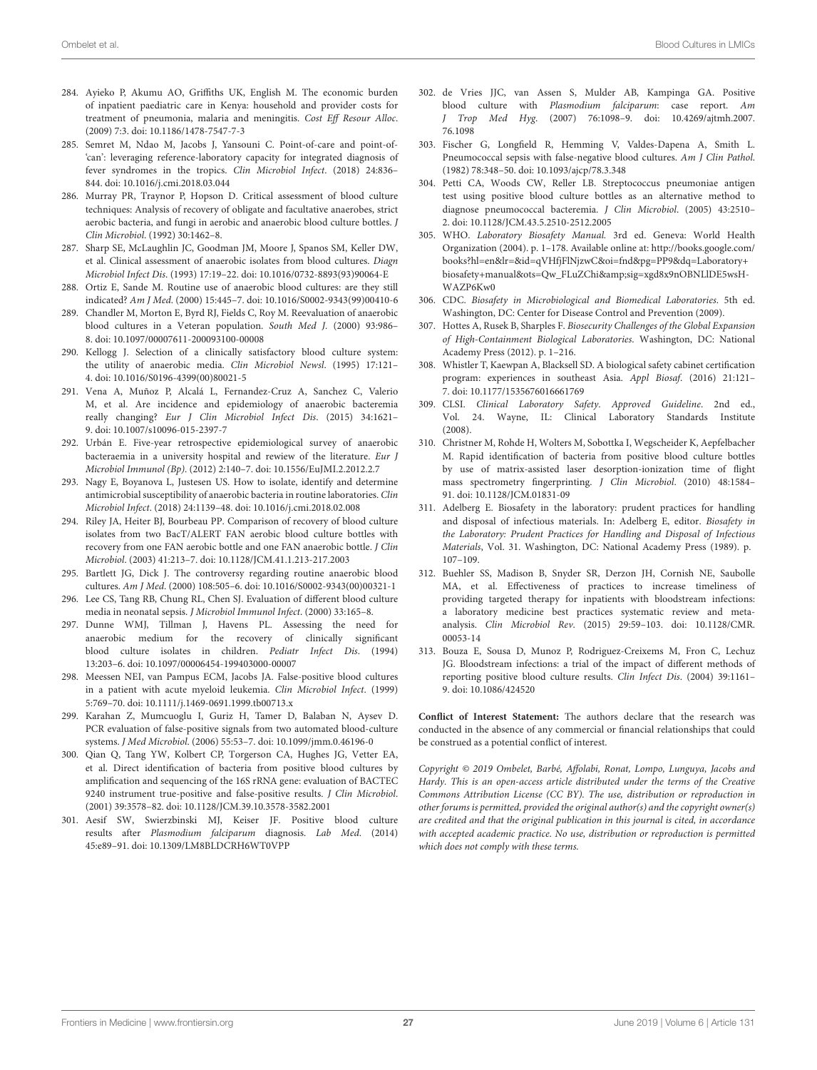284. Ayieko P, Akumu AO, Griffiths UK, English M. The economic burden of inpatient paediatric care in Kenya: household and provider costs for treatment of pneumonia, malaria and meningitis. *Cost Eff Resour Alloc*. (2009) 7:3. doi: 10.1186/1478-7547-7-3
285. Semret M, Ndao M, Jacobs J, Yansouni C. Point-of-care and point-of-'can': leveraging reference-laboratory capacity for integrated diagnosis of fever syndromes in the tropics. *Clin Microbiol Infect*. (2018) 24:836–844. doi: 10.1016/j.cmi.2018.03.044
286. Murray PR, Traynor P, Hopson D. Critical assessment of blood culture techniques: Analysis of recovery of obligate and facultative anaerobes, strict aerobic bacteria, and fungi in aerobic and anaerobic blood culture bottles. *J Clin Microbiol*. (1992) 30:1462–8.
287. Sharp SE, McLaughlin JC, Goodman JM, Moore J, Spanos SM, Keller DW, et al. Clinical assessment of anaerobic isolates from blood cultures. *Diagn Microbiol Infect Dis*. (1993) 17:19–22. doi: 10.1016/0732-8893(93)90064-E
288. Ortiz E, Sande M. Routine use of anaerobic blood cultures: are they still indicated? *Am J Med*. (2000) 15:445–7. doi: 10.1016/S0002-9343(99)00410-6
289. Chandler M, Morton E, Byrd RJ, Fields C, Roy M. Reevaluation of anaerobic blood cultures in a Veteran population. *South Med J*. (2000) 93:986–8. doi: 10.1097/00007611-200093100-00008
290. Kellogg J. Selection of a clinically satisfactory blood culture system: the utility of anaerobic media. *Clin Microbiol Newsl*. (1995) 17:121–4. doi: 10.1016/S0196-4399(00)80021-5
291. Vena A, Muñoz P, Alcalá L, Fernandez-Cruz A, Sanchez C, Valerio M, et al. Are incidence and epidemiology of anaerobic bacteremia really changing? *Eur J Clin Microbiol Infect Dis*. (2015) 34:1621–9. doi: 10.1007/s10096-015-2397-7
292. Urbán E. Five-year retrospective epidemiological survey of anaerobic bacteraemia in a university hospital and rewiew of the literature. *Eur J Microbiol Immunol (Bp)*. (2012) 2:140–7. doi: 10.1556/EuJMI.2.2012.2.7
293. Nagy E, Boyanova L, Justesen US. How to isolate, identify and determine antimicrobial susceptibility of anaerobic bacteria in routine laboratories. *Clin Microbiol Infect*. (2018) 24:1139–48. doi: 10.1016/j.cmi.2018.02.008
294. Riley JA, Heiter BJ, Bourbeau PP. Comparison of recovery of blood culture isolates from two BacT/ALERT FAN aerobic blood culture bottles with recovery from one FAN aerobic bottle and one FAN anaerobic bottle. *J Clin Microbiol*. (2003) 41:213–7. doi: 10.1128/JCM.41.1.213-217.2003
295. Bartlett JG, Dick J. The controversy regarding routine anaerobic blood cultures. *Am J Med*. (2000) 108:505–6. doi: 10.1016/S0002-9343(00)00321-1
296. Lee CS, Tang RB, Chung RL, Chen SJ. Evaluation of different blood culture media in neonatal sepsis. *J Microbiol Immunol Infect*. (2000) 33:165–8.
297. Dunne WMJ, Tillman J, Havens PL. Assessing the need for anaerobic medium for the recovery of clinically significant blood culture isolates in children. *Pediatr Infect Dis*. (1994) 13:203–6. doi: 10.1097/00006454-199403000-00007
298. Meessen NEI, van Pampus ECM, Jacobs JA. False-positive blood cultures in a patient with acute myeloid leukemia. *Clin Microbiol Infect*. (1999) 5:769–70. doi: 10.1111/j.1469-0691.1999.tb00713.x
299. Karahan Z, Mumcuoglu I, Guriz H, Tamer D, Balaban N, Aysev D. PCR evaluation of false-positive signals from two automated blood-culture systems. *J Med Microbiol*. (2006) 55:53–7. doi: 10.1099/jmm.0.46196-0
300. Qian Q, Tang YW, Kolbert CP, Torgerson CA, Hughes JG, Vetter EA, et al. Direct identification of bacteria from positive blood cultures by amplification and sequencing of the 16S rRNA gene: evaluation of BACTEC 9240 instrument true-positive and false-positive results. *J Clin Microbiol*. (2001) 39:3578–82. doi: 10.1128/JCM.39.10.3578-3582.2001
301. Aesif SW, Swierzbinski MJ, Keiser JF. Positive blood culture results after *Plasmodium falciparum* diagnosis. *Lab Med*. (2014) 45:e89–91. doi: 10.1309/LM8BLDCRH6WT0VPP
302. de Vries JJC, van Assen S, Mulder AB, Kampinga GA. Positive blood culture with *Plasmodium falciparum*: case report. *Am J Trop Med Hyg*. (2007) 76:1098–9. doi: 10.4269/ajtmh.2007.76.1098
303. Fischer G, Longfield R, Hemming V, Valdes-Dapena A, Smith L. Pneumococcal sepsis with false-negative blood cultures. *Am J Clin Pathol*. (1982) 78:348–50. doi: 10.1093/ajcp/78.3.348
304. Petti CA, Woods CW, Reller LB. Streptococcus pneumoniae antigen test using positive blood culture bottles as an alternative method to diagnose pneumococcal bacteremia. *J Clin Microbiol*. (2005) 43:2510–2. doi: 10.1128/JCM.43.5.2510-2512.2005
305. WHO. *Laboratory Biosafety Manual*. 3rd ed. Geneva: World Health Organization (2004). p. 1–178. Available online at: http://books.google.com/books?hl=en&lr=&id=qVHfjFlNjzwC&oi=fnd&pg=PP9&dq=Laboratory+biosafety+manual&ots=Qw_FLuZChi&amp;sig=xgd8x9nOBNLlDE5wsH-WAZP6Kw0
306. CDC. *Biosafety in Microbiological and Biomedical Laboratories*. 5th ed. Washington, DC: Center for Disease Control and Prevention (2009).
307. Hottes A, Rusek B, Sharples F. *Biosecurity Challenges of the Global Expansion of High-Containment Biological Laboratories*. Washington, DC: National Academy Press (2012). p. 1–216.
308. Whistler T, Kaewpan A, Blacksell SD. A biological safety cabinet certification program: experiences in southeast Asia. *Appl Biosaf*. (2016) 21:121–7. doi: 10.1177/1535676016661769
309. CLSI. *Clinical Laboratory Safety. Approved Guideline*. 2nd ed., Vol. 24. Wayne, IL: Clinical Laboratory Standards Institute (2008).
310. Christner M, Rohde H, Wolters M, Sobottka I, Wegscheider K, Aepfelbacher M. Rapid identification of bacteria from positive blood culture bottles by use of matrix-assisted laser desorption-ionization time of flight mass spectrometry fingerprinting. *J Clin Microbiol*. (2010) 48:1584–91. doi: 10.1128/JCM.01831-09
311. Adelberg E. Biosafety in the laboratory: prudent practices for handling and disposal of infectious materials. In: Adelberg E, editor. *Biosafety in the Laboratory: Prudent Practices for Handling and Disposal of Infectious Materials*, Vol. 31. Washington, DC: National Academy Press (1989). p. 107–109.
312. Buehler SS, Madison B, Snyder SR, Derzon JH, Cornish NE, Saubolle MA, et al. Effectiveness of practices to increase timeliness of providing targeted therapy for inpatients with bloodstream infections: a laboratory medicine best practices systematic review and meta-analysis. *Clin Microbiol Rev*. (2015) 29:59–103. doi: 10.1128/CMR.00053-14
313. Bouza E, Sousa D, Munoz P, Rodriguez-Creixems M, Fron C, Lechuz JG. Bloodstream infections: a trial of the impact of different methods of reporting positive blood culture results. *Clin Infect Dis*. (2004) 39:1161–9. doi: 10.1086/424520

**Conflict of Interest Statement:** The authors declare that the research was conducted in the absence of any commercial or financial relationships that could be construed as a potential conflict of interest.

*Copyright © 2019 Ombelet, Barbé, Affolabi, Ronat, Lompo, Lunguya, Jacobs and Hardy. This is an open-access article distributed under the terms of the Creative Commons Attribution License (CC BY). The use, distribution or reproduction in other forums is permitted, provided the original author(s) and the copyright owner(s) are credited and that the original publication in this journal is cited, in accordance with accepted academic practice. No use, distribution or reproduction is permitted which does not comply with these terms.*